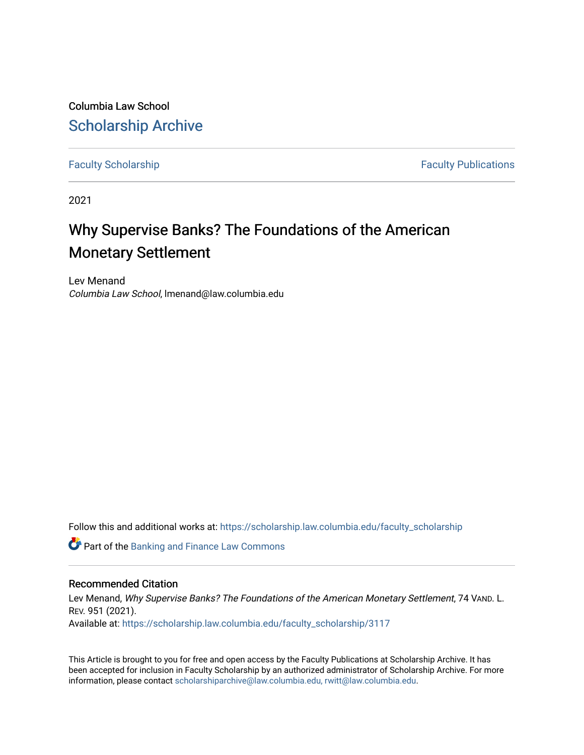Columbia Law School

# Scholarship Archive

Faculty Scholarship | Faculty Publications

2021

# Why Supervise Banks? The Foundations of the American Monetary Settlement

Lev Menand
*Columbia Law School*, lmenand@law.columbia.edu

Follow this and additional works at: https://scholarship.law.columbia.edu/faculty_scholarship

Part of the Banking and Finance Law Commons

## Recommended Citation

Lev Menand, *Why Supervise Banks? The Foundations of the American Monetary Settlement*, 74 VAND. L. REV. 951 (2021).
Available at: https://scholarship.law.columbia.edu/faculty_scholarship/3117

This Article is brought to you for free and open access by the Faculty Publications at Scholarship Archive. It has been accepted for inclusion in Faculty Scholarship by an authorized administrator of Scholarship Archive. For more information, please contact scholarshiparchive@law.columbia.edu, rwitt@law.columbia.edu.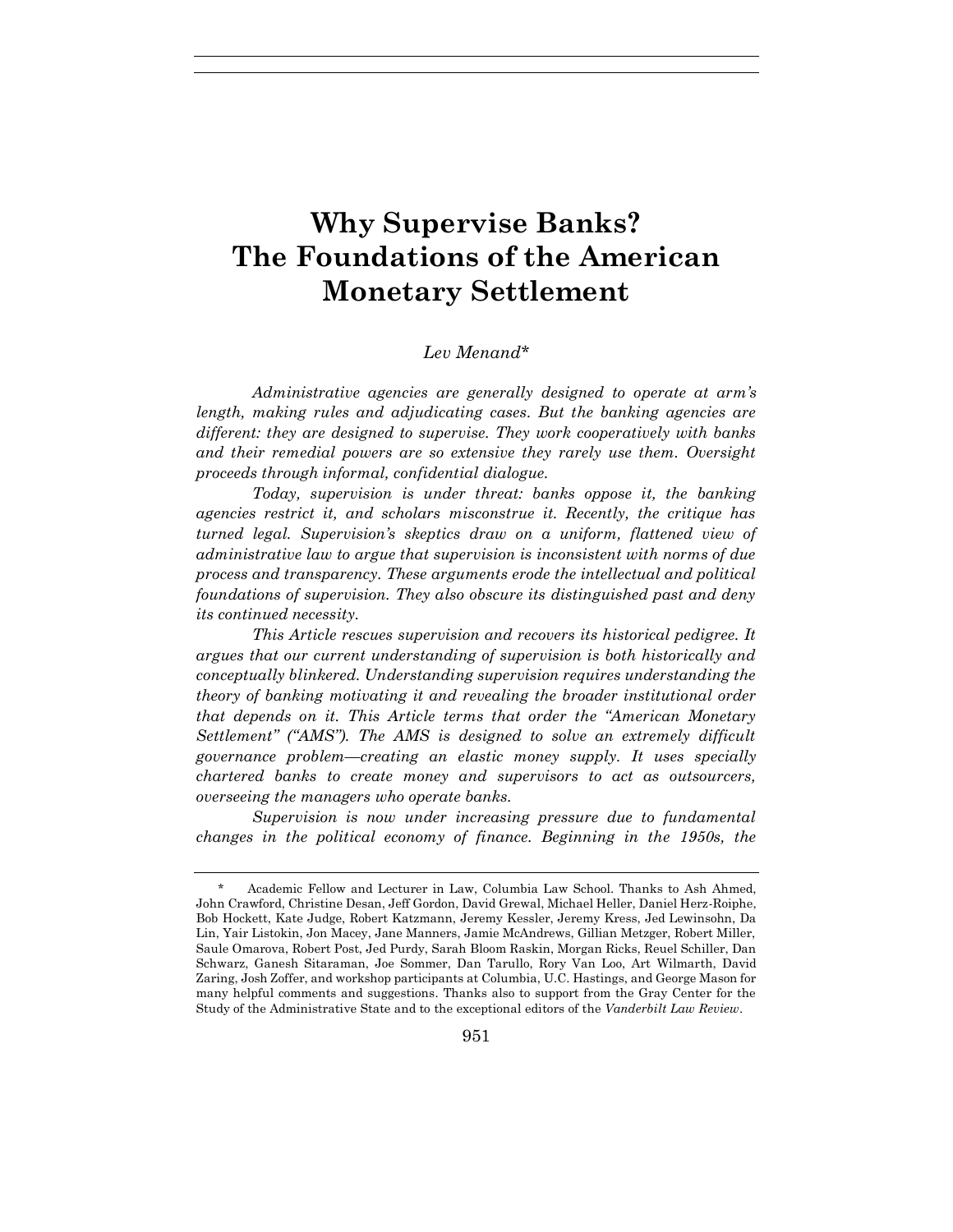# Why Supervise Banks? The Foundations of the American Monetary Settlement

*Lev Menand\**

*Administrative agencies are generally designed to operate at arm's length, making rules and adjudicating cases. But the banking agencies are different: they are designed to supervise. They work cooperatively with banks and their remedial powers are so extensive they rarely use them. Oversight proceeds through informal, confidential dialogue.*

*Today, supervision is under threat: banks oppose it, the banking agencies restrict it, and scholars misconstrue it. Recently, the critique has turned legal. Supervision's skeptics draw on a uniform, flattened view of administrative law to argue that supervision is inconsistent with norms of due process and transparency. These arguments erode the intellectual and political foundations of supervision. They also obscure its distinguished past and deny its continued necessity.*

*This Article rescues supervision and recovers its historical pedigree. It argues that our current understanding of supervision is both historically and conceptually blinkered. Understanding supervision requires understanding the theory of banking motivating it and revealing the broader institutional order that depends on it. This Article terms that order the "American Monetary Settlement" ("AMS"). The AMS is designed to solve an extremely difficult governance problem—creating an elastic money supply. It uses specially chartered banks to create money and supervisors to act as outsourcers, overseeing the managers who operate banks.*

*Supervision is now under increasing pressure due to fundamental changes in the political economy of finance. Beginning in the 1950s, the*

---

\* Academic Fellow and Lecturer in Law, Columbia Law School. Thanks to Ash Ahmed, John Crawford, Christine Desan, Jeff Gordon, David Grewal, Michael Heller, Daniel Herz-Roiphe, Bob Hockett, Kate Judge, Robert Katzmann, Jeremy Kessler, Jeremy Kress, Jed Lewinsohn, Da Lin, Yair Listokin, Jon Macey, Jane Manners, Jamie McAndrews, Gillian Metzger, Robert Miller, Saule Omarova, Robert Post, Jed Purdy, Sarah Bloom Raskin, Morgan Ricks, Reuel Schiller, Dan Schwarz, Ganesh Sitaraman, Joe Sommer, Dan Tarullo, Rory Van Loo, Art Wilmarth, David Zaring, Josh Zoffer, and workshop participants at Columbia, U.C. Hastings, and George Mason for many helpful comments and suggestions. Thanks also to support from the Gray Center for the Study of the Administrative State and to the exceptional editors of the *Vanderbilt Law Review*.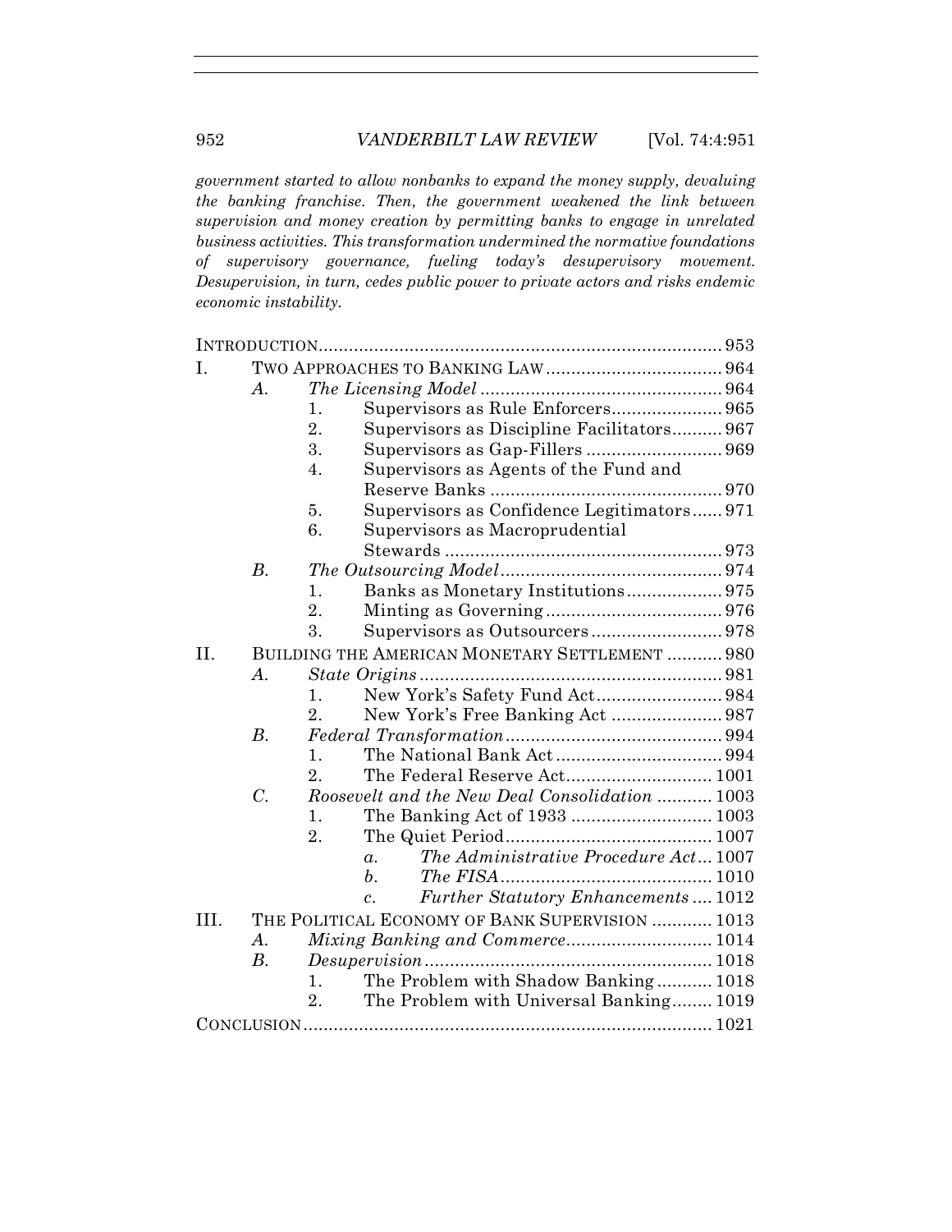*government started to allow nonbanks to expand the money supply, devaluing the banking franchise. Then, the government weakened the link between supervision and money creation by permitting banks to engage in unrelated business activities. This transformation undermined the normative foundations of supervisory governance, fueling today's desupervisory movement. Desupervision, in turn, cedes public power to private actors and risks endemic economic instability.*

INTRODUCTION ................................................................................ 953

I. TWO APPROACHES TO BANKING LAW ................................... 964
- A. *The Licensing Model* ................................................ 964
  1. Supervisors as Rule Enforcers ...................... 965
  2. Supervisors as Discipline Facilitators .......... 967
  3. Supervisors as Gap-Fillers ........................... 969
  4. Supervisors as Agents of the Fund and Reserve Banks .............................................. 970
  5. Supervisors as Confidence Legitimators ...... 971
  6. Supervisors as Macroprudential Stewards ....................................................... 973
- B. *The Outsourcing Model* ............................................ 974
  1. Banks as Monetary Institutions ................... 975
  2. Minting as Governing ................................... 976
  3. Supervisors as Outsourcers .......................... 978

II. BUILDING THE AMERICAN MONETARY SETTLEMENT ........... 980
- A. *State Origins* ............................................................ 981
  1. New York's Safety Fund Act ......................... 984
  2. New York's Free Banking Act ...................... 987
- B. *Federal Transformation* ........................................... 994
  1. The National Bank Act ................................. 994
  2. The Federal Reserve Act ............................. 1001
- C. *Roosevelt and the New Deal Consolidation* ........... 1003
  1. The Banking Act of 1933 ............................ 1003
  2. The Quiet Period ......................................... 1007
     - a. *The Administrative Procedure Act* ... 1007
     - b. *The FISA* .......................................... 1010
     - c. *Further Statutory Enhancements* .... 1012

III. THE POLITICAL ECONOMY OF BANK SUPERVISION ............ 1013
- A. *Mixing Banking and Commerce* ............................. 1014
- B. *Desupervision* ......................................................... 1018
  1. The Problem with Shadow Banking ........... 1018
  2. The Problem with Universal Banking ........ 1019

CONCLUSION ................................................................................ 1021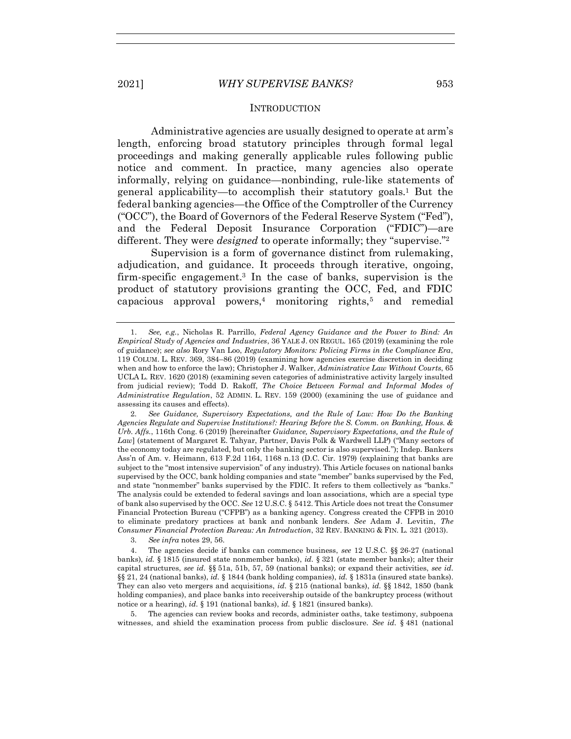## INTRODUCTION

Administrative agencies are usually designed to operate at arm's length, enforcing broad statutory principles through formal legal proceedings and making generally applicable rules following public notice and comment. In practice, many agencies also operate informally, relying on guidance—nonbinding, rule-like statements of general applicability—to accomplish their statutory goals.[1] But the federal banking agencies—the Office of the Comptroller of the Currency ("OCC"), the Board of Governors of the Federal Reserve System ("Fed"), and the Federal Deposit Insurance Corporation ("FDIC")—are different. They were *designed* to operate informally; they "supervise."[2]

Supervision is a form of governance distinct from rulemaking, adjudication, and guidance. It proceeds through iterative, ongoing, firm-specific engagement.[3] In the case of banks, supervision is the product of statutory provisions granting the OCC, Fed, and FDIC capacious approval powers,[4] monitoring rights,[5] and remedial

---

1. *See, e.g.*, Nicholas R. Parrillo, *Federal Agency Guidance and the Power to Bind: An Empirical Study of Agencies and Industries*, 36 YALE J. ON REGUL. 165 (2019) (examining the role of guidance); *see also* Rory Van Loo, *Regulatory Monitors: Policing Firms in the Compliance Era*, 119 COLUM. L. REV. 369, 384–86 (2019) (examining how agencies exercise discretion in deciding when and how to enforce the law); Christopher J. Walker, *Administrative Law Without Courts*, 65 UCLA L. REV. 1620 (2018) (examining seven categories of administrative activity largely insulted from judicial review); Todd D. Rakoff, *The Choice Between Formal and Informal Modes of Administrative Regulation*, 52 ADMIN. L. REV. 159 (2000) (examining the use of guidance and assessing its causes and effects).

2. *See Guidance, Supervisory Expectations, and the Rule of Law: How Do the Banking Agencies Regulate and Supervise Institutions?: Hearing Before the S. Comm. on Banking, Hous. & Urb. Affs.*, 116th Cong. 6 (2019) [hereinafter *Guidance, Supervisory Expectations, and the Rule of Law*] (statement of Margaret E. Tahyar, Partner, Davis Polk & Wardwell LLP) ("Many sectors of the economy today are regulated, but only the banking sector is also supervised."); Indep. Bankers Ass'n of Am. v. Heimann, 613 F.2d 1164, 1168 n.13 (D.C. Cir. 1979) (explaining that banks are subject to the "most intensive supervision" of any industry). This Article focuses on national banks supervised by the OCC, bank holding companies and state "member" banks supervised by the Fed, and state "nonmember" banks supervised by the FDIC. It refers to them collectively as "banks." The analysis could be extended to federal savings and loan associations, which are a special type of bank also supervised by the OCC. *See* 12 U.S.C. § 5412. This Article does not treat the Consumer Financial Protection Bureau ("CFPB") as a banking agency. Congress created the CFPB in 2010 to eliminate predatory practices at bank and nonbank lenders. *See* Adam J. Levitin, *The Consumer Financial Protection Bureau: An Introduction*, 32 REV. BANKING & FIN. L. 321 (2013).

3. *See infra* notes 29, 56.

4. The agencies decide if banks can commence business, *see* 12 U.S.C. §§ 26-27 (national banks), *id.* § 1815 (insured state nonmember banks), *id.* § 321 (state member banks); alter their capital structures, *see id.* §§ 51a, 51b, 57, 59 (national banks); or expand their activities, *see id.* §§ 21, 24 (national banks), *id.* § 1844 (bank holding companies), *id.* § 1831a (insured state banks). They can also veto mergers and acquisitions, *id.* § 215 (national banks), *id.* §§ 1842, 1850 (bank holding companies), and place banks into receivership outside of the bankruptcy process (without notice or a hearing), *id.* § 191 (national banks), *id.* § 1821 (insured banks).

5. The agencies can review books and records, administer oaths, take testimony, subpoena witnesses, and shield the examination process from public disclosure. *See id.* § 481 (national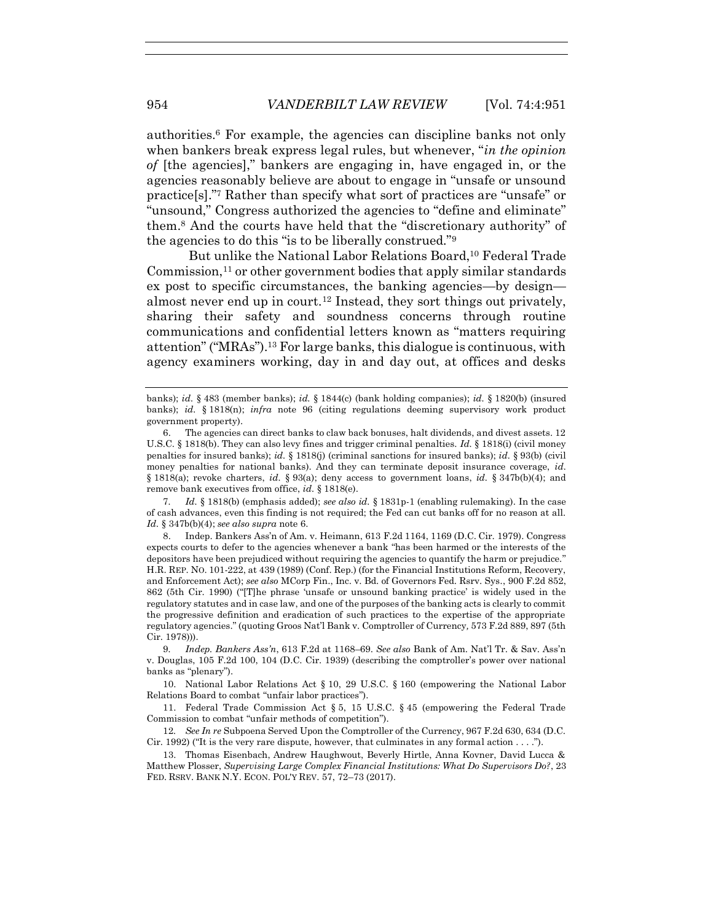authorities.[6] For example, the agencies can discipline banks not only when bankers break express legal rules, but whenever, "*in the opinion of* [the agencies]," bankers are engaging in, have engaged in, or the agencies reasonably believe are about to engage in "unsafe or unsound practice[s]."[7] Rather than specify what sort of practices are "unsafe" or "unsound," Congress authorized the agencies to "define and eliminate" them.[8] And the courts have held that the "discretionary authority" of the agencies to do this "is to be liberally construed."[9]

But unlike the National Labor Relations Board,[10] Federal Trade Commission,[11] or other government bodies that apply similar standards ex post to specific circumstances, the banking agencies—by design—almost never end up in court.[12] Instead, they sort things out privately, sharing their safety and soundness concerns through routine communications and confidential letters known as "matters requiring attention" ("MRAs").[13] For large banks, this dialogue is continuous, with agency examiners working, day in and day out, at offices and desks

---

banks); *id.* § 483 (member banks); *id.* § 1844(c) (bank holding companies); *id.* § 1820(b) (insured banks); *id.* § 1818(n); *infra* note 96 (citing regulations deeming supervisory work product government property).

6. The agencies can direct banks to claw back bonuses, halt dividends, and divest assets. 12 U.S.C. § 1818(b). They can also levy fines and trigger criminal penalties. *Id.* § 1818(i) (civil money penalties for insured banks); *id.* § 1818(j) (criminal sanctions for insured banks); *id.* § 93(b) (civil money penalties for national banks). And they can terminate deposit insurance coverage, *id.* § 1818(a); revoke charters, *id.* § 93(a); deny access to government loans, *id.* § 347b(b)(4); and remove bank executives from office, *id.* § 1818(e).

7. *Id.* § 1818(b) (emphasis added); *see also id.* § 1831p-1 (enabling rulemaking). In the case of cash advances, even this finding is not required; the Fed can cut banks off for no reason at all. *Id.* § 347b(b)(4); *see also supra* note 6.

8. Indep. Bankers Ass'n of Am. v. Heimann, 613 F.2d 1164, 1169 (D.C. Cir. 1979). Congress expects courts to defer to the agencies whenever a bank "has been harmed or the interests of the depositors have been prejudiced without requiring the agencies to quantify the harm or prejudice." H.R. REP. NO. 101-222, at 439 (1989) (Conf. Rep.) (for the Financial Institutions Reform, Recovery, and Enforcement Act); *see also* MCorp Fin., Inc. v. Bd. of Governors Fed. Rsrv. Sys., 900 F.2d 852, 862 (5th Cir. 1990) ("[T]he phrase 'unsafe or unsound banking practice' is widely used in the regulatory statutes and in case law, and one of the purposes of the banking acts is clearly to commit the progressive definition and eradication of such practices to the expertise of the appropriate regulatory agencies." (quoting Groos Nat'l Bank v. Comptroller of Currency, 573 F.2d 889, 897 (5th Cir. 1978))).

9. *Indep. Bankers Ass'n*, 613 F.2d at 1168–69. *See also* Bank of Am. Nat'l Tr. & Sav. Ass'n v. Douglas, 105 F.2d 100, 104 (D.C. Cir. 1939) (describing the comptroller's power over national banks as "plenary").

10. National Labor Relations Act § 10, 29 U.S.C. § 160 (empowering the National Labor Relations Board to combat "unfair labor practices").

11. Federal Trade Commission Act § 5, 15 U.S.C. § 45 (empowering the Federal Trade Commission to combat "unfair methods of competition").

12. *See In re* Subpoena Served Upon the Comptroller of the Currency, 967 F.2d 630, 634 (D.C. Cir. 1992) ("It is the very rare dispute, however, that culminates in any formal action . . . .").

13. Thomas Eisenbach, Andrew Haughwout, Beverly Hirtle, Anna Kovner, David Lucca & Matthew Plosser, *Supervising Large Complex Financial Institutions: What Do Supervisors Do?*, 23 FED. RSRV. BANK N.Y. ECON. POL'Y REV. 57, 72–73 (2017).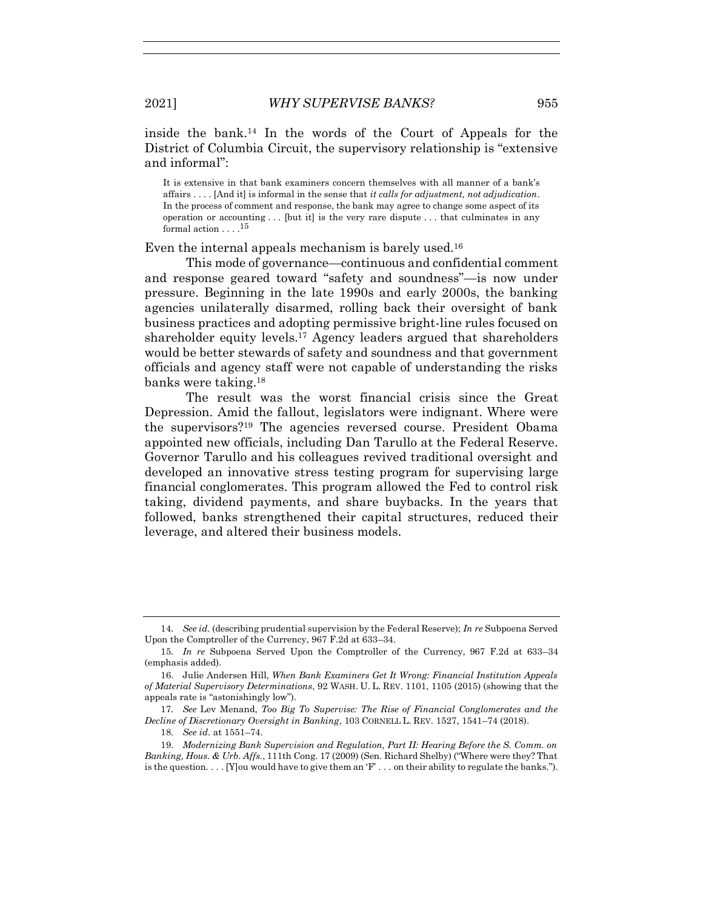inside the bank.[14] In the words of the Court of Appeals for the District of Columbia Circuit, the supervisory relationship is "extensive and informal":

> It is extensive in that bank examiners concern themselves with all manner of a bank's affairs . . . . [And it] is informal in the sense that *it calls for adjustment, not adjudication*. In the process of comment and response, the bank may agree to change some aspect of its operation or accounting . . . [but it] is the very rare dispute . . . that culminates in any formal action . . . .[15]

Even the internal appeals mechanism is barely used.[16]

This mode of governance—continuous and confidential comment and response geared toward "safety and soundness"—is now under pressure. Beginning in the late 1990s and early 2000s, the banking agencies unilaterally disarmed, rolling back their oversight of bank business practices and adopting permissive bright-line rules focused on shareholder equity levels.[17] Agency leaders argued that shareholders would be better stewards of safety and soundness and that government officials and agency staff were not capable of understanding the risks banks were taking.[18]

The result was the worst financial crisis since the Great Depression. Amid the fallout, legislators were indignant. Where were the supervisors?[19] The agencies reversed course. President Obama appointed new officials, including Dan Tarullo at the Federal Reserve. Governor Tarullo and his colleagues revived traditional oversight and developed an innovative stress testing program for supervising large financial conglomerates. This program allowed the Fed to control risk taking, dividend payments, and share buybacks. In the years that followed, banks strengthened their capital structures, reduced their leverage, and altered their business models.

---

14. *See id.* (describing prudential supervision by the Federal Reserve); *In re* Subpoena Served Upon the Comptroller of the Currency, 967 F.2d at 633–34.

15. *In re* Subpoena Served Upon the Comptroller of the Currency, 967 F.2d at 633–34 (emphasis added).

16. Julie Andersen Hill, *When Bank Examiners Get It Wrong: Financial Institution Appeals of Material Supervisory Determinations*, 92 WASH. U. L. REV. 1101, 1105 (2015) (showing that the appeals rate is "astonishingly low").

17. *See* Lev Menand, *Too Big To Supervise: The Rise of Financial Conglomerates and the Decline of Discretionary Oversight in Banking*, 103 CORNELL L. REV. 1527, 1541–74 (2018).

18. *See id.* at 1551–74.

19. *Modernizing Bank Supervision and Regulation, Part II: Hearing Before the S. Comm. on Banking, Hous. & Urb. Affs.*, 111th Cong. 17 (2009) (Sen. Richard Shelby) ("Where were they? That is the question. . . . [Y]ou would have to give them an 'F' . . . on their ability to regulate the banks.").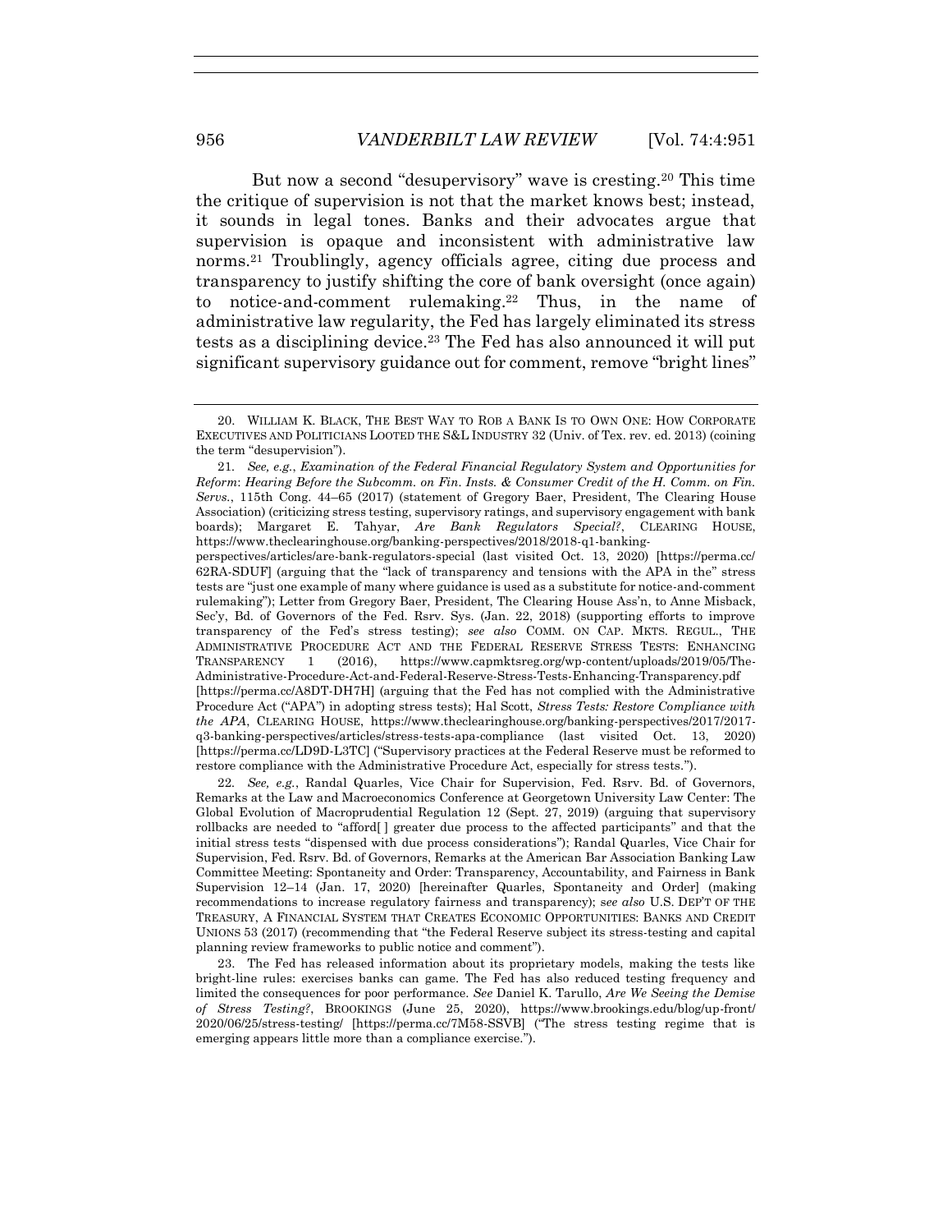But now a second "desupervisory" wave is cresting.[20] This time the critique of supervision is not that the market knows best; instead, it sounds in legal tones. Banks and their advocates argue that supervision is opaque and inconsistent with administrative law norms.[21] Troublingly, agency officials agree, citing due process and transparency to justify shifting the core of bank oversight (once again) to notice-and-comment rulemaking.[22] Thus, in the name of administrative law regularity, the Fed has largely eliminated its stress tests as a disciplining device.[23] The Fed has also announced it will put significant supervisory guidance out for comment, remove "bright lines"

---

20. WILLIAM K. BLACK, THE BEST WAY TO ROB A BANK IS TO OWN ONE: HOW CORPORATE EXECUTIVES AND POLITICIANS LOOTED THE S&L INDUSTRY 32 (Univ. of Tex. rev. ed. 2013) (coining the term "desupervision").

21. *See, e.g.*, *Examination of the Federal Financial Regulatory System and Opportunities for Reform*: *Hearing Before the Subcomm. on Fin. Insts. & Consumer Credit of the H. Comm. on Fin. Servs.*, 115th Cong. 44–65 (2017) (statement of Gregory Baer, President, The Clearing House Association) (criticizing stress testing, supervisory ratings, and supervisory engagement with bank boards); Margaret E. Tahyar, *Are Bank Regulators Special?*, CLEARING HOUSE, https://www.theclearinghouse.org/banking-perspectives/2018/2018-q1-banking-perspectives/articles/are-bank-regulators-special (last visited Oct. 13, 2020) [https://perma.cc/62RA-SDUF] (arguing that the "lack of transparency and tensions with the APA in the" stress tests are "just one example of many where guidance is used as a substitute for notice-and-comment rulemaking"); Letter from Gregory Baer, President, The Clearing House Ass'n, to Anne Misback, Sec'y, Bd. of Governors of the Fed. Rsrv. Sys. (Jan. 22, 2018) (supporting efforts to improve transparency of the Fed's stress testing); *see also* COMM. ON CAP. MKTS. REGUL., THE ADMINISTRATIVE PROCEDURE ACT AND THE FEDERAL RESERVE STRESS TESTS: ENHANCING TRANSPARENCY 1 (2016), https://www.capmktsreg.org/wp-content/uploads/2019/05/The-Administrative-Procedure-Act-and-Federal-Reserve-Stress-Tests-Enhancing-Transparency.pdf [https://perma.cc/A8DT-DH7H] (arguing that the Fed has not complied with the Administrative Procedure Act ("APA") in adopting stress tests); Hal Scott, *Stress Tests: Restore Compliance with the APA*, CLEARING HOUSE, https://www.theclearinghouse.org/banking-perspectives/2017/2017-q3-banking-perspectives/articles/stress-tests-apa-compliance (last visited Oct. 13, 2020) [https://perma.cc/LD9D-L3TC] ("Supervisory practices at the Federal Reserve must be reformed to restore compliance with the Administrative Procedure Act, especially for stress tests.").

22. *See, e.g.*, Randal Quarles, Vice Chair for Supervision, Fed. Rsrv. Bd. of Governors, Remarks at the Law and Macroeconomics Conference at Georgetown University Law Center: The Global Evolution of Macroprudential Regulation 12 (Sept. 27, 2019) (arguing that supervisory rollbacks are needed to "afford[ ] greater due process to the affected participants" and that the initial stress tests "dispensed with due process considerations"); Randal Quarles, Vice Chair for Supervision, Fed. Rsrv. Bd. of Governors, Remarks at the American Bar Association Banking Law Committee Meeting: Spontaneity and Order: Transparency, Accountability, and Fairness in Bank Supervision 12–14 (Jan. 17, 2020) [hereinafter Quarles, Spontaneity and Order] (making recommendations to increase regulatory fairness and transparency); *see also* U.S. DEP'T OF THE TREASURY, A FINANCIAL SYSTEM THAT CREATES ECONOMIC OPPORTUNITIES: BANKS AND CREDIT UNIONS 53 (2017) (recommending that "the Federal Reserve subject its stress-testing and capital planning review frameworks to public notice and comment").

23. The Fed has released information about its proprietary models, making the tests like bright-line rules: exercises banks can game. The Fed has also reduced testing frequency and limited the consequences for poor performance. *See* Daniel K. Tarullo, *Are We Seeing the Demise of Stress Testing?*, BROOKINGS (June 25, 2020), https://www.brookings.edu/blog/up-front/2020/06/25/stress-testing/ [https://perma.cc/7M58-SSVB] ("The stress testing regime that is emerging appears little more than a compliance exercise.").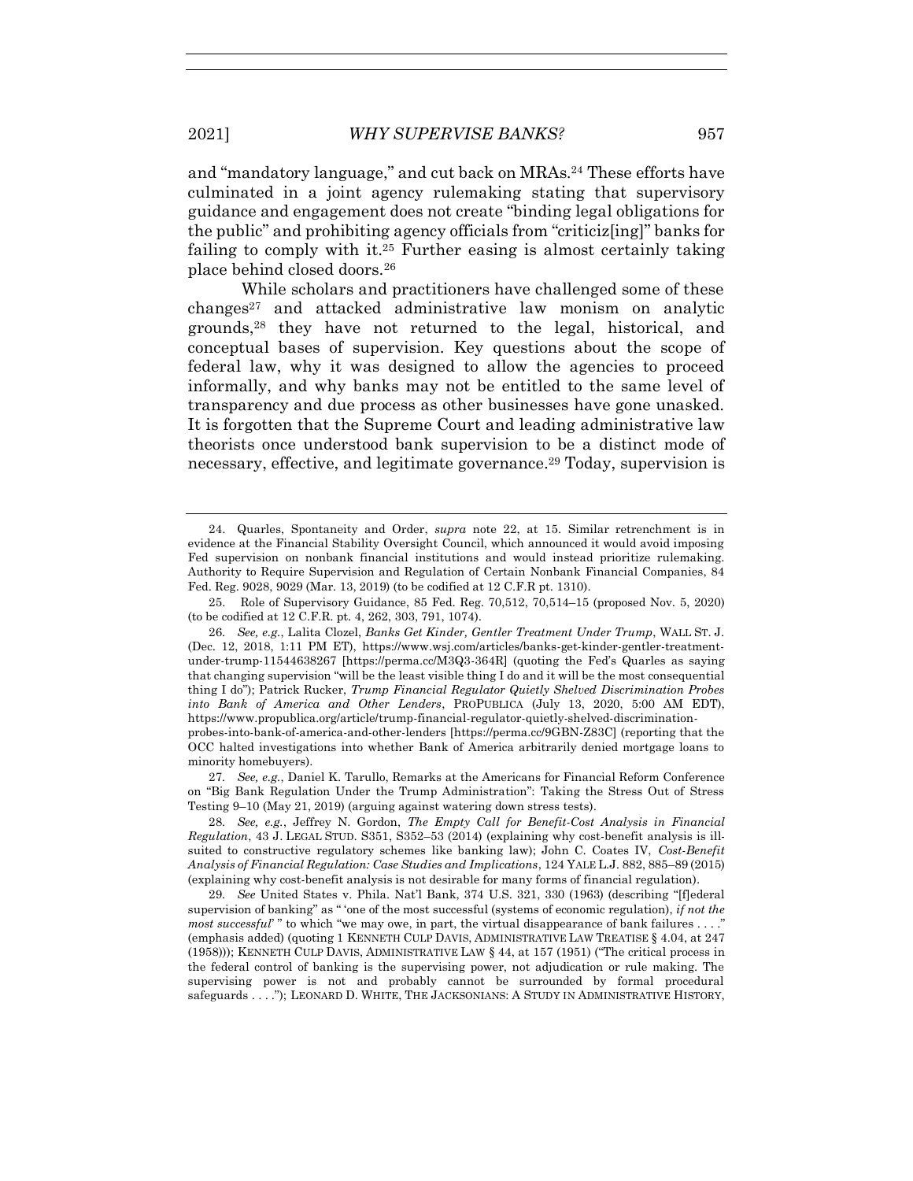and "mandatory language," and cut back on MRAs.[24] These efforts have culminated in a joint agency rulemaking stating that supervisory guidance and engagement does not create "binding legal obligations for the public" and prohibiting agency officials from "criticiz[ing]" banks for failing to comply with it.[25] Further easing is almost certainly taking place behind closed doors.[26]

While scholars and practitioners have challenged some of these changes[27] and attacked administrative law monism on analytic grounds,[28] they have not returned to the legal, historical, and conceptual bases of supervision. Key questions about the scope of federal law, why it was designed to allow the agencies to proceed informally, and why banks may not be entitled to the same level of transparency and due process as other businesses have gone unasked. It is forgotten that the Supreme Court and leading administrative law theorists once understood bank supervision to be a distinct mode of necessary, effective, and legitimate governance.[29] Today, supervision is

---

24. Quarles, Spontaneity and Order, *supra* note 22, at 15. Similar retrenchment is in evidence at the Financial Stability Oversight Council, which announced it would avoid imposing Fed supervision on nonbank financial institutions and would instead prioritize rulemaking. Authority to Require Supervision and Regulation of Certain Nonbank Financial Companies, 84 Fed. Reg. 9028, 9029 (Mar. 13, 2019) (to be codified at 12 C.F.R pt. 1310).

25. Role of Supervisory Guidance, 85 Fed. Reg. 70,512, 70,514–15 (proposed Nov. 5, 2020) (to be codified at 12 C.F.R. pt. 4, 262, 303, 791, 1074).

26. *See, e.g.*, Lalita Clozel, *Banks Get Kinder, Gentler Treatment Under Trump*, WALL ST. J. (Dec. 12, 2018, 1:11 PM ET), https://www.wsj.com/articles/banks-get-kinder-gentler-treatment-under-trump-11544638267 [https://perma.cc/M3Q3-364R] (quoting the Fed's Quarles as saying that changing supervision "will be the least visible thing I do and it will be the most consequential thing I do"); Patrick Rucker, *Trump Financial Regulator Quietly Shelved Discrimination Probes into Bank of America and Other Lenders*, PROPUBLICA (July 13, 2020, 5:00 AM EDT), https://www.propublica.org/article/trump-financial-regulator-quietly-shelved-discrimination-probes-into-bank-of-america-and-other-lenders [https://perma.cc/9GBN-Z83C] (reporting that the OCC halted investigations into whether Bank of America arbitrarily denied mortgage loans to minority homebuyers).

27. *See, e.g.*, Daniel K. Tarullo, Remarks at the Americans for Financial Reform Conference on "Big Bank Regulation Under the Trump Administration": Taking the Stress Out of Stress Testing 9–10 (May 21, 2019) (arguing against watering down stress tests).

28. *See, e.g.*, Jeffrey N. Gordon, *The Empty Call for Benefit-Cost Analysis in Financial Regulation*, 43 J. LEGAL STUD. S351, S352–53 (2014) (explaining why cost-benefit analysis is ill-suited to constructive regulatory schemes like banking law); John C. Coates IV, *Cost-Benefit Analysis of Financial Regulation: Case Studies and Implications*, 124 YALE L.J. 882, 885–89 (2015) (explaining why cost-benefit analysis is not desirable for many forms of financial regulation).

29. *See* United States v. Phila. Nat'l Bank, 374 U.S. 321, 330 (1963) (describing "[f]ederal supervision of banking" as " 'one of the most successful (systems of economic regulation), *if not the most successful*' " to which "we may owe, in part, the virtual disappearance of bank failures . . . ." (emphasis added) (quoting 1 KENNETH CULP DAVIS, ADMINISTRATIVE LAW TREATISE § 4.04, at 247 (1958))); KENNETH CULP DAVIS, ADMINISTRATIVE LAW § 44, at 157 (1951) ("The critical process in the federal control of banking is the supervising power, not adjudication or rule making. The supervising power is not and probably cannot be surrounded by formal procedural safeguards . . . ."); LEONARD D. WHITE, THE JACKSONIANS: A STUDY IN ADMINISTRATIVE HISTORY,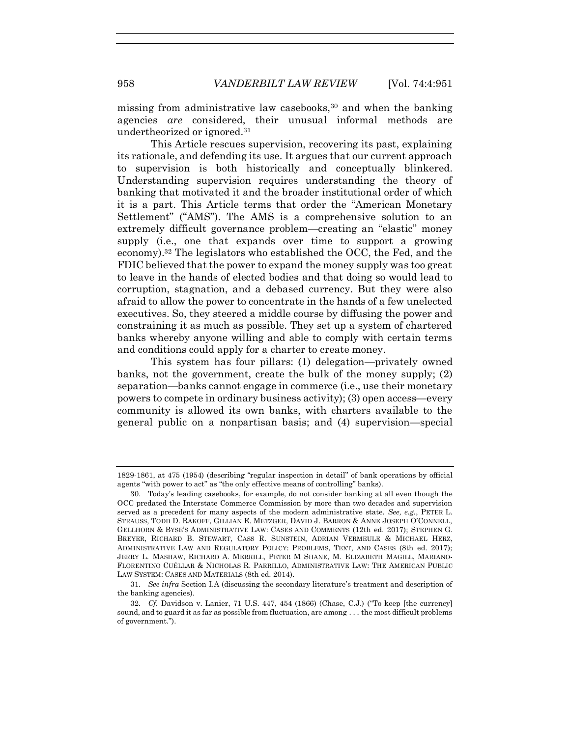missing from administrative law casebooks,[30] and when the banking agencies *are* considered, their unusual informal methods are undertheorized or ignored.[31]

This Article rescues supervision, recovering its past, explaining its rationale, and defending its use. It argues that our current approach to supervision is both historically and conceptually blinkered. Understanding supervision requires understanding the theory of banking that motivated it and the broader institutional order of which it is a part. This Article terms that order the "American Monetary Settlement" ("AMS"). The AMS is a comprehensive solution to an extremely difficult governance problem—creating an "elastic" money supply (i.e., one that expands over time to support a growing economy).[32] The legislators who established the OCC, the Fed, and the FDIC believed that the power to expand the money supply was too great to leave in the hands of elected bodies and that doing so would lead to corruption, stagnation, and a debased currency. But they were also afraid to allow the power to concentrate in the hands of a few unelected executives. So, they steered a middle course by diffusing the power and constraining it as much as possible. They set up a system of chartered banks whereby anyone willing and able to comply with certain terms and conditions could apply for a charter to create money.

This system has four pillars: (1) delegation—privately owned banks, not the government, create the bulk of the money supply; (2) separation—banks cannot engage in commerce (i.e., use their monetary powers to compete in ordinary business activity); (3) open access—every community is allowed its own banks, with charters available to the general public on a nonpartisan basis; and (4) supervision—special

---

1829-1861, at 475 (1954) (describing "regular inspection in detail" of bank operations by official agents "with power to act" as "the only effective means of controlling" banks).

30. Today's leading casebooks, for example, do not consider banking at all even though the OCC predated the Interstate Commerce Commission by more than two decades and supervision served as a precedent for many aspects of the modern administrative state. *See, e.g.*, PETER L. STRAUSS, TODD D. RAKOFF, GILLIAN E. METZGER, DAVID J. BARRON & ANNE JOSEPH O'CONNELL, GELLHORN & BYSE'S ADMINISTRATIVE LAW: CASES AND COMMENTS (12th ed. 2017); STEPHEN G. BREYER, RICHARD B. STEWART, CASS R. SUNSTEIN, ADRIAN VERMEULE & MICHAEL HERZ, ADMINISTRATIVE LAW AND REGULATORY POLICY: PROBLEMS, TEXT, AND CASES (8th ed. 2017); JERRY L. MASHAW, RICHARD A. MERRILL, PETER M SHANE, M. ELIZABETH MAGILL, MARIANO-FLORENTINO CUÉLLAR & NICHOLAS R. PARRILLO, ADMINISTRATIVE LAW: THE AMERICAN PUBLIC LAW SYSTEM: CASES AND MATERIALS (8th ed. 2014).

31. *See infra* Section I.A (discussing the secondary literature's treatment and description of the banking agencies).

32. *Cf.* Davidson v. Lanier, 71 U.S. 447, 454 (1866) (Chase, C.J.) ("To keep [the currency] sound, and to guard it as far as possible from fluctuation, are among . . . the most difficult problems of government.").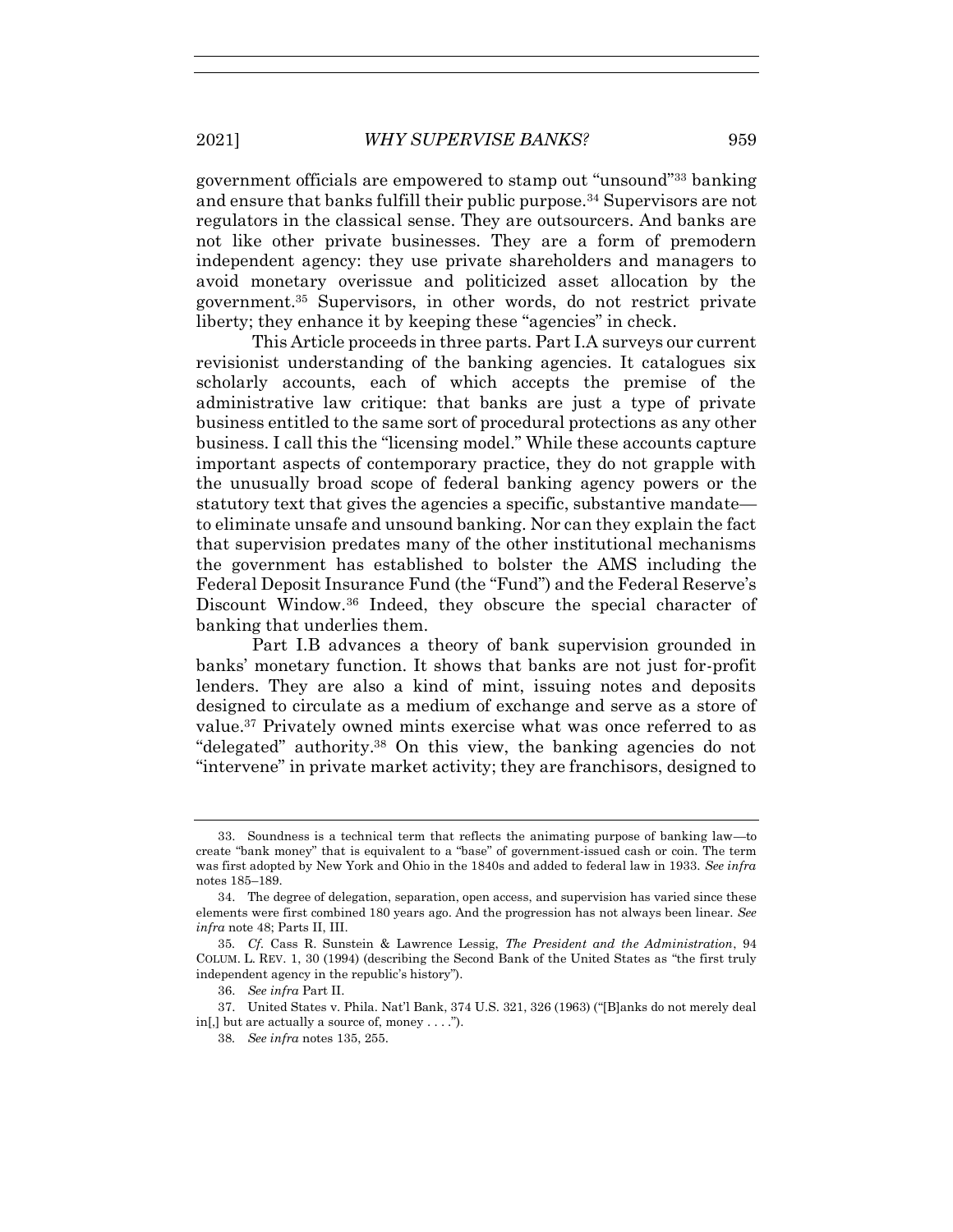government officials are empowered to stamp out "unsound"[33] banking and ensure that banks fulfill their public purpose.[34] Supervisors are not regulators in the classical sense. They are outsourcers. And banks are not like other private businesses. They are a form of premodern independent agency: they use private shareholders and managers to avoid monetary overissue and politicized asset allocation by the government.[35] Supervisors, in other words, do not restrict private liberty; they enhance it by keeping these "agencies" in check.

This Article proceeds in three parts. Part I.A surveys our current revisionist understanding of the banking agencies. It catalogues six scholarly accounts, each of which accepts the premise of the administrative law critique: that banks are just a type of private business entitled to the same sort of procedural protections as any other business. I call this the "licensing model." While these accounts capture important aspects of contemporary practice, they do not grapple with the unusually broad scope of federal banking agency powers or the statutory text that gives the agencies a specific, substantive mandate—to eliminate unsafe and unsound banking. Nor can they explain the fact that supervision predates many of the other institutional mechanisms the government has established to bolster the AMS including the Federal Deposit Insurance Fund (the "Fund") and the Federal Reserve's Discount Window.[36] Indeed, they obscure the special character of banking that underlies them.

Part I.B advances a theory of bank supervision grounded in banks' monetary function. It shows that banks are not just for-profit lenders. They are also a kind of mint, issuing notes and deposits designed to circulate as a medium of exchange and serve as a store of value.[37] Privately owned mints exercise what was once referred to as "delegated" authority.[38] On this view, the banking agencies do not "intervene" in private market activity; they are franchisors, designed to

---

33. Soundness is a technical term that reflects the animating purpose of banking law—to create "bank money" that is equivalent to a "base" of government-issued cash or coin. The term was first adopted by New York and Ohio in the 1840s and added to federal law in 1933. *See infra* notes 185–189.

34. The degree of delegation, separation, open access, and supervision has varied since these elements were first combined 180 years ago. And the progression has not always been linear. *See infra* note 48; Parts II, III.

35. *Cf.* Cass R. Sunstein & Lawrence Lessig, *The President and the Administration*, 94 COLUM. L. REV. 1, 30 (1994) (describing the Second Bank of the United States as "the first truly independent agency in the republic's history").

36. *See infra* Part II.

37. United States v. Phila. Nat'l Bank, 374 U.S. 321, 326 (1963) ("[B]anks do not merely deal in[,] but are actually a source of, money . . . .").

38. *See infra* notes 135, 255.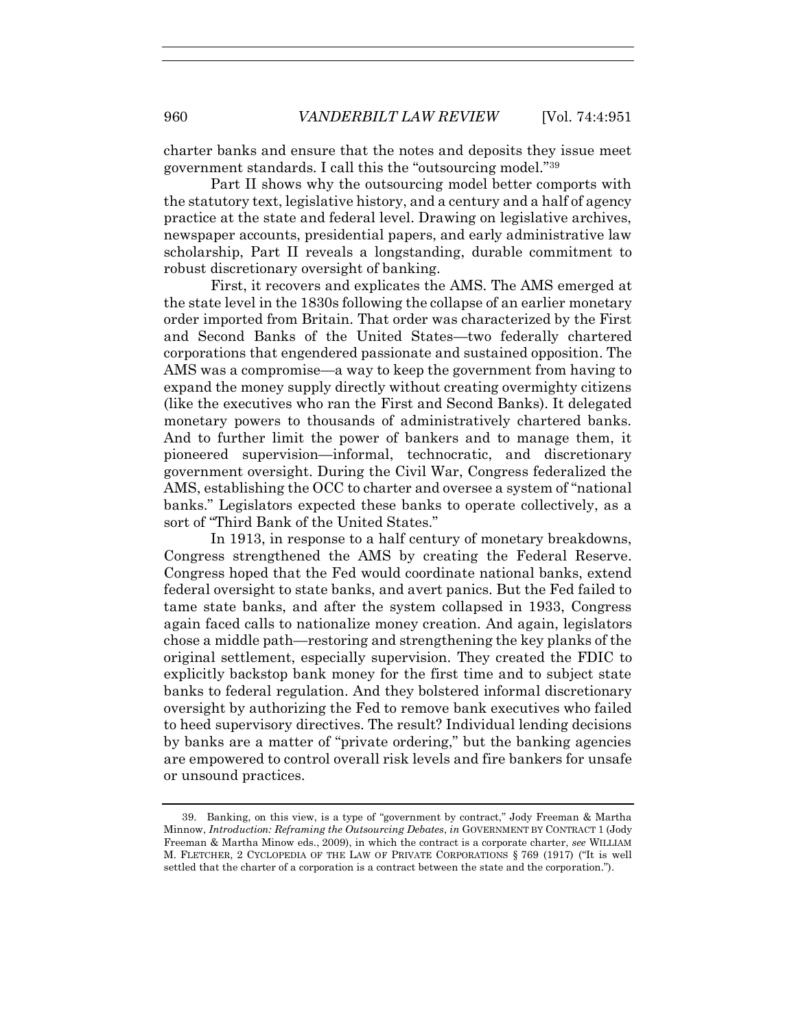charter banks and ensure that the notes and deposits they issue meet government standards. I call this the "outsourcing model."[39]

Part II shows why the outsourcing model better comports with the statutory text, legislative history, and a century and a half of agency practice at the state and federal level. Drawing on legislative archives, newspaper accounts, presidential papers, and early administrative law scholarship, Part II reveals a longstanding, durable commitment to robust discretionary oversight of banking.

First, it recovers and explicates the AMS. The AMS emerged at the state level in the 1830s following the collapse of an earlier monetary order imported from Britain. That order was characterized by the First and Second Banks of the United States—two federally chartered corporations that engendered passionate and sustained opposition. The AMS was a compromise—a way to keep the government from having to expand the money supply directly without creating overmighty citizens (like the executives who ran the First and Second Banks). It delegated monetary powers to thousands of administratively chartered banks. And to further limit the power of bankers and to manage them, it pioneered supervision—informal, technocratic, and discretionary government oversight. During the Civil War, Congress federalized the AMS, establishing the OCC to charter and oversee a system of "national banks." Legislators expected these banks to operate collectively, as a sort of "Third Bank of the United States."

In 1913, in response to a half century of monetary breakdowns, Congress strengthened the AMS by creating the Federal Reserve. Congress hoped that the Fed would coordinate national banks, extend federal oversight to state banks, and avert panics. But the Fed failed to tame state banks, and after the system collapsed in 1933, Congress again faced calls to nationalize money creation. And again, legislators chose a middle path—restoring and strengthening the key planks of the original settlement, especially supervision. They created the FDIC to explicitly backstop bank money for the first time and to subject state banks to federal regulation. And they bolstered informal discretionary oversight by authorizing the Fed to remove bank executives who failed to heed supervisory directives. The result? Individual lending decisions by banks are a matter of "private ordering," but the banking agencies are empowered to control overall risk levels and fire bankers for unsafe or unsound practices.

---

39. Banking, on this view, is a type of "government by contract," Jody Freeman & Martha Minnow, *Introduction: Reframing the Outsourcing Debates*, *in* GOVERNMENT BY CONTRACT 1 (Jody Freeman & Martha Minow eds., 2009), in which the contract is a corporate charter, *see* WILLIAM M. FLETCHER, 2 CYCLOPEDIA OF THE LAW OF PRIVATE CORPORATIONS § 769 (1917) ("It is well settled that the charter of a corporation is a contract between the state and the corporation.").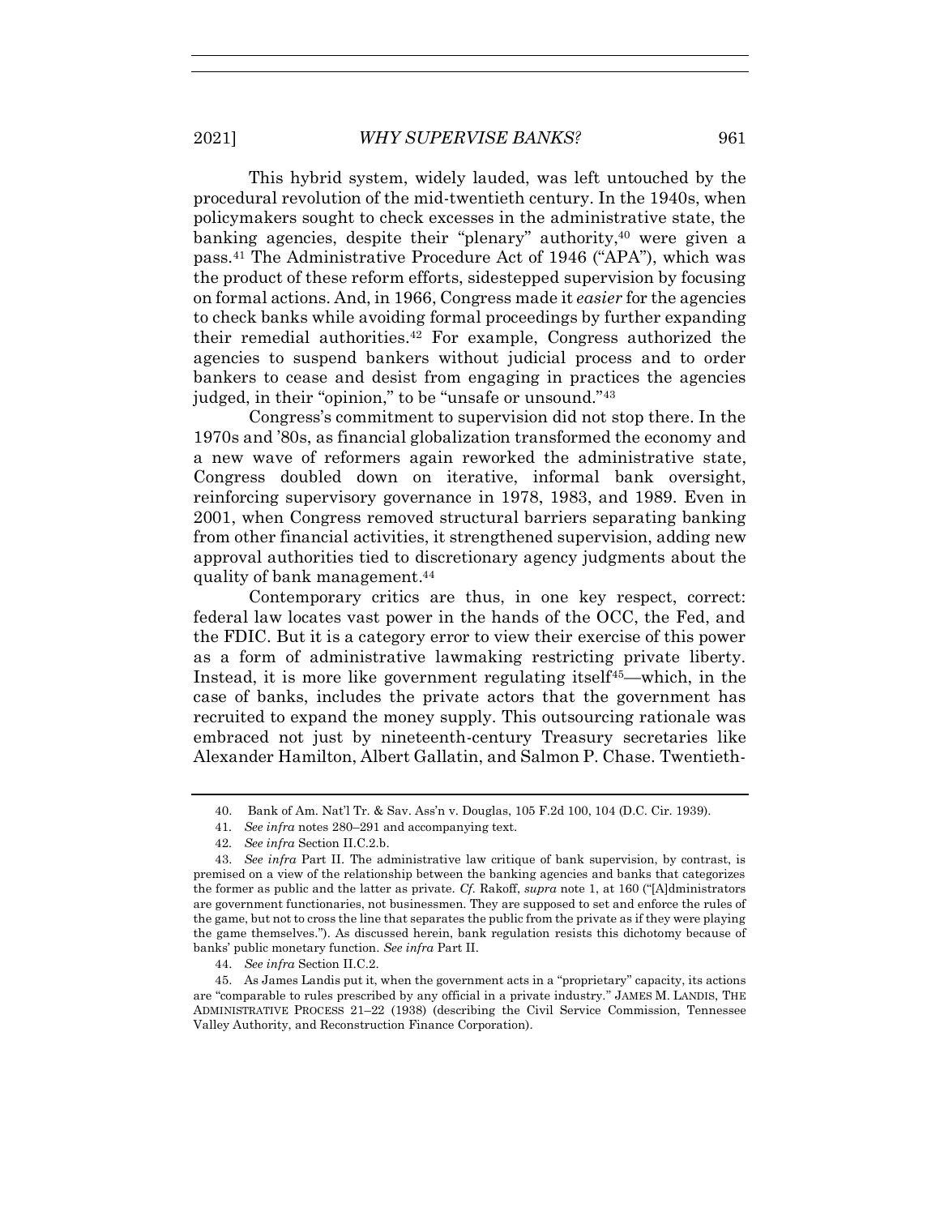This hybrid system, widely lauded, was left untouched by the procedural revolution of the mid-twentieth century. In the 1940s, when policymakers sought to check excesses in the administrative state, the banking agencies, despite their "plenary" authority,[40] were given a pass.[41] The Administrative Procedure Act of 1946 ("APA"), which was the product of these reform efforts, sidestepped supervision by focusing on formal actions. And, in 1966, Congress made it *easier* for the agencies to check banks while avoiding formal proceedings by further expanding their remedial authorities.[42] For example, Congress authorized the agencies to suspend bankers without judicial process and to order bankers to cease and desist from engaging in practices the agencies judged, in their "opinion," to be "unsafe or unsound."[43]

Congress's commitment to supervision did not stop there. In the 1970s and '80s, as financial globalization transformed the economy and a new wave of reformers again reworked the administrative state, Congress doubled down on iterative, informal bank oversight, reinforcing supervisory governance in 1978, 1983, and 1989. Even in 2001, when Congress removed structural barriers separating banking from other financial activities, it strengthened supervision, adding new approval authorities tied to discretionary agency judgments about the quality of bank management.[44]

Contemporary critics are thus, in one key respect, correct: federal law locates vast power in the hands of the OCC, the Fed, and the FDIC. But it is a category error to view their exercise of this power as a form of administrative lawmaking restricting private liberty. Instead, it is more like government regulating itself[45]—which, in the case of banks, includes the private actors that the government has recruited to expand the money supply. This outsourcing rationale was embraced not just by nineteenth-century Treasury secretaries like Alexander Hamilton, Albert Gallatin, and Salmon P. Chase. Twentieth-

---

40. Bank of Am. Nat'l Tr. & Sav. Ass'n v. Douglas, 105 F.2d 100, 104 (D.C. Cir. 1939).

41. *See infra* notes 280–291 and accompanying text.

42. *See infra* Section II.C.2.b.

43. *See infra* Part II. The administrative law critique of bank supervision, by contrast, is premised on a view of the relationship between the banking agencies and banks that categorizes the former as public and the latter as private. *Cf.* Rakoff, *supra* note 1, at 160 ("[A]dministrators are government functionaries, not businessmen. They are supposed to set and enforce the rules of the game, but not to cross the line that separates the public from the private as if they were playing the game themselves."). As discussed herein, bank regulation resists this dichotomy because of banks' public monetary function. *See infra* Part II.

44. *See infra* Section II.C.2.

45. As James Landis put it, when the government acts in a "proprietary" capacity, its actions are "comparable to rules prescribed by any official in a private industry." JAMES M. LANDIS, THE ADMINISTRATIVE PROCESS 21–22 (1938) (describing the Civil Service Commission, Tennessee Valley Authority, and Reconstruction Finance Corporation).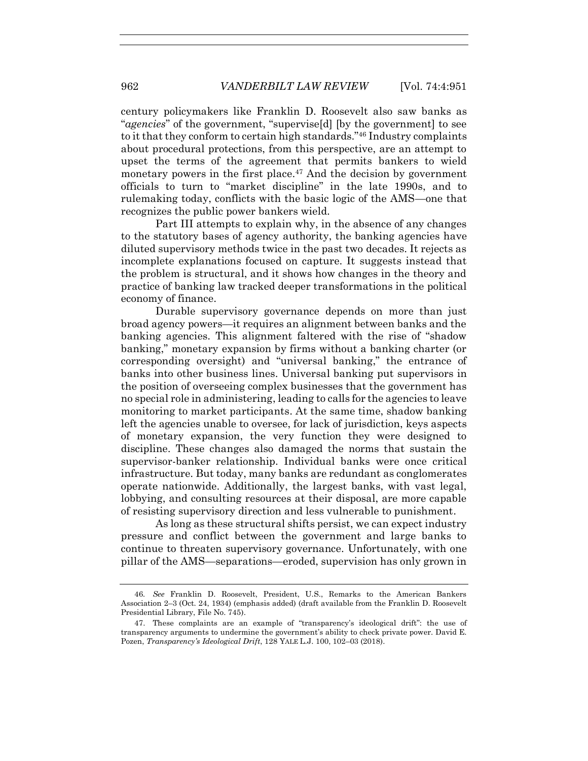century policymakers like Franklin D. Roosevelt also saw banks as "*agencies*" of the government, "supervise[d] [by the government] to see to it that they conform to certain high standards."[46] Industry complaints about procedural protections, from this perspective, are an attempt to upset the terms of the agreement that permits bankers to wield monetary powers in the first place.[47] And the decision by government officials to turn to "market discipline" in the late 1990s, and to rulemaking today, conflicts with the basic logic of the AMS—one that recognizes the public power bankers wield.

Part III attempts to explain why, in the absence of any changes to the statutory bases of agency authority, the banking agencies have diluted supervisory methods twice in the past two decades. It rejects as incomplete explanations focused on capture. It suggests instead that the problem is structural, and it shows how changes in the theory and practice of banking law tracked deeper transformations in the political economy of finance.

Durable supervisory governance depends on more than just broad agency powers—it requires an alignment between banks and the banking agencies. This alignment faltered with the rise of "shadow banking," monetary expansion by firms without a banking charter (or corresponding oversight) and "universal banking," the entrance of banks into other business lines. Universal banking put supervisors in the position of overseeing complex businesses that the government has no special role in administering, leading to calls for the agencies to leave monitoring to market participants. At the same time, shadow banking left the agencies unable to oversee, for lack of jurisdiction, keys aspects of monetary expansion, the very function they were designed to discipline. These changes also damaged the norms that sustain the supervisor-banker relationship. Individual banks were once critical infrastructure. But today, many banks are redundant as conglomerates operate nationwide. Additionally, the largest banks, with vast legal, lobbying, and consulting resources at their disposal, are more capable of resisting supervisory direction and less vulnerable to punishment.

As long as these structural shifts persist, we can expect industry pressure and conflict between the government and large banks to continue to threaten supervisory governance. Unfortunately, with one pillar of the AMS—separations—eroded, supervision has only grown in

---

46. *See* Franklin D. Roosevelt, President, U.S., Remarks to the American Bankers Association 2–3 (Oct. 24, 1934) (emphasis added) (draft available from the Franklin D. Roosevelt Presidential Library, File No. 745).

47. These complaints are an example of "transparency's ideological drift": the use of transparency arguments to undermine the government's ability to check private power. David E. Pozen, *Transparency's Ideological Drift*, 128 YALE L.J. 100, 102–03 (2018).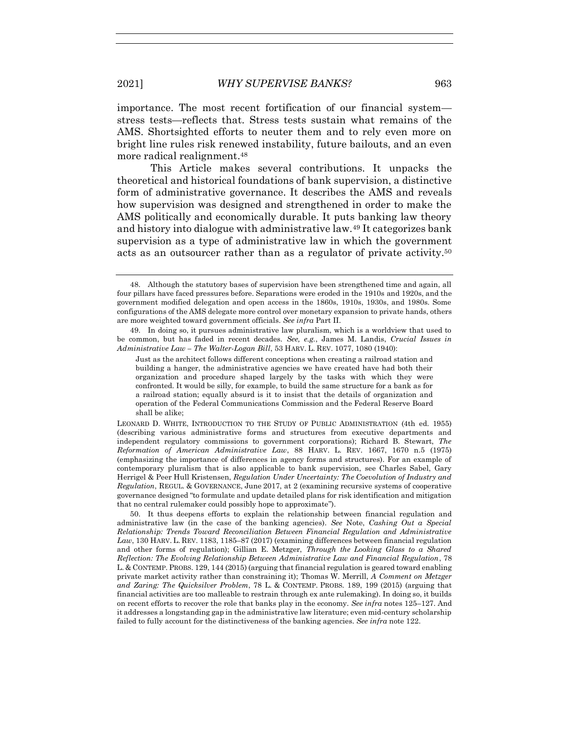importance. The most recent fortification of our financial system—stress tests—reflects that. Stress tests sustain what remains of the AMS. Shortsighted efforts to neuter them and to rely even more on bright line rules risk renewed instability, future bailouts, and an even more radical realignment.[48]

This Article makes several contributions. It unpacks the theoretical and historical foundations of bank supervision, a distinctive form of administrative governance. It describes the AMS and reveals how supervision was designed and strengthened in order to make the AMS politically and economically durable. It puts banking law theory and history into dialogue with administrative law.[49] It categorizes bank supervision as a type of administrative law in which the government acts as an outsourcer rather than as a regulator of private activity.[50]

---

48. Although the statutory bases of supervision have been strengthened time and again, all four pillars have faced pressures before. Separations were eroded in the 1910s and 1920s, and the government modified delegation and open access in the 1860s, 1910s, 1930s, and 1980s. Some configurations of the AMS delegate more control over monetary expansion to private hands, others are more weighted toward government officials. *See infra* Part II.

49. In doing so, it pursues administrative law pluralism, which is a worldview that used to be common, but has faded in recent decades. *See, e.g.*, James M. Landis, *Crucial Issues in Administrative Law – The Walter-Logan Bill*, 53 HARV. L. REV. 1077, 1080 (1940):

> Just as the architect follows different conceptions when creating a railroad station and building a hanger, the administrative agencies we have created have had both their organization and procedure shaped largely by the tasks with which they were confronted. It would be silly, for example, to build the same structure for a bank as for a railroad station; equally absurd is it to insist that the details of organization and operation of the Federal Communications Commission and the Federal Reserve Board shall be alike;

LEONARD D. WHITE, INTRODUCTION TO THE STUDY OF PUBLIC ADMINISTRATION (4th ed. 1955) (describing various administrative forms and structures from executive departments and independent regulatory commissions to government corporations); Richard B. Stewart, *The Reformation of American Administrative Law*, 88 HARV. L. REV. 1667, 1670 n.5 (1975) (emphasizing the importance of differences in agency forms and structures). For an example of contemporary pluralism that is also applicable to bank supervision, see Charles Sabel, Gary Herrigel & Peer Hull Kristensen, *Regulation Under Uncertainty: The Coevolution of Industry and Regulation*, REGUL. & GOVERNANCE, June 2017, at 2 (examining recursive systems of cooperative governance designed "to formulate and update detailed plans for risk identification and mitigation that no central rulemaker could possibly hope to approximate").

50. It thus deepens efforts to explain the relationship between financial regulation and administrative law (in the case of the banking agencies). *See* Note, *Cashing Out a Special Relationship: Trends Toward Reconciliation Between Financial Regulation and Administrative Law*, 130 HARV. L. REV. 1183, 1185–87 (2017) (examining differences between financial regulation and other forms of regulation); Gillian E. Metzger, *Through the Looking Glass to a Shared Reflection: The Evolving Relationship Between Administrative Law and Financial Regulation*, 78 L. & CONTEMP. PROBS. 129, 144 (2015) (arguing that financial regulation is geared toward enabling private market activity rather than constraining it); Thomas W. Merrill, *A Comment on Metzger and Zaring: The Quicksilver Problem*, 78 L. & CONTEMP. PROBS. 189, 199 (2015) (arguing that financial activities are too malleable to restrain through ex ante rulemaking). In doing so, it builds on recent efforts to recover the role that banks play in the economy. *See infra* notes 125–127. And it addresses a longstanding gap in the administrative law literature; even mid-century scholarship failed to fully account for the distinctiveness of the banking agencies. *See infra* note 122.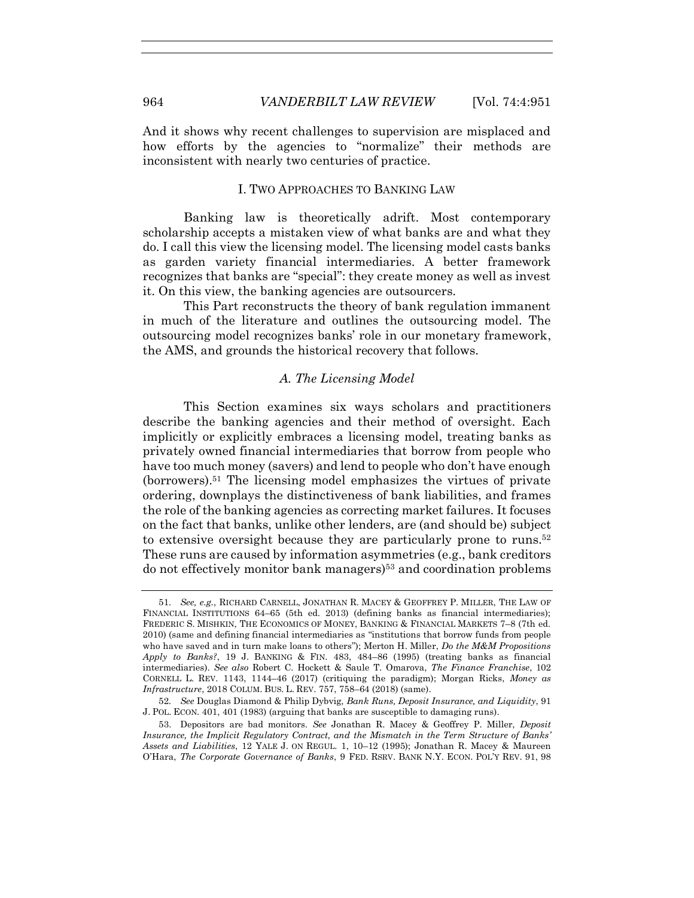And it shows why recent challenges to supervision are misplaced and how efforts by the agencies to "normalize" their methods are inconsistent with nearly two centuries of practice.

## I. Two Approaches to Banking Law

Banking law is theoretically adrift. Most contemporary scholarship accepts a mistaken view of what banks are and what they do. I call this view the licensing model. The licensing model casts banks as garden variety financial intermediaries. A better framework recognizes that banks are "special": they create money as well as invest it. On this view, the banking agencies are outsourcers.

This Part reconstructs the theory of bank regulation immanent in much of the literature and outlines the outsourcing model. The outsourcing model recognizes banks' role in our monetary framework, the AMS, and grounds the historical recovery that follows.

### *A. The Licensing Model*

This Section examines six ways scholars and practitioners describe the banking agencies and their method of oversight. Each implicitly or explicitly embraces a licensing model, treating banks as privately owned financial intermediaries that borrow from people who have too much money (savers) and lend to people who don't have enough (borrowers).[51] The licensing model emphasizes the virtues of private ordering, downplays the distinctiveness of bank liabilities, and frames the role of the banking agencies as correcting market failures. It focuses on the fact that banks, unlike other lenders, are (and should be) subject to extensive oversight because they are particularly prone to runs.[52] These runs are caused by information asymmetries (e.g., bank creditors do not effectively monitor bank managers)[53] and coordination problems

---

51. *See, e.g.*, RICHARD CARNELL, JONATHAN R. MACEY & GEOFFREY P. MILLER, THE LAW OF FINANCIAL INSTITUTIONS 64–65 (5th ed. 2013) (defining banks as financial intermediaries); FREDERIC S. MISHKIN, THE ECONOMICS OF MONEY, BANKING & FINANCIAL MARKETS 7–8 (7th ed. 2010) (same and defining financial intermediaries as "institutions that borrow funds from people who have saved and in turn make loans to others"); Merton H. Miller, *Do the M&M Propositions Apply to Banks?*, 19 J. BANKING & FIN. 483, 484–86 (1995) (treating banks as financial intermediaries). *See also* Robert C. Hockett & Saule T. Omarova, *The Finance Franchise*, 102 CORNELL L. REV. 1143, 1144–46 (2017) (critiquing the paradigm); Morgan Ricks, *Money as Infrastructure*, 2018 COLUM. BUS. L. REV. 757, 758–64 (2018) (same).

52. *See* Douglas Diamond & Philip Dybvig, *Bank Runs, Deposit Insurance, and Liquidity*, 91 J. POL. ECON. 401, 401 (1983) (arguing that banks are susceptible to damaging runs).

53. Depositors are bad monitors. *See* Jonathan R. Macey & Geoffrey P. Miller, *Deposit Insurance, the Implicit Regulatory Contract, and the Mismatch in the Term Structure of Banks' Assets and Liabilities*, 12 YALE J. ON REGUL. 1, 10–12 (1995); Jonathan R. Macey & Maureen O'Hara, *The Corporate Governance of Banks*, 9 FED. RSRV. BANK N.Y. ECON. POL'Y REV. 91, 98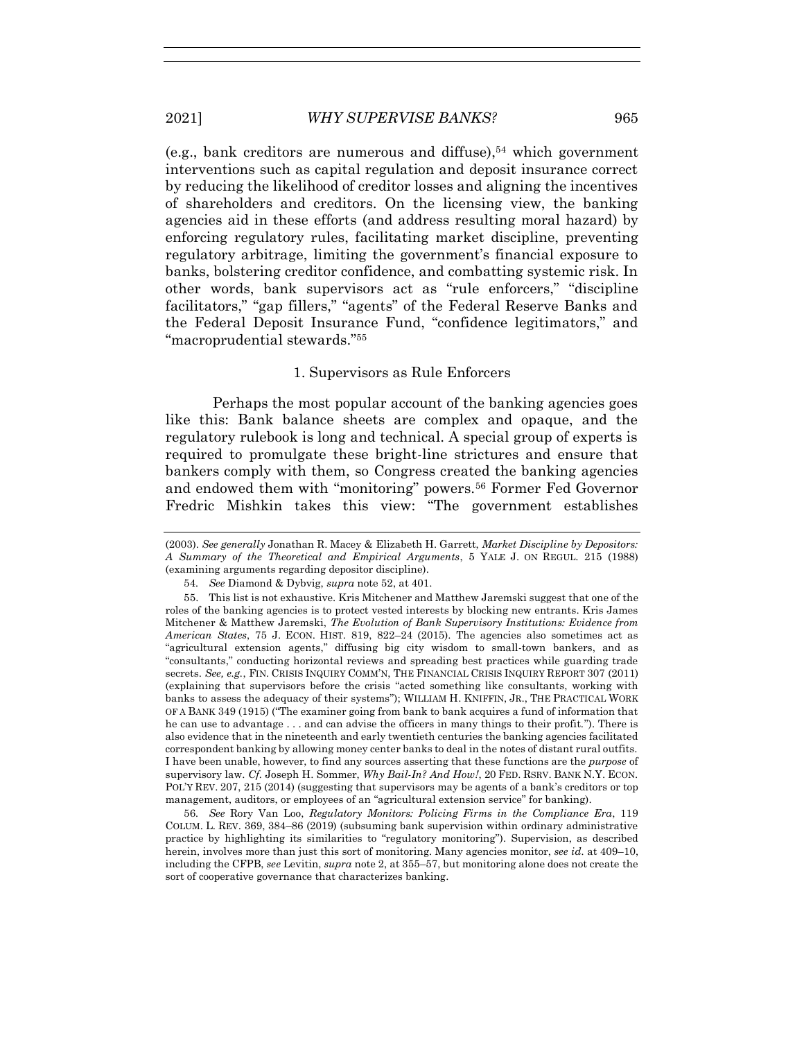(e.g., bank creditors are numerous and diffuse),[54] which government interventions such as capital regulation and deposit insurance correct by reducing the likelihood of creditor losses and aligning the incentives of shareholders and creditors. On the licensing view, the banking agencies aid in these efforts (and address resulting moral hazard) by enforcing regulatory rules, facilitating market discipline, preventing regulatory arbitrage, limiting the government's financial exposure to banks, bolstering creditor confidence, and combatting systemic risk. In other words, bank supervisors act as "rule enforcers," "discipline facilitators," "gap fillers," "agents" of the Federal Reserve Banks and the Federal Deposit Insurance Fund, "confidence legitimators," and "macroprudential stewards."[55]

### 1. Supervisors as Rule Enforcers

Perhaps the most popular account of the banking agencies goes like this: Bank balance sheets are complex and opaque, and the regulatory rulebook is long and technical. A special group of experts is required to promulgate these bright-line strictures and ensure that bankers comply with them, so Congress created the banking agencies and endowed them with "monitoring" powers.[56] Former Fed Governor Fredric Mishkin takes this view: "The government establishes

---

(2003). *See generally* Jonathan R. Macey & Elizabeth H. Garrett, *Market Discipline by Depositors: A Summary of the Theoretical and Empirical Arguments*, 5 YALE J. ON REGUL. 215 (1988) (examining arguments regarding depositor discipline).

54. *See* Diamond & Dybvig, *supra* note 52, at 401.

55. This list is not exhaustive. Kris Mitchener and Matthew Jaremski suggest that one of the roles of the banking agencies is to protect vested interests by blocking new entrants. Kris James Mitchener & Matthew Jaremski, *The Evolution of Bank Supervisory Institutions: Evidence from American States*, 75 J. ECON. HIST. 819, 822–24 (2015). The agencies also sometimes act as "agricultural extension agents," diffusing big city wisdom to small-town bankers, and as "consultants," conducting horizontal reviews and spreading best practices while guarding trade secrets. *See, e.g.*, FIN. CRISIS INQUIRY COMM'N, THE FINANCIAL CRISIS INQUIRY REPORT 307 (2011) (explaining that supervisors before the crisis "acted something like consultants, working with banks to assess the adequacy of their systems"); WILLIAM H. KNIFFIN, JR., THE PRACTICAL WORK OF A BANK 349 (1915) ("The examiner going from bank to bank acquires a fund of information that he can use to advantage . . . and can advise the officers in many things to their profit."). There is also evidence that in the nineteenth and early twentieth centuries the banking agencies facilitated correspondent banking by allowing money center banks to deal in the notes of distant rural outfits. I have been unable, however, to find any sources asserting that these functions are the *purpose* of supervisory law. *Cf.* Joseph H. Sommer, *Why Bail-In? And How!*, 20 FED. RSRV. BANK N.Y. ECON. POL'Y REV. 207, 215 (2014) (suggesting that supervisors may be agents of a bank's creditors or top management, auditors, or employees of an "agricultural extension service" for banking).

56. *See* Rory Van Loo, *Regulatory Monitors: Policing Firms in the Compliance Era*, 119 COLUM. L. REV. 369, 384–86 (2019) (subsuming bank supervision within ordinary administrative practice by highlighting its similarities to "regulatory monitoring"). Supervision, as described herein, involves more than just this sort of monitoring. Many agencies monitor, *see id.* at 409–10, including the CFPB, *see* Levitin, *supra* note 2, at 355–57, but monitoring alone does not create the sort of cooperative governance that characterizes banking.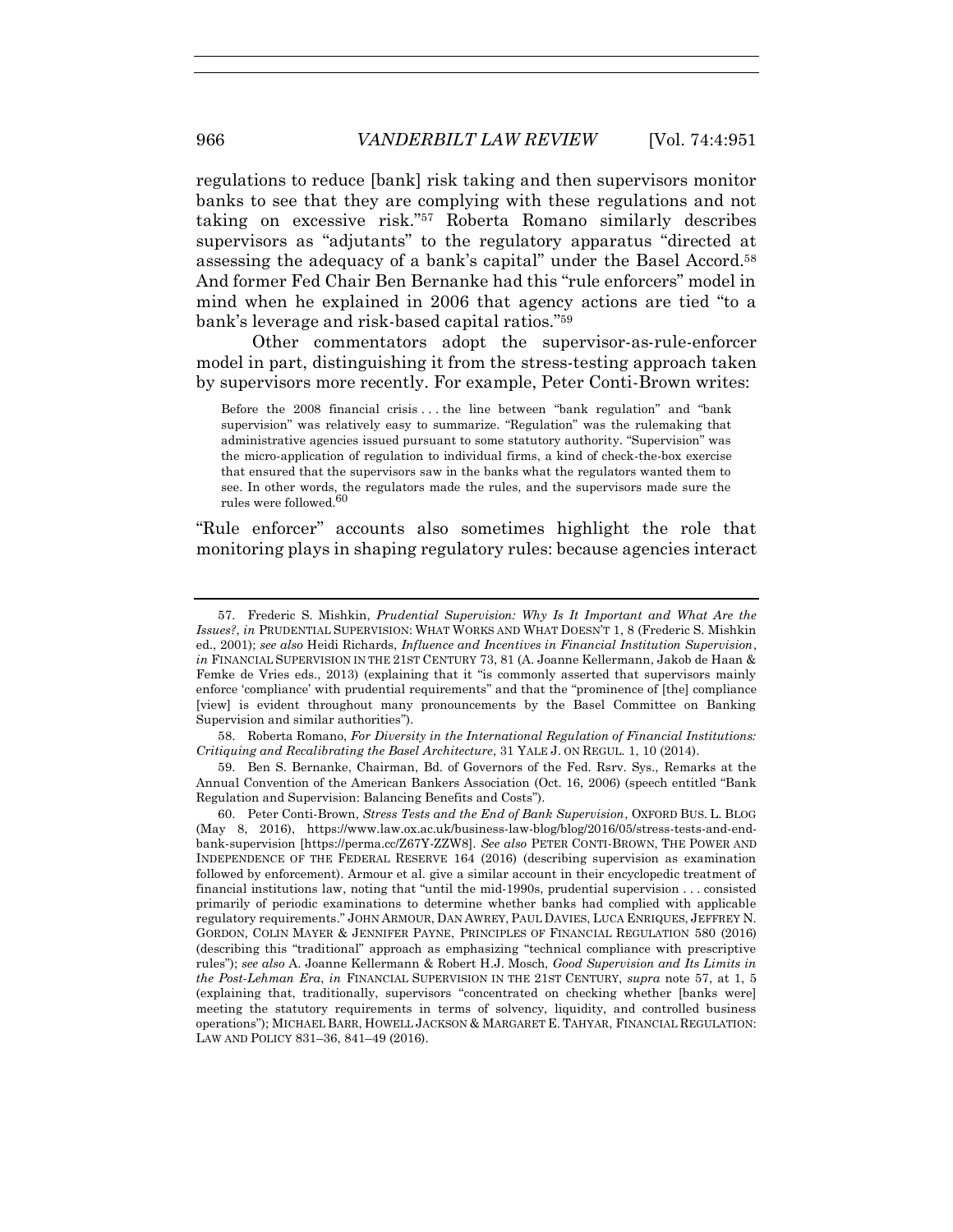regulations to reduce [bank] risk taking and then supervisors monitor banks to see that they are complying with these regulations and not taking on excessive risk."[57] Roberta Romano similarly describes supervisors as "adjutants" to the regulatory apparatus "directed at assessing the adequacy of a bank's capital" under the Basel Accord.[58] And former Fed Chair Ben Bernanke had this "rule enforcers" model in mind when he explained in 2006 that agency actions are tied "to a bank's leverage and risk-based capital ratios."[59]

Other commentators adopt the supervisor-as-rule-enforcer model in part, distinguishing it from the stress-testing approach taken by supervisors more recently. For example, Peter Conti-Brown writes:

> Before the 2008 financial crisis . . . the line between "bank regulation" and "bank supervision" was relatively easy to summarize. "Regulation" was the rulemaking that administrative agencies issued pursuant to some statutory authority. "Supervision" was the micro-application of regulation to individual firms, a kind of check-the-box exercise that ensured that the supervisors saw in the banks what the regulators wanted them to see. In other words, the regulators made the rules, and the supervisors made sure the rules were followed.[60]

"Rule enforcer" accounts also sometimes highlight the role that monitoring plays in shaping regulatory rules: because agencies interact

---

57. Frederic S. Mishkin, *Prudential Supervision: Why Is It Important and What Are the Issues?*, *in* PRUDENTIAL SUPERVISION: WHAT WORKS AND WHAT DOESN'T 1, 8 (Frederic S. Mishkin ed., 2001); *see also* Heidi Richards, *Influence and Incentives in Financial Institution Supervision*, *in* FINANCIAL SUPERVISION IN THE 21ST CENTURY 73, 81 (A. Joanne Kellermann, Jakob de Haan & Femke de Vries eds., 2013) (explaining that it "is commonly asserted that supervisors mainly enforce 'compliance' with prudential requirements" and that the "prominence of [the] compliance [view] is evident throughout many pronouncements by the Basel Committee on Banking Supervision and similar authorities").

58. Roberta Romano, *For Diversity in the International Regulation of Financial Institutions: Critiquing and Recalibrating the Basel Architecture*, 31 YALE J. ON REGUL. 1, 10 (2014).

59. Ben S. Bernanke, Chairman, Bd. of Governors of the Fed. Rsrv. Sys., Remarks at the Annual Convention of the American Bankers Association (Oct. 16, 2006) (speech entitled "Bank Regulation and Supervision: Balancing Benefits and Costs").

60. Peter Conti-Brown, *Stress Tests and the End of Bank Supervision*, OXFORD BUS. L. BLOG (May 8, 2016), https://www.law.ox.ac.uk/business-law-blog/blog/2016/05/stress-tests-and-end-bank-supervision [https://perma.cc/Z67Y-ZZW8]. *See also* PETER CONTI-BROWN, THE POWER AND INDEPENDENCE OF THE FEDERAL RESERVE 164 (2016) (describing supervision as examination followed by enforcement). Armour et al. give a similar account in their encyclopedic treatment of financial institutions law, noting that "until the mid-1990s, prudential supervision . . . consisted primarily of periodic examinations to determine whether banks had complied with applicable regulatory requirements." JOHN ARMOUR, DAN AWREY, PAUL DAVIES, LUCA ENRIQUES, JEFFREY N. GORDON, COLIN MAYER & JENNIFER PAYNE, PRINCIPLES OF FINANCIAL REGULATION 580 (2016) (describing this "traditional" approach as emphasizing "technical compliance with prescriptive rules"); *see also* A. Joanne Kellermann & Robert H.J. Mosch, *Good Supervision and Its Limits in the Post-Lehman Era*, *in* FINANCIAL SUPERVISION IN THE 21ST CENTURY, *supra* note 57, at 1, 5 (explaining that, traditionally, supervisors "concentrated on checking whether [banks were] meeting the statutory requirements in terms of solvency, liquidity, and controlled business operations"); MICHAEL BARR, HOWELL JACKSON & MARGARET E. TAHYAR, FINANCIAL REGULATION: LAW AND POLICY 831–36, 841–49 (2016).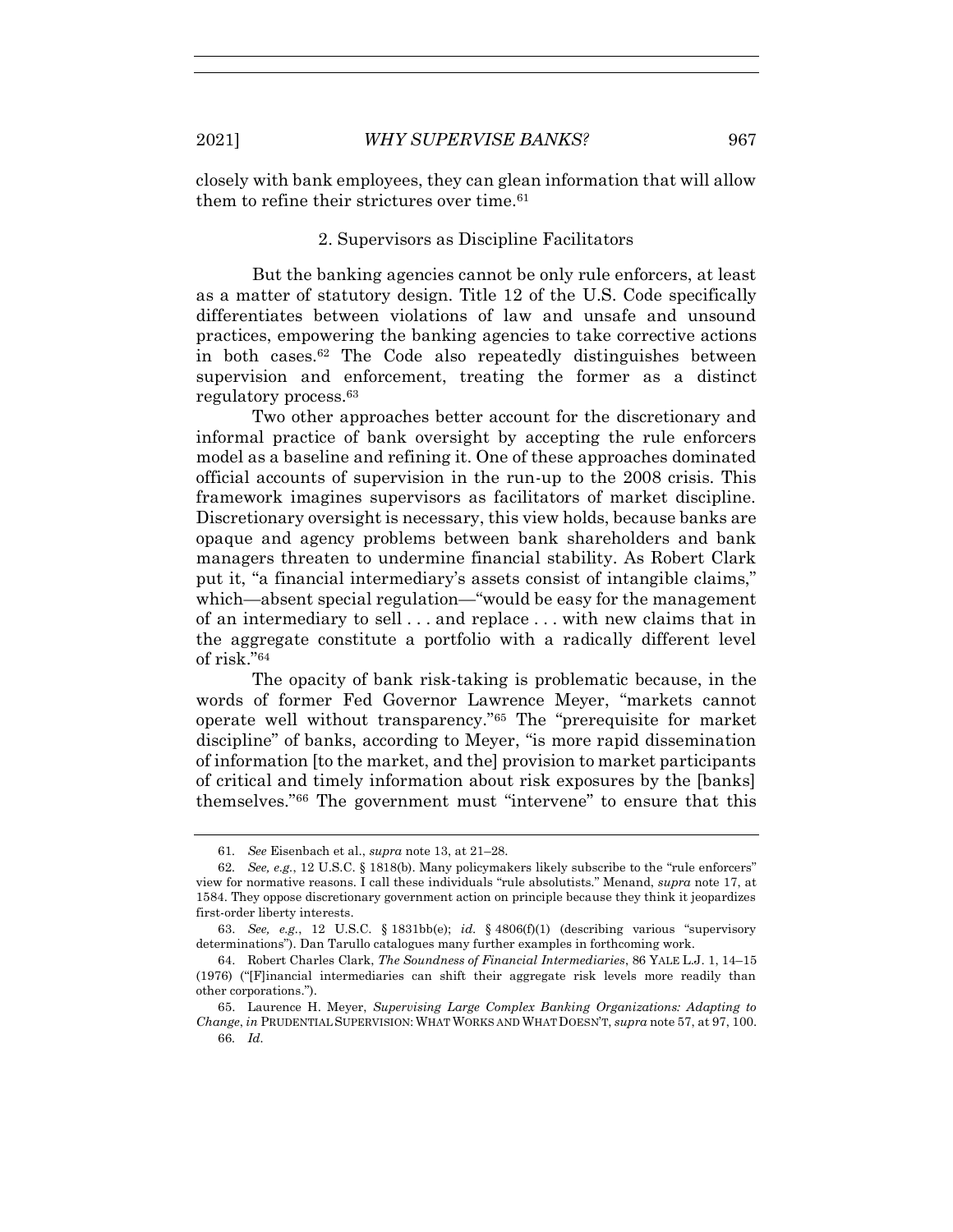closely with bank employees, they can glean information that will allow them to refine their strictures over time.[61]

### 2. Supervisors as Discipline Facilitators

But the banking agencies cannot be only rule enforcers, at least as a matter of statutory design. Title 12 of the U.S. Code specifically differentiates between violations of law and unsafe and unsound practices, empowering the banking agencies to take corrective actions in both cases.[62] The Code also repeatedly distinguishes between supervision and enforcement, treating the former as a distinct regulatory process.[63]

Two other approaches better account for the discretionary and informal practice of bank oversight by accepting the rule enforcers model as a baseline and refining it. One of these approaches dominated official accounts of supervision in the run-up to the 2008 crisis. This framework imagines supervisors as facilitators of market discipline. Discretionary oversight is necessary, this view holds, because banks are opaque and agency problems between bank shareholders and bank managers threaten to undermine financial stability. As Robert Clark put it, "a financial intermediary's assets consist of intangible claims," which—absent special regulation—"would be easy for the management of an intermediary to sell . . . and replace . . . with new claims that in the aggregate constitute a portfolio with a radically different level of risk."[64]

The opacity of bank risk-taking is problematic because, in the words of former Fed Governor Lawrence Meyer, "markets cannot operate well without transparency."[65] The "prerequisite for market discipline" of banks, according to Meyer, "is more rapid dissemination of information [to the market, and the] provision to market participants of critical and timely information about risk exposures by the [banks] themselves."[66] The government must "intervene" to ensure that this

---

61. *See* Eisenbach et al., *supra* note 13, at 21–28.

62. *See, e.g.*, 12 U.S.C. § 1818(b). Many policymakers likely subscribe to the "rule enforcers" view for normative reasons. I call these individuals "rule absolutists." Menand, *supra* note 17, at 1584. They oppose discretionary government action on principle because they think it jeopardizes first-order liberty interests.

63. *See, e.g.*, 12 U.S.C. § 1831bb(e); *id.* § 4806(f)(1) (describing various "supervisory determinations"). Dan Tarullo catalogues many further examples in forthcoming work.

64. Robert Charles Clark, *The Soundness of Financial Intermediaries*, 86 YALE L.J. 1, 14–15 (1976) ("[F]inancial intermediaries can shift their aggregate risk levels more readily than other corporations.").

65. Laurence H. Meyer, *Supervising Large Complex Banking Organizations: Adapting to Change*, *in* PRUDENTIAL SUPERVISION: WHAT WORKS AND WHAT DOESN'T, *supra* note 57, at 97, 100.

66. *Id.*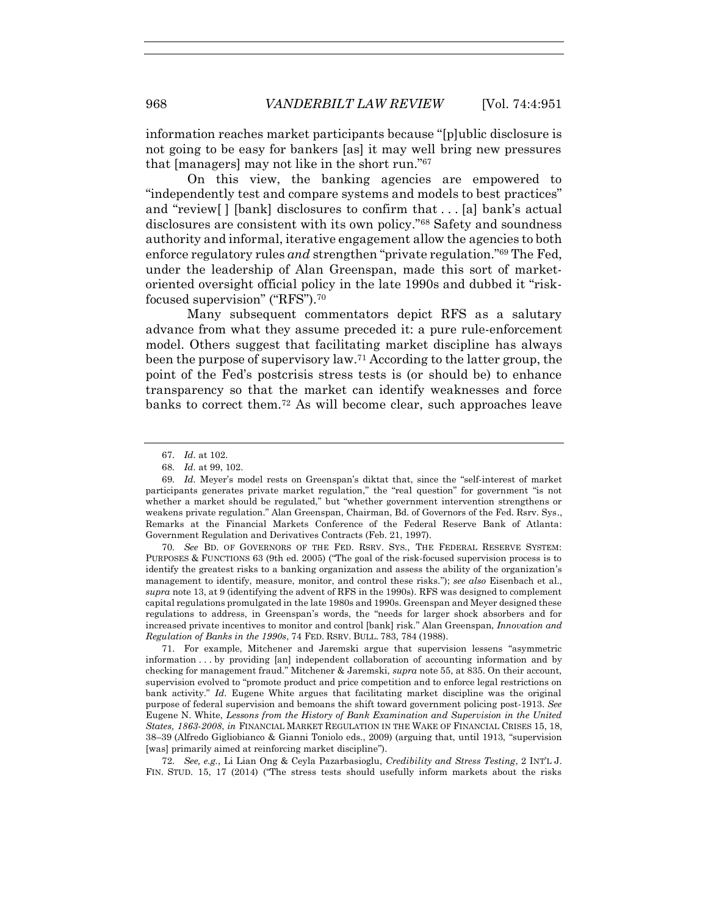information reaches market participants because "[p]ublic disclosure is not going to be easy for bankers [as] it may well bring new pressures that [managers] may not like in the short run."[67]

On this view, the banking agencies are empowered to "independently test and compare systems and models to best practices" and "review[ ] [bank] disclosures to confirm that . . . [a] bank's actual disclosures are consistent with its own policy."[68] Safety and soundness authority and informal, iterative engagement allow the agencies to both enforce regulatory rules *and* strengthen "private regulation."[69] The Fed, under the leadership of Alan Greenspan, made this sort of market-oriented oversight official policy in the late 1990s and dubbed it "risk-focused supervision" ("RFS").[70]

Many subsequent commentators depict RFS as a salutary advance from what they assume preceded it: a pure rule-enforcement model. Others suggest that facilitating market discipline has always been the purpose of supervisory law.[71] According to the latter group, the point of the Fed's postcrisis stress tests is (or should be) to enhance transparency so that the market can identify weaknesses and force banks to correct them.[72] As will become clear, such approaches leave

---

67. *Id.* at 102.

68. *Id.* at 99, 102.

69. *Id.* Meyer's model rests on Greenspan's diktat that, since the "self-interest of market participants generates private market regulation," the "real question" for government "is not whether a market should be regulated," but "whether government intervention strengthens or weakens private regulation." Alan Greenspan, Chairman, Bd. of Governors of the Fed. Rsrv. Sys., Remarks at the Financial Markets Conference of the Federal Reserve Bank of Atlanta: Government Regulation and Derivatives Contracts (Feb. 21, 1997).

70. *See* BD. OF GOVERNORS OF THE FED. RSRV. SYS., THE FEDERAL RESERVE SYSTEM: PURPOSES & FUNCTIONS 63 (9th ed. 2005) ("The goal of the risk-focused supervision process is to identify the greatest risks to a banking organization and assess the ability of the organization's management to identify, measure, monitor, and control these risks."); *see also* Eisenbach et al., *supra* note 13, at 9 (identifying the advent of RFS in the 1990s). RFS was designed to complement capital regulations promulgated in the late 1980s and 1990s. Greenspan and Meyer designed these regulations to address, in Greenspan's words, the "needs for larger shock absorbers and for increased private incentives to monitor and control [bank] risk." Alan Greenspan, *Innovation and Regulation of Banks in the 1990s*, 74 FED. RSRV. BULL. 783, 784 (1988).

71. For example, Mitchener and Jaremski argue that supervision lessens "asymmetric information . . . by providing [an] independent collaboration of accounting information and by checking for management fraud." Mitchener & Jaremski, *supra* note 55, at 835. On their account, supervision evolved to "promote product and price competition and to enforce legal restrictions on bank activity." *Id.* Eugene White argues that facilitating market discipline was the original purpose of federal supervision and bemoans the shift toward government policing post-1913. *See* Eugene N. White, *Lessons from the History of Bank Examination and Supervision in the United States, 1863-2008*, *in* FINANCIAL MARKET REGULATION IN THE WAKE OF FINANCIAL CRISES 15, 18, 38–39 (Alfredo Gigliobianco & Gianni Toniolo eds., 2009) (arguing that, until 1913, "supervision [was] primarily aimed at reinforcing market discipline").

72. *See, e.g.*, Li Lian Ong & Ceyla Pazarbasioglu, *Credibility and Stress Testing*, 2 INT'L J. FIN. STUD. 15, 17 (2014) ("The stress tests should usefully inform markets about the risks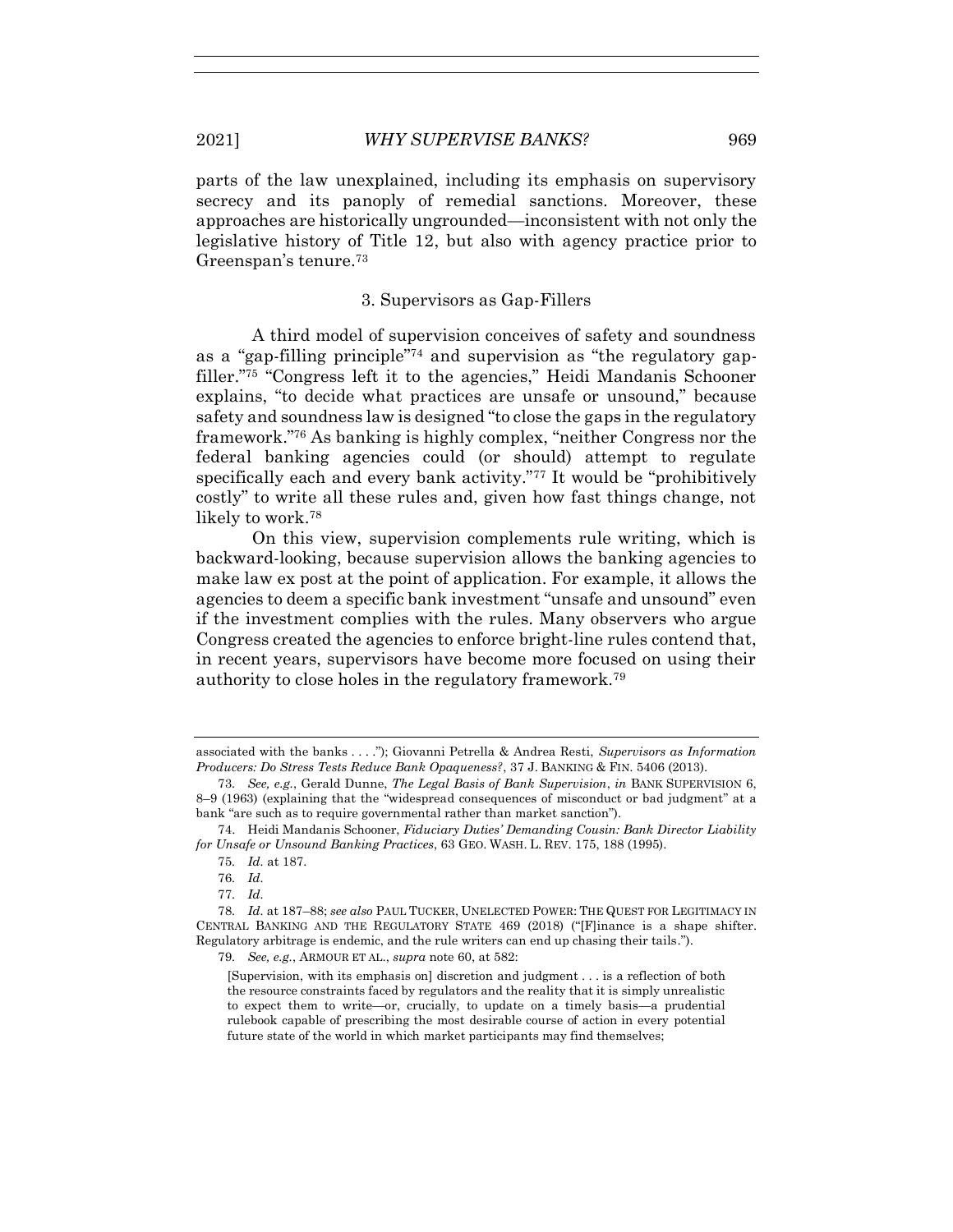parts of the law unexplained, including its emphasis on supervisory secrecy and its panoply of remedial sanctions. Moreover, these approaches are historically ungrounded—inconsistent with not only the legislative history of Title 12, but also with agency practice prior to Greenspan's tenure.[73]

### 3. Supervisors as Gap-Fillers

A third model of supervision conceives of safety and soundness as a "gap-filling principle"[74] and supervision as "the regulatory gap-filler."[75] "Congress left it to the agencies," Heidi Mandanis Schooner explains, "to decide what practices are unsafe or unsound," because safety and soundness law is designed "to close the gaps in the regulatory framework."[76] As banking is highly complex, "neither Congress nor the federal banking agencies could (or should) attempt to regulate specifically each and every bank activity."[77] It would be "prohibitively costly" to write all these rules and, given how fast things change, not likely to work.[78]

On this view, supervision complements rule writing, which is backward-looking, because supervision allows the banking agencies to make law ex post at the point of application. For example, it allows the agencies to deem a specific bank investment "unsafe and unsound" even if the investment complies with the rules. Many observers who argue Congress created the agencies to enforce bright-line rules contend that, in recent years, supervisors have become more focused on using their authority to close holes in the regulatory framework.[79]

---

associated with the banks . . . ."); Giovanni Petrella & Andrea Resti, *Supervisors as Information Producers: Do Stress Tests Reduce Bank Opaqueness?*, 37 J. BANKING & FIN. 5406 (2013).

73. *See, e.g.*, Gerald Dunne, *The Legal Basis of Bank Supervision*, *in* BANK SUPERVISION 6, 8–9 (1963) (explaining that the "widespread consequences of misconduct or bad judgment" at a bank "are such as to require governmental rather than market sanction").

74. Heidi Mandanis Schooner, *Fiduciary Duties' Demanding Cousin: Bank Director Liability for Unsafe or Unsound Banking Practices*, 63 GEO. WASH. L. REV. 175, 188 (1995).

75. *Id.* at 187.

76. *Id.*

77. *Id.*

78. *Id.* at 187–88; *see also* PAUL TUCKER, UNELECTED POWER: THE QUEST FOR LEGITIMACY IN CENTRAL BANKING AND THE REGULATORY STATE 469 (2018) ("[F]inance is a shape shifter. Regulatory arbitrage is endemic, and the rule writers can end up chasing their tails.").

79. *See, e.g.*, ARMOUR ET AL., *supra* note 60, at 582:

> [Supervision, with its emphasis on] discretion and judgment . . . is a reflection of both the resource constraints faced by regulators and the reality that it is simply unrealistic to expect them to write—or, crucially, to update on a timely basis—a prudential rulebook capable of prescribing the most desirable course of action in every potential future state of the world in which market participants may find themselves;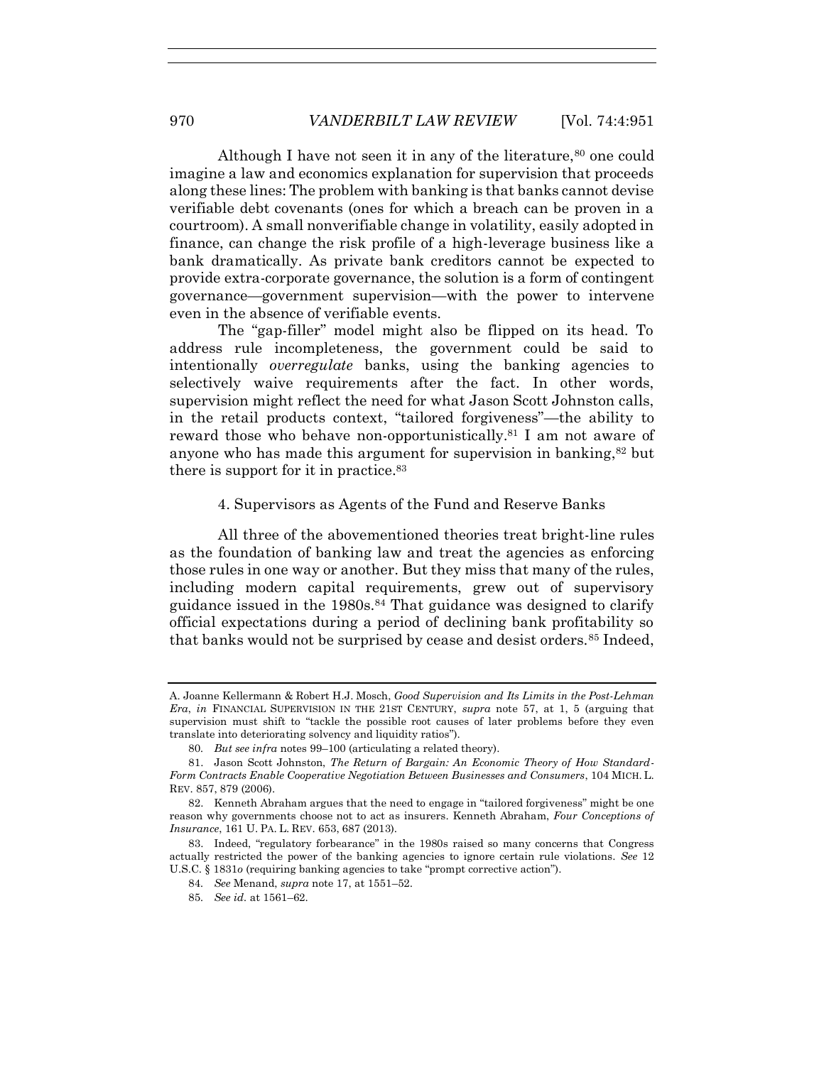Although I have not seen it in any of the literature,[80] one could imagine a law and economics explanation for supervision that proceeds along these lines: The problem with banking is that banks cannot devise verifiable debt covenants (ones for which a breach can be proven in a courtroom). A small nonverifiable change in volatility, easily adopted in finance, can change the risk profile of a high-leverage business like a bank dramatically. As private bank creditors cannot be expected to provide extra-corporate governance, the solution is a form of contingent governance—government supervision—with the power to intervene even in the absence of verifiable events.

The "gap-filler" model might also be flipped on its head. To address rule incompleteness, the government could be said to intentionally *overregulate* banks, using the banking agencies to selectively waive requirements after the fact. In other words, supervision might reflect the need for what Jason Scott Johnston calls, in the retail products context, "tailored forgiveness"—the ability to reward those who behave non-opportunistically.[81] I am not aware of anyone who has made this argument for supervision in banking,[82] but there is support for it in practice.[83]

#### 4. Supervisors as Agents of the Fund and Reserve Banks

All three of the abovementioned theories treat bright-line rules as the foundation of banking law and treat the agencies as enforcing those rules in one way or another. But they miss that many of the rules, including modern capital requirements, grew out of supervisory guidance issued in the 1980s.[84] That guidance was designed to clarify official expectations during a period of declining bank profitability so that banks would not be surprised by cease and desist orders.[85] Indeed,

---

A. Joanne Kellermann & Robert H.J. Mosch, *Good Supervision and Its Limits in the Post-Lehman Era*, *in* FINANCIAL SUPERVISION IN THE 21ST CENTURY, *supra* note 57, at 1, 5 (arguing that supervision must shift to "tackle the possible root causes of later problems before they even translate into deteriorating solvency and liquidity ratios").

80. *But see infra* notes 99–100 (articulating a related theory).

81. Jason Scott Johnston, *The Return of Bargain: An Economic Theory of How Standard-Form Contracts Enable Cooperative Negotiation Between Businesses and Consumers*, 104 MICH. L. REV. 857, 879 (2006).

82. Kenneth Abraham argues that the need to engage in "tailored forgiveness" might be one reason why governments choose not to act as insurers. Kenneth Abraham, *Four Conceptions of Insurance*, 161 U. PA. L. REV. 653, 687 (2013).

83. Indeed, "regulatory forbearance" in the 1980s raised so many concerns that Congress actually restricted the power of the banking agencies to ignore certain rule violations. *See* 12 U.S.C. § 1831*o* (requiring banking agencies to take "prompt corrective action").

84. *See* Menand, *supra* note 17, at 1551–52.

85. *See id.* at 1561–62.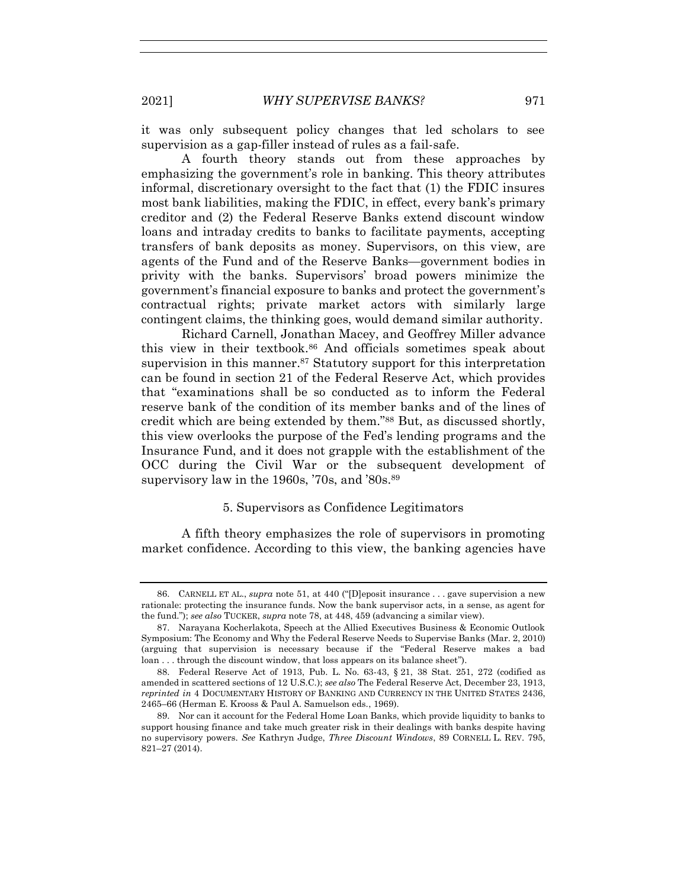it was only subsequent policy changes that led scholars to see supervision as a gap-filler instead of rules as a fail-safe.

A fourth theory stands out from these approaches by emphasizing the government's role in banking. This theory attributes informal, discretionary oversight to the fact that (1) the FDIC insures most bank liabilities, making the FDIC, in effect, every bank's primary creditor and (2) the Federal Reserve Banks extend discount window loans and intraday credits to banks to facilitate payments, accepting transfers of bank deposits as money. Supervisors, on this view, are agents of the Fund and of the Reserve Banks—government bodies in privity with the banks. Supervisors' broad powers minimize the government's financial exposure to banks and protect the government's contractual rights; private market actors with similarly large contingent claims, the thinking goes, would demand similar authority.

Richard Carnell, Jonathan Macey, and Geoffrey Miller advance this view in their textbook.[86] And officials sometimes speak about supervision in this manner.[87] Statutory support for this interpretation can be found in section 21 of the Federal Reserve Act, which provides that "examinations shall be so conducted as to inform the Federal reserve bank of the condition of its member banks and of the lines of credit which are being extended by them."[88] But, as discussed shortly, this view overlooks the purpose of the Fed's lending programs and the Insurance Fund, and it does not grapple with the establishment of the OCC during the Civil War or the subsequent development of supervisory law in the 1960s, '70s, and '80s.[89]

5. Supervisors as Confidence Legitimators

A fifth theory emphasizes the role of supervisors in promoting market confidence. According to this view, the banking agencies have

---

86. CARNELL ET AL., *supra* note 51, at 440 ("[D]eposit insurance . . . gave supervision a new rationale: protecting the insurance funds. Now the bank supervisor acts, in a sense, as agent for the fund."); *see also* TUCKER, *supra* note 78, at 448, 459 (advancing a similar view).

87. Narayana Kocherlakota, Speech at the Allied Executives Business & Economic Outlook Symposium: The Economy and Why the Federal Reserve Needs to Supervise Banks (Mar. 2, 2010) (arguing that supervision is necessary because if the "Federal Reserve makes a bad loan . . . through the discount window, that loss appears on its balance sheet").

88. Federal Reserve Act of 1913, Pub. L. No. 63-43, § 21, 38 Stat. 251, 272 (codified as amended in scattered sections of 12 U.S.C.); *see also* The Federal Reserve Act, December 23, 1913, *reprinted in* 4 DOCUMENTARY HISTORY OF BANKING AND CURRENCY IN THE UNITED STATES 2436, 2465–66 (Herman E. Krooss & Paul A. Samuelson eds., 1969).

89. Nor can it account for the Federal Home Loan Banks, which provide liquidity to banks to support housing finance and take much greater risk in their dealings with banks despite having no supervisory powers. *See* Kathryn Judge, *Three Discount Windows*, 89 CORNELL L. REV. 795, 821–27 (2014).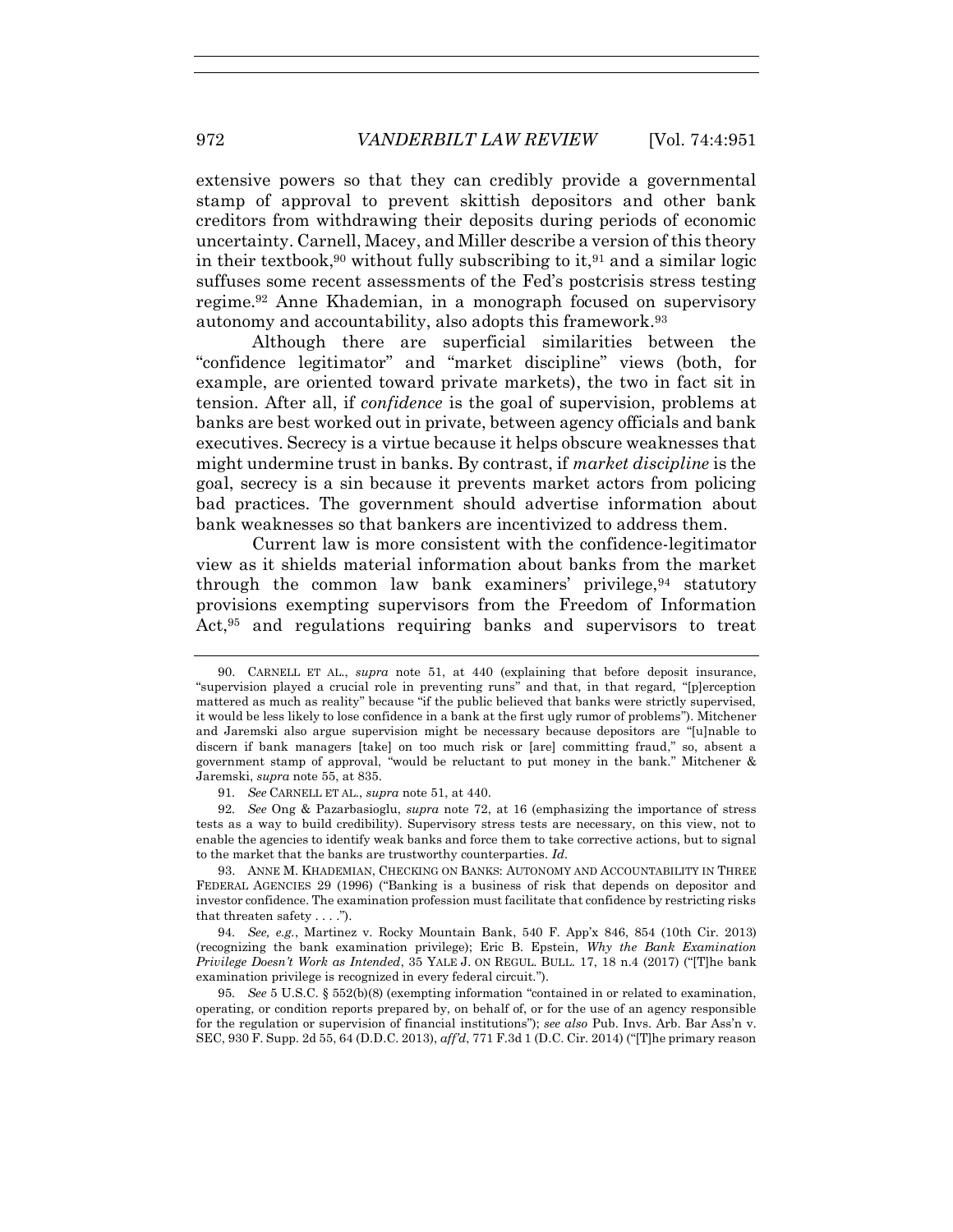extensive powers so that they can credibly provide a governmental stamp of approval to prevent skittish depositors and other bank creditors from withdrawing their deposits during periods of economic uncertainty. Carnell, Macey, and Miller describe a version of this theory in their textbook,[90] without fully subscribing to it,[91] and a similar logic suffuses some recent assessments of the Fed's postcrisis stress testing regime.[92] Anne Khademian, in a monograph focused on supervisory autonomy and accountability, also adopts this framework.[93]

Although there are superficial similarities between the "confidence legitimator" and "market discipline" views (both, for example, are oriented toward private markets), the two in fact sit in tension. After all, if *confidence* is the goal of supervision, problems at banks are best worked out in private, between agency officials and bank executives. Secrecy is a virtue because it helps obscure weaknesses that might undermine trust in banks. By contrast, if *market discipline* is the goal, secrecy is a sin because it prevents market actors from policing bad practices. The government should advertise information about bank weaknesses so that bankers are incentivized to address them.

Current law is more consistent with the confidence-legitimator view as it shields material information about banks from the market through the common law bank examiners' privilege,[94] statutory provisions exempting supervisors from the Freedom of Information Act,[95] and regulations requiring banks and supervisors to treat

---

90. CARNELL ET AL., *supra* note 51, at 440 (explaining that before deposit insurance, "supervision played a crucial role in preventing runs" and that, in that regard, "[p]erception mattered as much as reality" because "if the public believed that banks were strictly supervised, it would be less likely to lose confidence in a bank at the first ugly rumor of problems"). Mitchener and Jaremski also argue supervision might be necessary because depositors are "[u]nable to discern if bank managers [take] on too much risk or [are] committing fraud," so, absent a government stamp of approval, "would be reluctant to put money in the bank." Mitchener & Jaremski, *supra* note 55, at 835.

91. *See* CARNELL ET AL., *supra* note 51, at 440.

92. *See* Ong & Pazarbasioglu, *supra* note 72, at 16 (emphasizing the importance of stress tests as a way to build credibility). Supervisory stress tests are necessary, on this view, not to enable the agencies to identify weak banks and force them to take corrective actions, but to signal to the market that the banks are trustworthy counterparties. *Id.*

93. ANNE M. KHADEMIAN, CHECKING ON BANKS: AUTONOMY AND ACCOUNTABILITY IN THREE FEDERAL AGENCIES 29 (1996) ("Banking is a business of risk that depends on depositor and investor confidence. The examination profession must facilitate that confidence by restricting risks that threaten safety . . . .").

94. *See, e.g.*, Martinez v. Rocky Mountain Bank, 540 F. App'x 846, 854 (10th Cir. 2013) (recognizing the bank examination privilege); Eric B. Epstein, *Why the Bank Examination Privilege Doesn't Work as Intended*, 35 YALE J. ON REGUL. BULL. 17, 18 n.4 (2017) ("[T]he bank examination privilege is recognized in every federal circuit.").

95. *See* 5 U.S.C. § 552(b)(8) (exempting information "contained in or related to examination, operating, or condition reports prepared by, on behalf of, or for the use of an agency responsible for the regulation or supervision of financial institutions"); *see also* Pub. Invs. Arb. Bar Ass'n v. SEC, 930 F. Supp. 2d 55, 64 (D.D.C. 2013), *aff'd*, 771 F.3d 1 (D.C. Cir. 2014) ("[T]he primary reason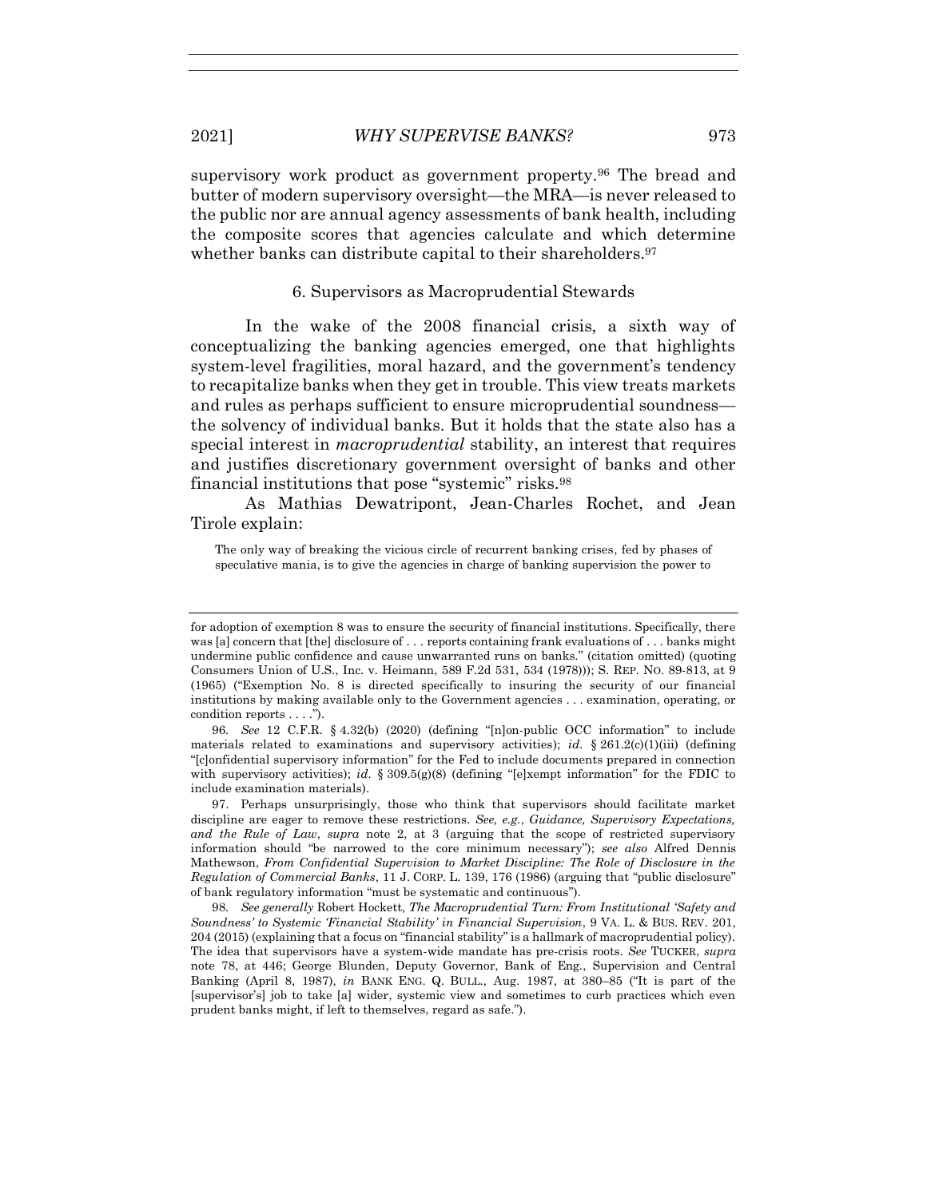supervisory work product as government property.[96] The bread and butter of modern supervisory oversight—the MRA—is never released to the public nor are annual agency assessments of bank health, including the composite scores that agencies calculate and which determine whether banks can distribute capital to their shareholders.[97]

### 6. Supervisors as Macroprudential Stewards

In the wake of the 2008 financial crisis, a sixth way of conceptualizing the banking agencies emerged, one that highlights system-level fragilities, moral hazard, and the government's tendency to recapitalize banks when they get in trouble. This view treats markets and rules as perhaps sufficient to ensure microprudential soundness—the solvency of individual banks. But it holds that the state also has a special interest in *macroprudential* stability, an interest that requires and justifies discretionary government oversight of banks and other financial institutions that pose "systemic" risks.[98]

As Mathias Dewatripont, Jean-Charles Rochet, and Jean Tirole explain:

> The only way of breaking the vicious circle of recurrent banking crises, fed by phases of speculative mania, is to give the agencies in charge of banking supervision the power to

---

for adoption of exemption 8 was to ensure the security of financial institutions. Specifically, there was [a] concern that [the] disclosure of . . . reports containing frank evaluations of . . . banks might undermine public confidence and cause unwarranted runs on banks." (citation omitted) (quoting Consumers Union of U.S., Inc. v. Heimann, 589 F.2d 531, 534 (1978))); S. REP. NO. 89-813, at 9 (1965) ("Exemption No. 8 is directed specifically to insuring the security of our financial institutions by making available only to the Government agencies . . . examination, operating, or condition reports . . . .").

96. *See* 12 C.F.R. § 4.32(b) (2020) (defining "[n]on-public OCC information" to include materials related to examinations and supervisory activities); *id.* § 261.2(c)(1)(iii) (defining "[c]onfidential supervisory information" for the Fed to include documents prepared in connection with supervisory activities); *id.* § 309.5(g)(8) (defining "[e]xempt information" for the FDIC to include examination materials).

97. Perhaps unsurprisingly, those who think that supervisors should facilitate market discipline are eager to remove these restrictions. *See, e.g.*, *Guidance, Supervisory Expectations, and the Rule of Law*, *supra* note 2, at 3 (arguing that the scope of restricted supervisory information should "be narrowed to the core minimum necessary"); *see also* Alfred Dennis Mathewson, *From Confidential Supervision to Market Discipline: The Role of Disclosure in the Regulation of Commercial Banks*, 11 J. CORP. L. 139, 176 (1986) (arguing that "public disclosure" of bank regulatory information "must be systematic and continuous").

98. *See generally* Robert Hockett, *The Macroprudential Turn: From Institutional 'Safety and Soundness' to Systemic 'Financial Stability' in Financial Supervision*, 9 VA. L. & BUS. REV. 201, 204 (2015) (explaining that a focus on "financial stability" is a hallmark of macroprudential policy). The idea that supervisors have a system-wide mandate has pre-crisis roots. *See* TUCKER, *supra* note 78, at 446; George Blunden, Deputy Governor, Bank of Eng., Supervision and Central Banking (April 8, 1987), *in* BANK ENG. Q. BULL., Aug. 1987, at 380–85 ("It is part of the [supervisor's] job to take [a] wider, systemic view and sometimes to curb practices which even prudent banks might, if left to themselves, regard as safe.").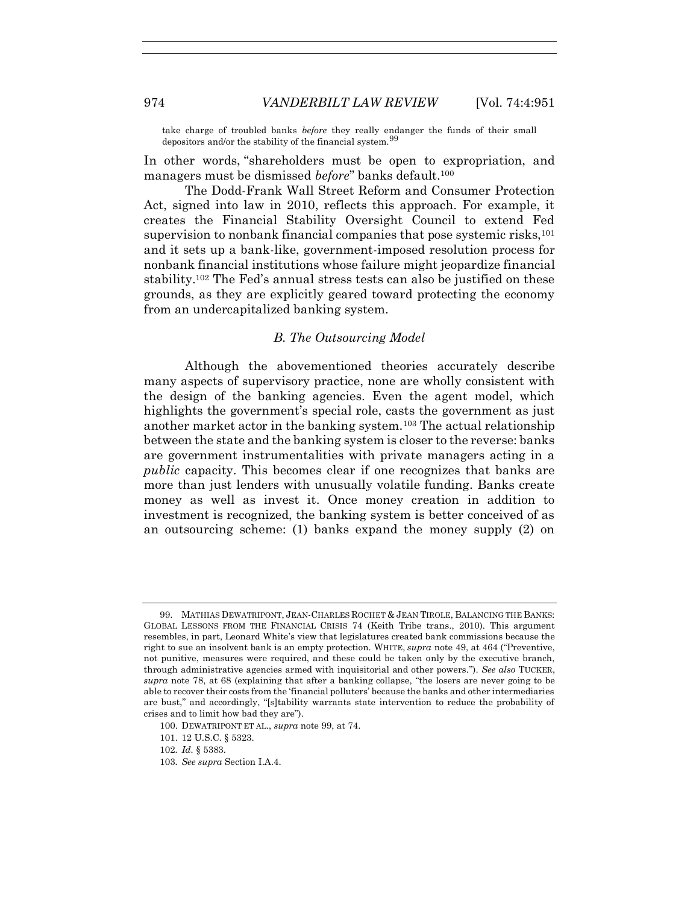> take charge of troubled banks *before* they really endanger the funds of their small depositors and/or the stability of the financial system.[99]

In other words, "shareholders must be open to expropriation, and managers must be dismissed *before*" banks default.[100]

The Dodd-Frank Wall Street Reform and Consumer Protection Act, signed into law in 2010, reflects this approach. For example, it creates the Financial Stability Oversight Council to extend Fed supervision to nonbank financial companies that pose systemic risks,[101] and it sets up a bank-like, government-imposed resolution process for nonbank financial institutions whose failure might jeopardize financial stability.[102] The Fed's annual stress tests can also be justified on these grounds, as they are explicitly geared toward protecting the economy from an undercapitalized banking system.

### *B. The Outsourcing Model*

Although the abovementioned theories accurately describe many aspects of supervisory practice, none are wholly consistent with the design of the banking agencies. Even the agent model, which highlights the government's special role, casts the government as just another market actor in the banking system.[103] The actual relationship between the state and the banking system is closer to the reverse: banks are government instrumentalities with private managers acting in a *public* capacity. This becomes clear if one recognizes that banks are more than just lenders with unusually volatile funding. Banks create money as well as invest it. Once money creation in addition to investment is recognized, the banking system is better conceived of as an outsourcing scheme: (1) banks expand the money supply (2) on

---

99. MATHIAS DEWATRIPONT, JEAN-CHARLES ROCHET & JEAN TIROLE, BALANCING THE BANKS: GLOBAL LESSONS FROM THE FINANCIAL CRISIS 74 (Keith Tribe trans., 2010). This argument resembles, in part, Leonard White's view that legislatures created bank commissions because the right to sue an insolvent bank is an empty protection. WHITE, *supra* note 49, at 464 ("Preventive, not punitive, measures were required, and these could be taken only by the executive branch, through administrative agencies armed with inquisitorial and other powers."). *See also* TUCKER, *supra* note 78, at 68 (explaining that after a banking collapse, "the losers are never going to be able to recover their costs from the 'financial polluters' because the banks and other intermediaries are bust," and accordingly, "[s]tability warrants state intervention to reduce the probability of crises and to limit how bad they are").

100. DEWATRIPONT ET AL., *supra* note 99, at 74.

101. 12 U.S.C. § 5323.

102. *Id*. § 5383.

103. *See supra* Section I.A.4.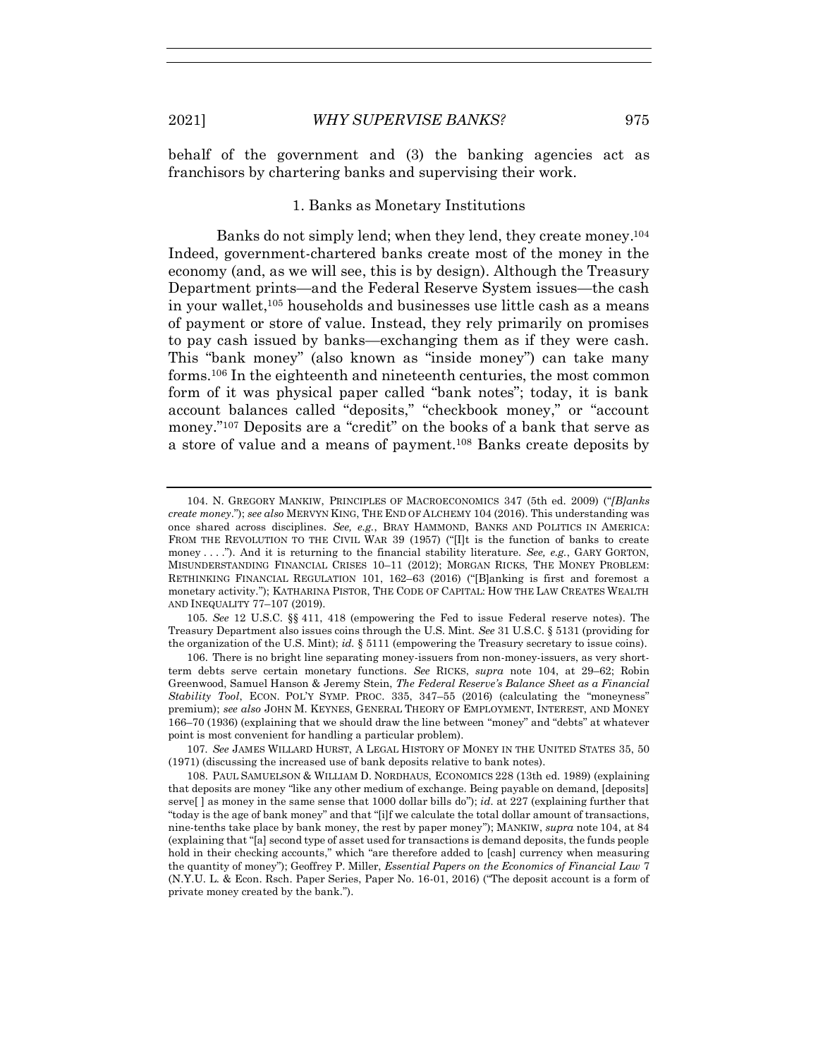behalf of the government and (3) the banking agencies act as franchisors by chartering banks and supervising their work.

### 1. Banks as Monetary Institutions

Banks do not simply lend; when they lend, they create money.[104] Indeed, government-chartered banks create most of the money in the economy (and, as we will see, this is by design). Although the Treasury Department prints—and the Federal Reserve System issues—the cash in your wallet,[105] households and businesses use little cash as a means of payment or store of value. Instead, they rely primarily on promises to pay cash issued by banks—exchanging them as if they were cash. This "bank money" (also known as "inside money") can take many forms.[106] In the eighteenth and nineteenth centuries, the most common form of it was physical paper called "bank notes"; today, it is bank account balances called "deposits," "checkbook money," or "account money."[107] Deposits are a "credit" on the books of a bank that serve as a store of value and a means of payment.[108] Banks create deposits by

---

104. N. GREGORY MANKIW, PRINCIPLES OF MACROECONOMICS 347 (5th ed. 2009) ("*[B]anks create money*."); *see also* MERVYN KING, THE END OF ALCHEMY 104 (2016). This understanding was once shared across disciplines. *See, e.g.*, BRAY HAMMOND, BANKS AND POLITICS IN AMERICA: FROM THE REVOLUTION TO THE CIVIL WAR 39 (1957) ("[I]t is the function of banks to create money . . . ."). And it is returning to the financial stability literature. *See, e.g.*, GARY GORTON, MISUNDERSTANDING FINANCIAL CRISES 10–11 (2012); MORGAN RICKS, THE MONEY PROBLEM: RETHINKING FINANCIAL REGULATION 101, 162–63 (2016) ("[B]anking is first and foremost a monetary activity."); KATHARINA PISTOR, THE CODE OF CAPITAL: HOW THE LAW CREATES WEALTH AND INEQUALITY 77–107 (2019).

105. *See* 12 U.S.C. §§ 411, 418 (empowering the Fed to issue Federal reserve notes). The Treasury Department also issues coins through the U.S. Mint. *See* 31 U.S.C. § 5131 (providing for the organization of the U.S. Mint); *id.* § 5111 (empowering the Treasury secretary to issue coins).

106. There is no bright line separating money-issuers from non-money-issuers, as very short-term debts serve certain monetary functions. *See* RICKS, *supra* note 104, at 29–62; Robin Greenwood, Samuel Hanson & Jeremy Stein, *The Federal Reserve's Balance Sheet as a Financial Stability Tool*, ECON. POL'Y SYMP. PROC. 335, 347–55 (2016) (calculating the "moneyness" premium); *see also* JOHN M. KEYNES, GENERAL THEORY OF EMPLOYMENT, INTEREST, AND MONEY 166–70 (1936) (explaining that we should draw the line between "money" and "debts" at whatever point is most convenient for handling a particular problem).

107. *See* JAMES WILLARD HURST, A LEGAL HISTORY OF MONEY IN THE UNITED STATES 35, 50 (1971) (discussing the increased use of bank deposits relative to bank notes).

108. PAUL SAMUELSON & WILLIAM D. NORDHAUS, ECONOMICS 228 (13th ed. 1989) (explaining that deposits are money "like any other medium of exchange. Being payable on demand, [deposits] serve[ ] as money in the same sense that 1000 dollar bills do"); *id.* at 227 (explaining further that "today is the age of bank money" and that "[i]f we calculate the total dollar amount of transactions, nine-tenths take place by bank money, the rest by paper money"); MANKIW, *supra* note 104, at 84 (explaining that "[a] second type of asset used for transactions is demand deposits, the funds people hold in their checking accounts," which "are therefore added to [cash] currency when measuring the quantity of money"); Geoffrey P. Miller, *Essential Papers on the Economics of Financial Law* 7 (N.Y.U. L. & Econ. Rsch. Paper Series, Paper No. 16-01, 2016) ("The deposit account is a form of private money created by the bank.").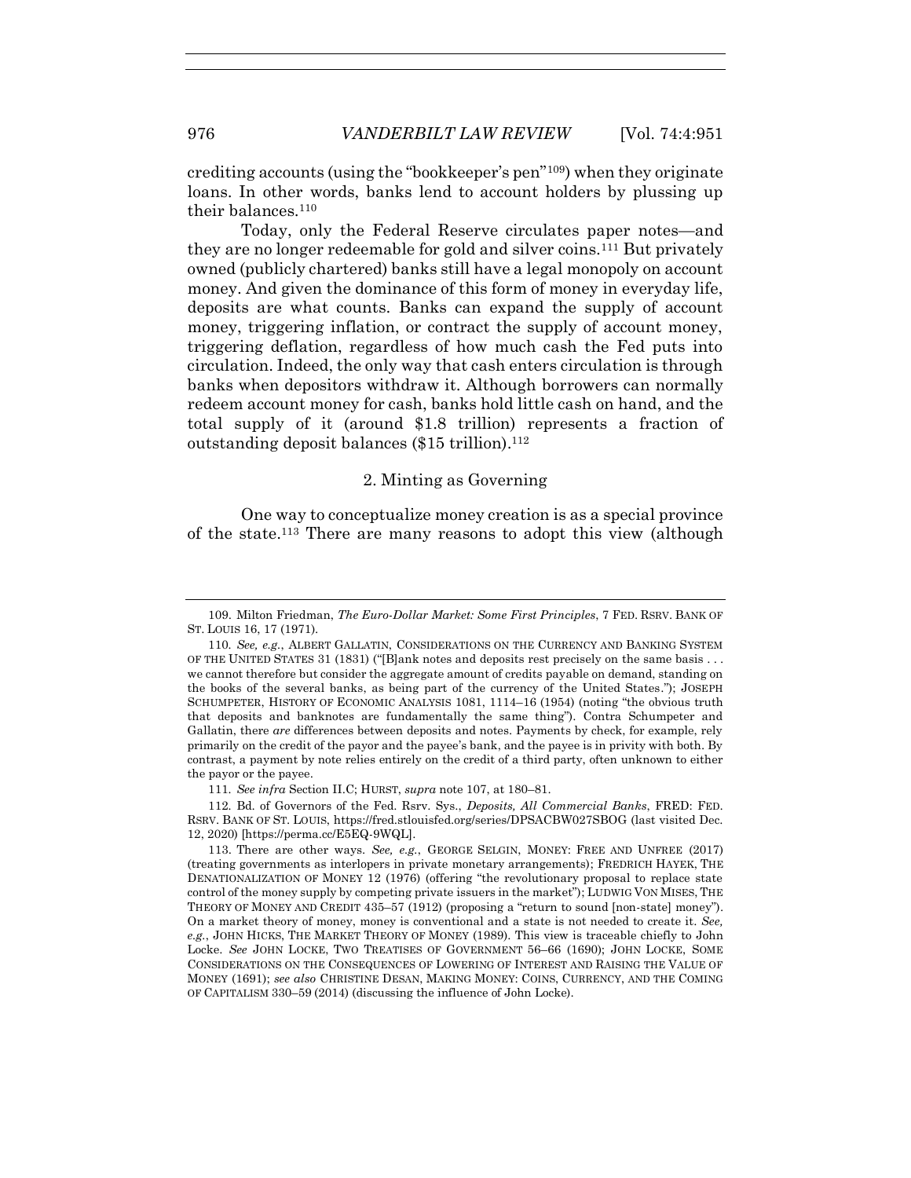crediting accounts (using the "bookkeeper's pen"[109]) when they originate loans. In other words, banks lend to account holders by plussing up their balances.[110]

Today, only the Federal Reserve circulates paper notes—and they are no longer redeemable for gold and silver coins.[111] But privately owned (publicly chartered) banks still have a legal monopoly on account money. And given the dominance of this form of money in everyday life, deposits are what counts. Banks can expand the supply of account money, triggering inflation, or contract the supply of account money, triggering deflation, regardless of how much cash the Fed puts into circulation. Indeed, the only way that cash enters circulation is through banks when depositors withdraw it. Although borrowers can normally redeem account money for cash, banks hold little cash on hand, and the total supply of it (around $1.8 trillion) represents a fraction of outstanding deposit balances ($15 trillion).[112]

### 2. Minting as Governing

One way to conceptualize money creation is as a special province of the state.[113] There are many reasons to adopt this view (although

---

109. Milton Friedman, *The Euro-Dollar Market: Some First Principles*, 7 FED. RSRV. BANK OF ST. LOUIS 16, 17 (1971).

110. *See, e.g.*, ALBERT GALLATIN, CONSIDERATIONS ON THE CURRENCY AND BANKING SYSTEM OF THE UNITED STATES 31 (1831) ("[B]ank notes and deposits rest precisely on the same basis . . . we cannot therefore but consider the aggregate amount of credits payable on demand, standing on the books of the several banks, as being part of the currency of the United States."); JOSEPH SCHUMPETER, HISTORY OF ECONOMIC ANALYSIS 1081, 1114–16 (1954) (noting "the obvious truth that deposits and banknotes are fundamentally the same thing"). Contra Schumpeter and Gallatin, there *are* differences between deposits and notes. Payments by check, for example, rely primarily on the credit of the payor and the payee's bank, and the payee is in privity with both. By contrast, a payment by note relies entirely on the credit of a third party, often unknown to either the payor or the payee.

111. *See infra* Section II.C; HURST, *supra* note 107, at 180–81.

112. Bd. of Governors of the Fed. Rsrv. Sys., *Deposits, All Commercial Banks*, FRED: FED. RSRV. BANK OF ST. LOUIS, https://fred.stlouisfed.org/series/DPSACBW027SBOG (last visited Dec. 12, 2020) [https://perma.cc/E5EQ-9WQL].

113. There are other ways. *See, e.g.*, GEORGE SELGIN, MONEY: FREE AND UNFREE (2017) (treating governments as interlopers in private monetary arrangements); FREDRICH HAYEK, THE DENATIONALIZATION OF MONEY 12 (1976) (offering "the revolutionary proposal to replace state control of the money supply by competing private issuers in the market"); LUDWIG VON MISES, THE THEORY OF MONEY AND CREDIT 435–57 (1912) (proposing a "return to sound [non-state] money"). On a market theory of money, money is conventional and a state is not needed to create it. *See, e.g.*, JOHN HICKS, THE MARKET THEORY OF MONEY (1989). This view is traceable chiefly to John Locke. *See* JOHN LOCKE, TWO TREATISES OF GOVERNMENT 56–66 (1690); JOHN LOCKE, SOME CONSIDERATIONS ON THE CONSEQUENCES OF LOWERING OF INTEREST AND RAISING THE VALUE OF MONEY (1691); *see also* CHRISTINE DESAN, MAKING MONEY: COINS, CURRENCY, AND THE COMING OF CAPITALISM 330–59 (2014) (discussing the influence of John Locke).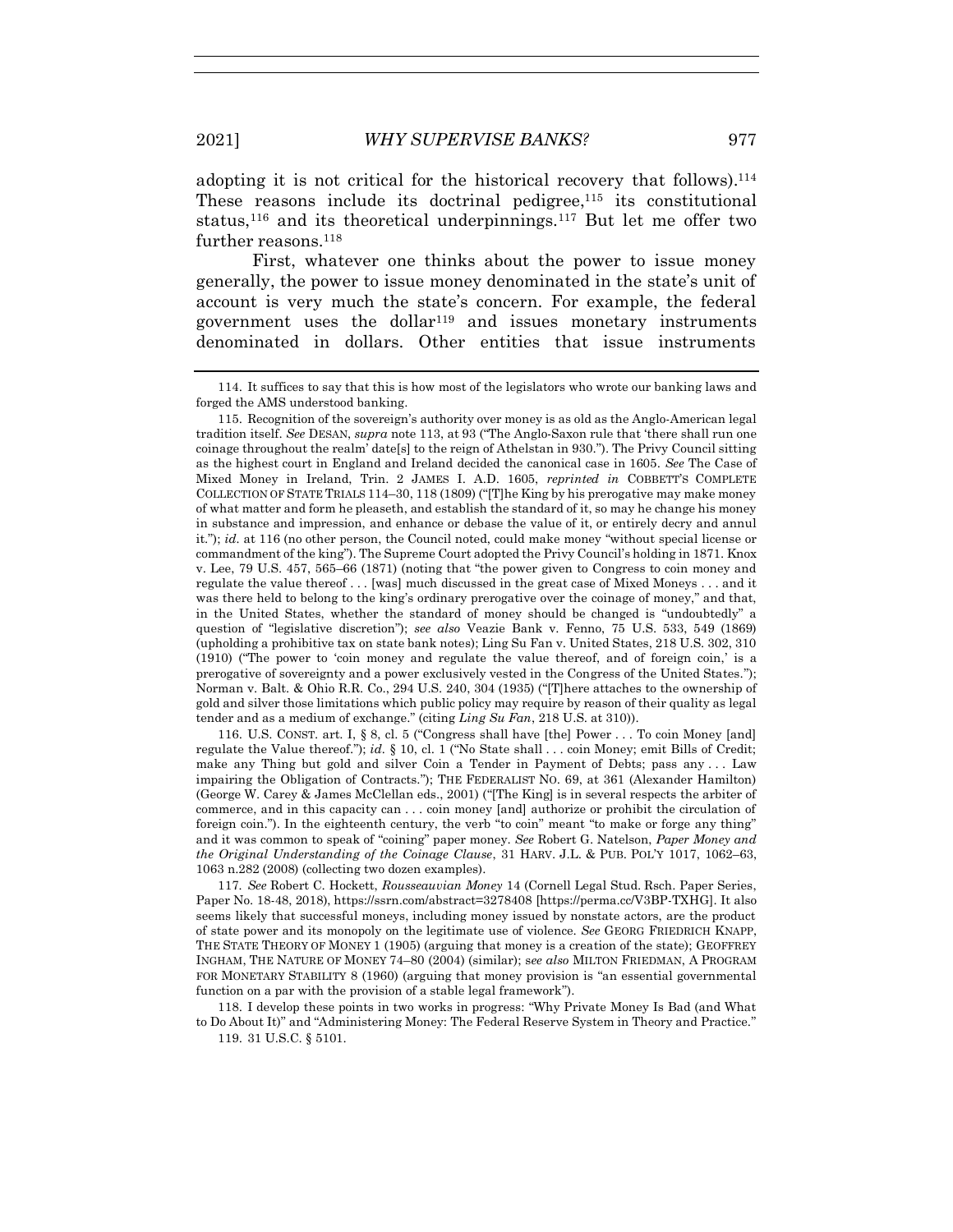adopting it is not critical for the historical recovery that follows).[114] These reasons include its doctrinal pedigree,[115] its constitutional status,[116] and its theoretical underpinnings.[117] But let me offer two further reasons.[118]

First, whatever one thinks about the power to issue money generally, the power to issue money denominated in the state's unit of account is very much the state's concern. For example, the federal government uses the dollar[119] and issues monetary instruments denominated in dollars. Other entities that issue instruments

---

114. It suffices to say that this is how most of the legislators who wrote our banking laws and forged the AMS understood banking.

115. Recognition of the sovereign's authority over money is as old as the Anglo-American legal tradition itself. *See* DESAN, *supra* note 113, at 93 ("The Anglo-Saxon rule that 'there shall run one coinage throughout the realm' date[s] to the reign of Athelstan in 930."). The Privy Council sitting as the highest court in England and Ireland decided the canonical case in 1605. *See* The Case of Mixed Money in Ireland, Trin. 2 JAMES I. A.D. 1605, *reprinted in* COBBETT'S COMPLETE COLLECTION OF STATE TRIALS 114–30, 118 (1809) ("[T]he King by his prerogative may make money of what matter and form he pleaseth, and establish the standard of it, so may he change his money in substance and impression, and enhance or debase the value of it, or entirely decry and annul it."); *id.* at 116 (no other person, the Council noted, could make money "without special license or commandment of the king"). The Supreme Court adopted the Privy Council's holding in 1871. Knox v. Lee, 79 U.S. 457, 565–66 (1871) (noting that "the power given to Congress to coin money and regulate the value thereof . . . [was] much discussed in the great case of Mixed Moneys . . . and it was there held to belong to the king's ordinary prerogative over the coinage of money," and that, in the United States, whether the standard of money should be changed is "undoubtedly" a question of "legislative discretion"); *see also* Veazie Bank v. Fenno, 75 U.S. 533, 549 (1869) (upholding a prohibitive tax on state bank notes); Ling Su Fan v. United States, 218 U.S. 302, 310 (1910) ("The power to 'coin money and regulate the value thereof, and of foreign coin,' is a prerogative of sovereignty and a power exclusively vested in the Congress of the United States."); Norman v. Balt. & Ohio R.R. Co., 294 U.S. 240, 304 (1935) ("[T]here attaches to the ownership of gold and silver those limitations which public policy may require by reason of their quality as legal tender and as a medium of exchange." (citing *Ling Su Fan*, 218 U.S. at 310)).

116. U.S. CONST. art. I, § 8, cl. 5 ("Congress shall have [the] Power . . . To coin Money [and] regulate the Value thereof."); *id.* § 10, cl. 1 ("No State shall . . . coin Money; emit Bills of Credit; make any Thing but gold and silver Coin a Tender in Payment of Debts; pass any . . . Law impairing the Obligation of Contracts."); THE FEDERALIST NO. 69, at 361 (Alexander Hamilton) (George W. Carey & James McClellan eds., 2001) ("[The King] is in several respects the arbiter of commerce, and in this capacity can . . . coin money [and] authorize or prohibit the circulation of foreign coin."). In the eighteenth century, the verb "to coin" meant "to make or forge any thing" and it was common to speak of "coining" paper money. *See* Robert G. Natelson, *Paper Money and the Original Understanding of the Coinage Clause*, 31 HARV. J.L. & PUB. POL'Y 1017, 1062–63, 1063 n.282 (2008) (collecting two dozen examples).

117. *See* Robert C. Hockett, *Rousseauvian Money* 14 (Cornell Legal Stud. Rsch. Paper Series, Paper No. 18-48, 2018), https://ssrn.com/abstract=3278408 [https://perma.cc/V3BP-TXHG]. It also seems likely that successful moneys, including money issued by nonstate actors, are the product of state power and its monopoly on the legitimate use of violence. *See* GEORG FRIEDRICH KNAPP, THE STATE THEORY OF MONEY 1 (1905) (arguing that money is a creation of the state); GEOFFREY INGHAM, THE NATURE OF MONEY 74–80 (2004) (similar); *see also* MILTON FRIEDMAN, A PROGRAM FOR MONETARY STABILITY 8 (1960) (arguing that money provision is "an essential governmental function on a par with the provision of a stable legal framework").

118. I develop these points in two works in progress: "Why Private Money Is Bad (and What to Do About It)" and "Administering Money: The Federal Reserve System in Theory and Practice."

119. 31 U.S.C. § 5101.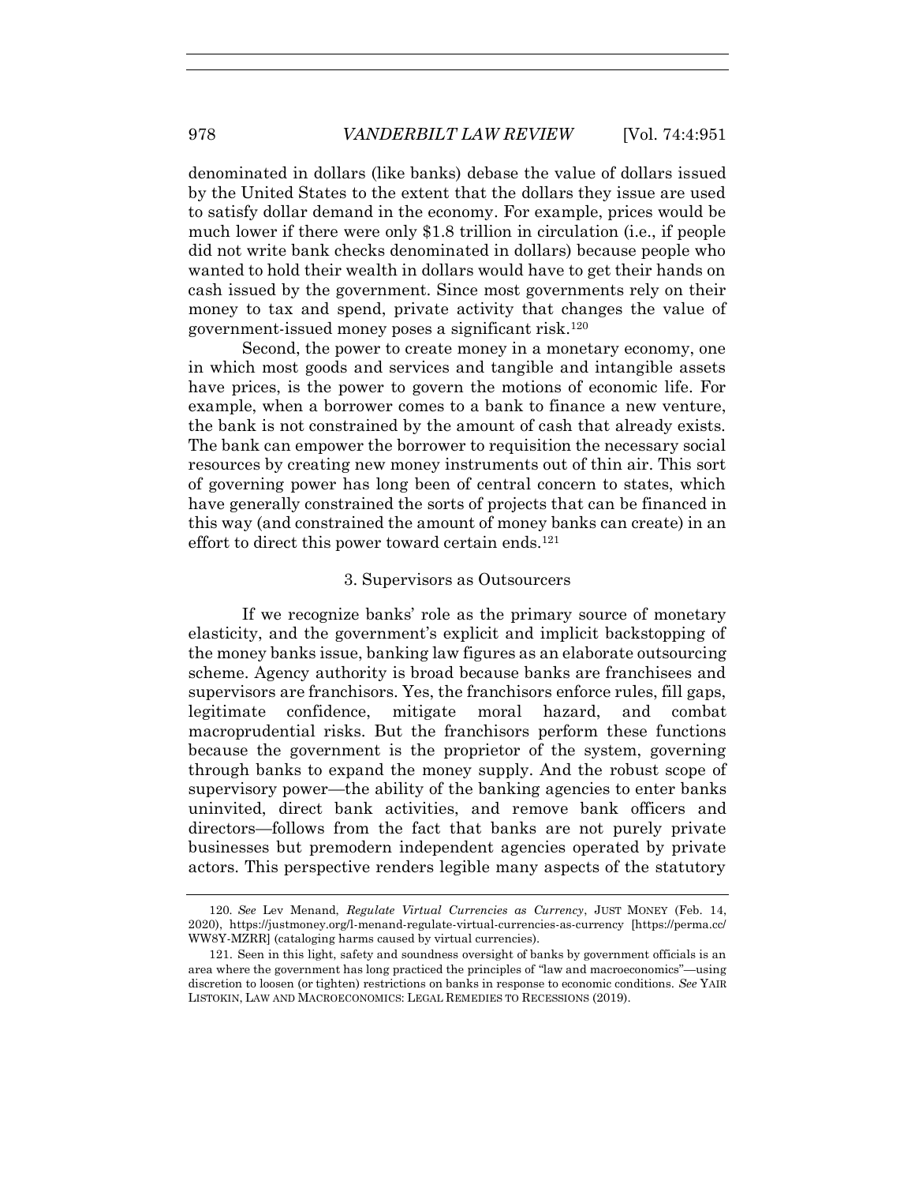denominated in dollars (like banks) debase the value of dollars issued by the United States to the extent that the dollars they issue are used to satisfy dollar demand in the economy. For example, prices would be much lower if there were only $1.8 trillion in circulation (i.e., if people did not write bank checks denominated in dollars) because people who wanted to hold their wealth in dollars would have to get their hands on cash issued by the government. Since most governments rely on their money to tax and spend, private activity that changes the value of government-issued money poses a significant risk.[120]

Second, the power to create money in a monetary economy, one in which most goods and services and tangible and intangible assets have prices, is the power to govern the motions of economic life. For example, when a borrower comes to a bank to finance a new venture, the bank is not constrained by the amount of cash that already exists. The bank can empower the borrower to requisition the necessary social resources by creating new money instruments out of thin air. This sort of governing power has long been of central concern to states, which have generally constrained the sorts of projects that can be financed in this way (and constrained the amount of money banks can create) in an effort to direct this power toward certain ends.[121]

### 3. Supervisors as Outsourcers

If we recognize banks' role as the primary source of monetary elasticity, and the government's explicit and implicit backstopping of the money banks issue, banking law figures as an elaborate outsourcing scheme. Agency authority is broad because banks are franchisees and supervisors are franchisors. Yes, the franchisors enforce rules, fill gaps, legitimate confidence, mitigate moral hazard, and combat macroprudential risks. But the franchisors perform these functions because the government is the proprietor of the system, governing through banks to expand the money supply. And the robust scope of supervisory power—the ability of the banking agencies to enter banks uninvited, direct bank activities, and remove bank officers and directors—follows from the fact that banks are not purely private businesses but premodern independent agencies operated by private actors. This perspective renders legible many aspects of the statutory

120. *See* Lev Menand, *Regulate Virtual Currencies as Currency*, JUST MONEY (Feb. 14, 2020), https://justmoney.org/l-menand-regulate-virtual-currencies-as-currency [https://perma.cc/WW8Y-MZRR] (cataloging harms caused by virtual currencies).

121. Seen in this light, safety and soundness oversight of banks by government officials is an area where the government has long practiced the principles of "law and macroeconomics"—using discretion to loosen (or tighten) restrictions on banks in response to economic conditions. *See* YAIR LISTOKIN, LAW AND MACROECONOMICS: LEGAL REMEDIES TO RECESSIONS (2019).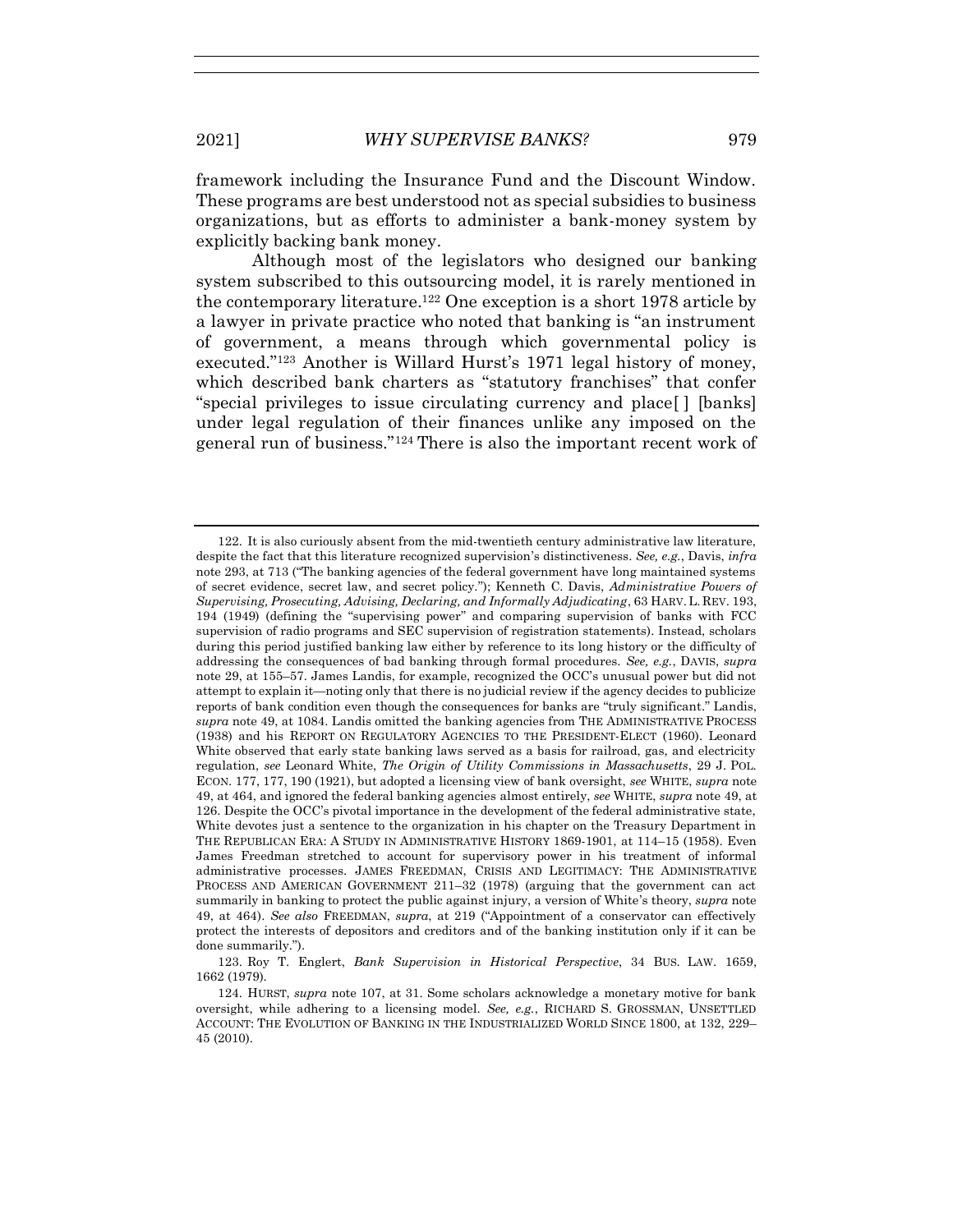framework including the Insurance Fund and the Discount Window. These programs are best understood not as special subsidies to business organizations, but as efforts to administer a bank-money system by explicitly backing bank money.

Although most of the legislators who designed our banking system subscribed to this outsourcing model, it is rarely mentioned in the contemporary literature.[122] One exception is a short 1978 article by a lawyer in private practice who noted that banking is "an instrument of government, a means through which governmental policy is executed."[123] Another is Willard Hurst's 1971 legal history of money, which described bank charters as "statutory franchises" that confer "special privileges to issue circulating currency and place[ ] [banks] under legal regulation of their finances unlike any imposed on the general run of business."[124] There is also the important recent work of

---

122. It is also curiously absent from the mid-twentieth century administrative law literature, despite the fact that this literature recognized supervision's distinctiveness. *See, e.g.*, Davis, *infra* note 293, at 713 ("The banking agencies of the federal government have long maintained systems of secret evidence, secret law, and secret policy."); Kenneth C. Davis, *Administrative Powers of Supervising, Prosecuting, Advising, Declaring, and Informally Adjudicating*, 63 HARV. L. REV. 193, 194 (1949) (defining the "supervising power" and comparing supervision of banks with FCC supervision of radio programs and SEC supervision of registration statements). Instead, scholars during this period justified banking law either by reference to its long history or the difficulty of addressing the consequences of bad banking through formal procedures. *See, e.g.*, DAVIS, *supra* note 29, at 155–57. James Landis, for example, recognized the OCC's unusual power but did not attempt to explain it—noting only that there is no judicial review if the agency decides to publicize reports of bank condition even though the consequences for banks are "truly significant." Landis, *supra* note 49, at 1084. Landis omitted the banking agencies from THE ADMINISTRATIVE PROCESS (1938) and his REPORT ON REGULATORY AGENCIES TO THE PRESIDENT-ELECT (1960). Leonard White observed that early state banking laws served as a basis for railroad, gas, and electricity regulation, *see* Leonard White, *The Origin of Utility Commissions in Massachusetts*, 29 J. POL. ECON. 177, 177, 190 (1921), but adopted a licensing view of bank oversight, *see* WHITE, *supra* note 49, at 464, and ignored the federal banking agencies almost entirely, *see* WHITE, *supra* note 49, at 126. Despite the OCC's pivotal importance in the development of the federal administrative state, White devotes just a sentence to the organization in his chapter on the Treasury Department in THE REPUBLICAN ERA: A STUDY IN ADMINISTRATIVE HISTORY 1869-1901, at 114–15 (1958). Even James Freedman stretched to account for supervisory power in his treatment of informal administrative processes. JAMES FREEDMAN, CRISIS AND LEGITIMACY: THE ADMINISTRATIVE PROCESS AND AMERICAN GOVERNMENT 211–32 (1978) (arguing that the government can act summarily in banking to protect the public against injury, a version of White's theory, *supra* note 49, at 464). *See also* FREEDMAN, *supra*, at 219 ("Appointment of a conservator can effectively protect the interests of depositors and creditors and of the banking institution only if it can be done summarily.").

123. Roy T. Englert, *Bank Supervision in Historical Perspective*, 34 BUS. LAW. 1659, 1662 (1979).

124. HURST, *supra* note 107, at 31. Some scholars acknowledge a monetary motive for bank oversight, while adhering to a licensing model. *See, e.g.*, RICHARD S. GROSSMAN, UNSETTLED ACCOUNT: THE EVOLUTION OF BANKING IN THE INDUSTRIALIZED WORLD SINCE 1800, at 132, 229–45 (2010).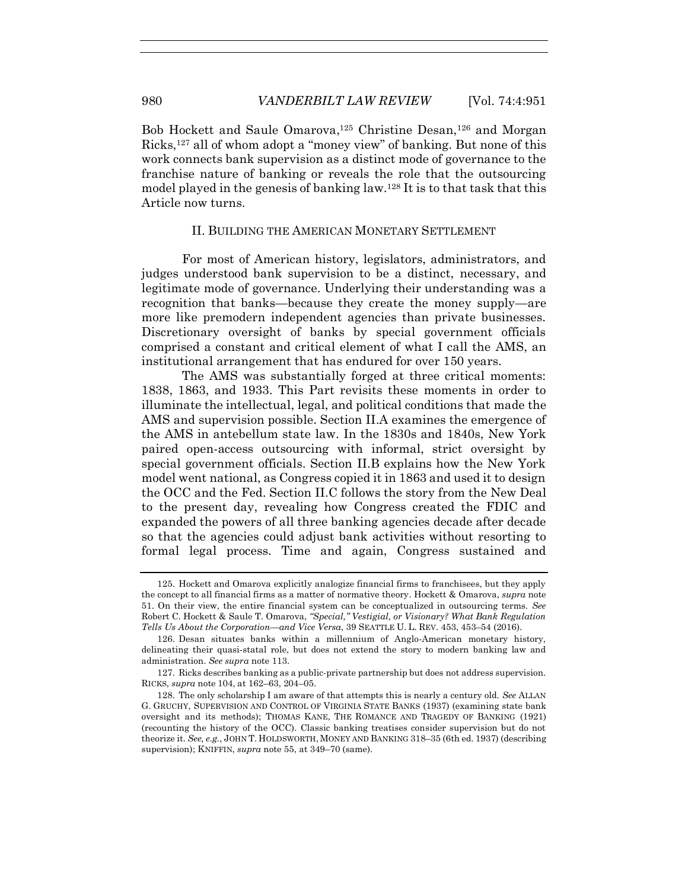Bob Hockett and Saule Omarova,[125] Christine Desan,[126] and Morgan Ricks,[127] all of whom adopt a "money view" of banking. But none of this work connects bank supervision as a distinct mode of governance to the franchise nature of banking or reveals the role that the outsourcing model played in the genesis of banking law.[128] It is to that task that this Article now turns.

## II. BUILDING THE AMERICAN MONETARY SETTLEMENT

For most of American history, legislators, administrators, and judges understood bank supervision to be a distinct, necessary, and legitimate mode of governance. Underlying their understanding was a recognition that banks—because they create the money supply—are more like premodern independent agencies than private businesses. Discretionary oversight of banks by special government officials comprised a constant and critical element of what I call the AMS, an institutional arrangement that has endured for over 150 years.

The AMS was substantially forged at three critical moments: 1838, 1863, and 1933. This Part revisits these moments in order to illuminate the intellectual, legal, and political conditions that made the AMS and supervision possible. Section II.A examines the emergence of the AMS in antebellum state law. In the 1830s and 1840s, New York paired open-access outsourcing with informal, strict oversight by special government officials. Section II.B explains how the New York model went national, as Congress copied it in 1863 and used it to design the OCC and the Fed. Section II.C follows the story from the New Deal to the present day, revealing how Congress created the FDIC and expanded the powers of all three banking agencies decade after decade so that the agencies could adjust bank activities without resorting to formal legal process. Time and again, Congress sustained and

---

125. Hockett and Omarova explicitly analogize financial firms to franchisees, but they apply the concept to all financial firms as a matter of normative theory. Hockett & Omarova, *supra* note 51. On their view, the entire financial system can be conceptualized in outsourcing terms. *See* Robert C. Hockett & Saule T. Omarova, *"Special," Vestigial, or Visionary? What Bank Regulation Tells Us About the Corporation—and Vice Versa*, 39 SEATTLE U. L. REV. 453, 453–54 (2016).

126. Desan situates banks within a millennium of Anglo-American monetary history, delineating their quasi-statal role, but does not extend the story to modern banking law and administration. *See supra* note 113.

127. Ricks describes banking as a public-private partnership but does not address supervision. RICKS, *supra* note 104, at 162–63, 204–05.

128. The only scholarship I am aware of that attempts this is nearly a century old. *See* ALLAN G. GRUCHY, SUPERVISION AND CONTROL OF VIRGINIA STATE BANKS (1937) (examining state bank oversight and its methods); THOMAS KANE, THE ROMANCE AND TRAGEDY OF BANKING (1921) (recounting the history of the OCC). Classic banking treatises consider supervision but do not theorize it. *See, e.g.*, JOHN T. HOLDSWORTH, MONEY AND BANKING 318–35 (6th ed. 1937) (describing supervision); KNIFFIN, *supra* note 55, at 349–70 (same).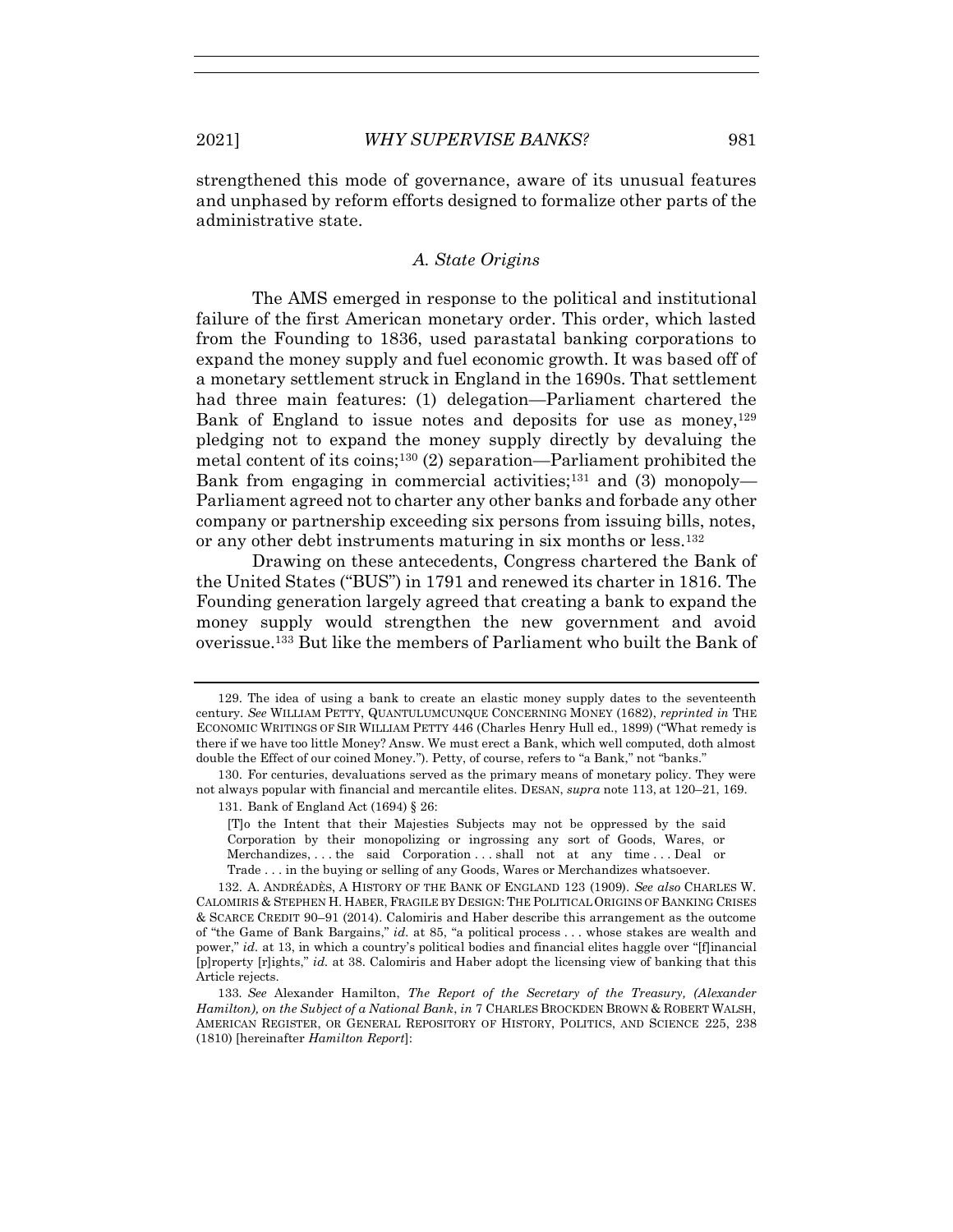strengthened this mode of governance, aware of its unusual features and unphased by reform efforts designed to formalize other parts of the administrative state.

### *A. State Origins*

The AMS emerged in response to the political and institutional failure of the first American monetary order. This order, which lasted from the Founding to 1836, used parastatal banking corporations to expand the money supply and fuel economic growth. It was based off of a monetary settlement struck in England in the 1690s. That settlement had three main features: (1) delegation—Parliament chartered the Bank of England to issue notes and deposits for use as money,[129] pledging not to expand the money supply directly by devaluing the metal content of its coins;[130] (2) separation—Parliament prohibited the Bank from engaging in commercial activities;[131] and (3) monopoly—Parliament agreed not to charter any other banks and forbade any other company or partnership exceeding six persons from issuing bills, notes, or any other debt instruments maturing in six months or less.[132]

Drawing on these antecedents, Congress chartered the Bank of the United States ("BUS") in 1791 and renewed its charter in 1816. The Founding generation largely agreed that creating a bank to expand the money supply would strengthen the new government and avoid overissue.[133] But like the members of Parliament who built the Bank of

---

129. The idea of using a bank to create an elastic money supply dates to the seventeenth century. *See* WILLIAM PETTY, QUANTULUMCUNQUE CONCERNING MONEY (1682), *reprinted in* THE ECONOMIC WRITINGS OF SIR WILLIAM PETTY 446 (Charles Henry Hull ed., 1899) ("What remedy is there if we have too little Money? Answ. We must erect a Bank, which well computed, doth almost double the Effect of our coined Money."). Petty, of course, refers to "a Bank," not "banks."

130. For centuries, devaluations served as the primary means of monetary policy. They were not always popular with financial and mercantile elites. DESAN, *supra* note 113, at 120–21, 169.

131. Bank of England Act (1694) § 26:

> [T]o the Intent that their Majesties Subjects may not be oppressed by the said Corporation by their monopolizing or ingrossing any sort of Goods, Wares, or Merchandizes, . . . the said Corporation . . . shall not at any time . . . Deal or Trade . . . in the buying or selling of any Goods, Wares or Merchandizes whatsoever.

132. A. ANDRÉADÈS, A HISTORY OF THE BANK OF ENGLAND 123 (1909). *See also* CHARLES W. CALOMIRIS & STEPHEN H. HABER, FRAGILE BY DESIGN: THE POLITICAL ORIGINS OF BANKING CRISES & SCARCE CREDIT 90–91 (2014). Calomiris and Haber describe this arrangement as the outcome of "the Game of Bank Bargains," *id.* at 85, "a political process . . . whose stakes are wealth and power," *id.* at 13, in which a country's political bodies and financial elites haggle over "[f]inancial [p]roperty [r]ights," *id.* at 38. Calomiris and Haber adopt the licensing view of banking that this Article rejects.

133. *See* Alexander Hamilton, *The Report of the Secretary of the Treasury, (Alexander Hamilton), on the Subject of a National Bank*, *in* 7 CHARLES BROCKDEN BROWN & ROBERT WALSH, AMERICAN REGISTER, OR GENERAL REPOSITORY OF HISTORY, POLITICS, AND SCIENCE 225, 238 (1810) [hereinafter *Hamilton Report*]: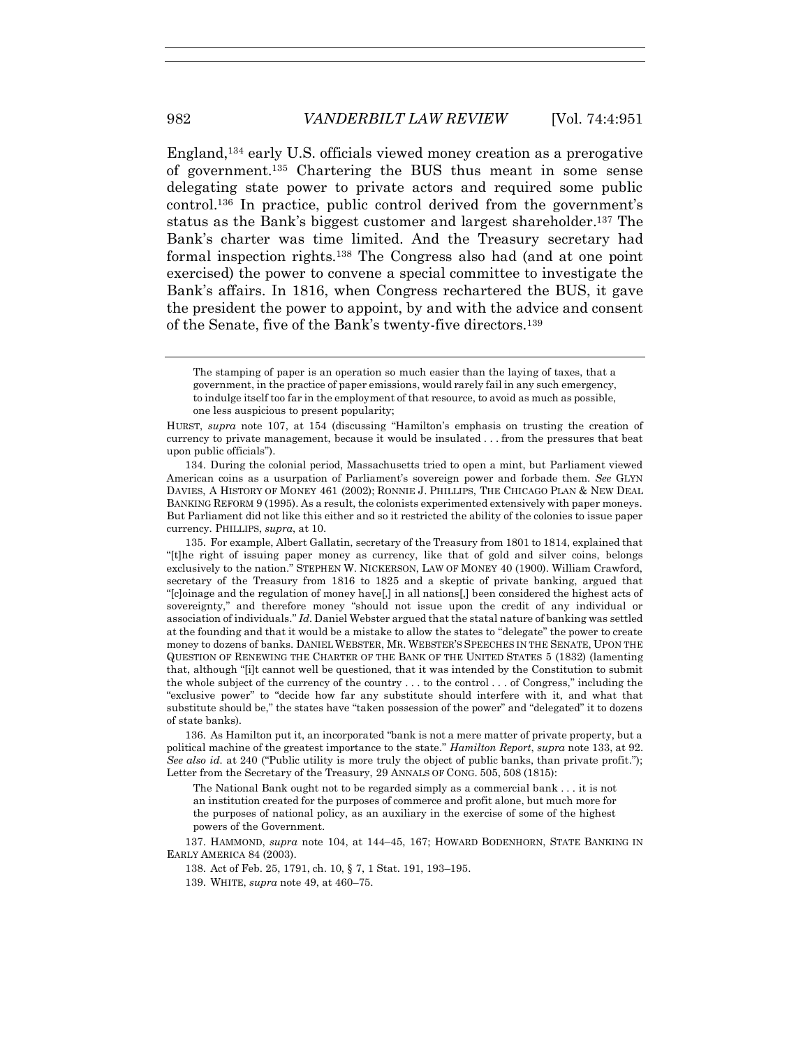England,[134] early U.S. officials viewed money creation as a prerogative of government.[135] Chartering the BUS thus meant in some sense delegating state power to private actors and required some public control.[136] In practice, public control derived from the government's status as the Bank's biggest customer and largest shareholder.[137] The Bank's charter was time limited. And the Treasury secretary had formal inspection rights.[138] The Congress also had (and at one point exercised) the power to convene a special committee to investigate the Bank's affairs. In 1816, when Congress rechartered the BUS, it gave the president the power to appoint, by and with the advice and consent of the Senate, five of the Bank's twenty-five directors.[139]

---

> The stamping of paper is an operation so much easier than the laying of taxes, that a government, in the practice of paper emissions, would rarely fail in any such emergency, to indulge itself too far in the employment of that resource, to avoid as much as possible, one less auspicious to present popularity;

HURST, *supra* note 107, at 154 (discussing "Hamilton's emphasis on trusting the creation of currency to private management, because it would be insulated . . . from the pressures that beat upon public officials").

134. During the colonial period, Massachusetts tried to open a mint, but Parliament viewed American coins as a usurpation of Parliament's sovereign power and forbade them. *See* GLYN DAVIES, A HISTORY OF MONEY 461 (2002); RONNIE J. PHILLIPS, THE CHICAGO PLAN & NEW DEAL BANKING REFORM 9 (1995). As a result, the colonists experimented extensively with paper moneys. But Parliament did not like this either and so it restricted the ability of the colonies to issue paper currency. PHILLIPS, *supra*, at 10.

135. For example, Albert Gallatin, secretary of the Treasury from 1801 to 1814, explained that "[t]he right of issuing paper money as currency, like that of gold and silver coins, belongs exclusively to the nation." STEPHEN W. NICKERSON, LAW OF MONEY 40 (1900). William Crawford, secretary of the Treasury from 1816 to 1825 and a skeptic of private banking, argued that "[c]oinage and the regulation of money have[,] in all nations[,] been considered the highest acts of sovereignty," and therefore money "should not issue upon the credit of any individual or association of individuals." *Id.* Daniel Webster argued that the statal nature of banking was settled at the founding and that it would be a mistake to allow the states to "delegate" the power to create money to dozens of banks. DANIEL WEBSTER, MR. WEBSTER'S SPEECHES IN THE SENATE, UPON THE QUESTION OF RENEWING THE CHARTER OF THE BANK OF THE UNITED STATES 5 (1832) (lamenting that, although "[i]t cannot well be questioned, that it was intended by the Constitution to submit the whole subject of the currency of the country . . . to the control . . . of Congress," including the "exclusive power" to "decide how far any substitute should interfere with it, and what that substitute should be," the states have "taken possession of the power" and "delegated" it to dozens of state banks).

136. As Hamilton put it, an incorporated "bank is not a mere matter of private property, but a political machine of the greatest importance to the state." *Hamilton Report*, *supra* note 133, at 92. *See also id.* at 240 ("Public utility is more truly the object of public banks, than private profit."); Letter from the Secretary of the Treasury, 29 ANNALS OF CONG. 505, 508 (1815):

> The National Bank ought not to be regarded simply as a commercial bank . . . it is not an institution created for the purposes of commerce and profit alone, but much more for the purposes of national policy, as an auxiliary in the exercise of some of the highest powers of the Government.

137. HAMMOND, *supra* note 104, at 144–45, 167; HOWARD BODENHORN, STATE BANKING IN EARLY AMERICA 84 (2003).

138. Act of Feb. 25, 1791, ch. 10, § 7, 1 Stat. 191, 193–195.

139. WHITE, *supra* note 49, at 460–75.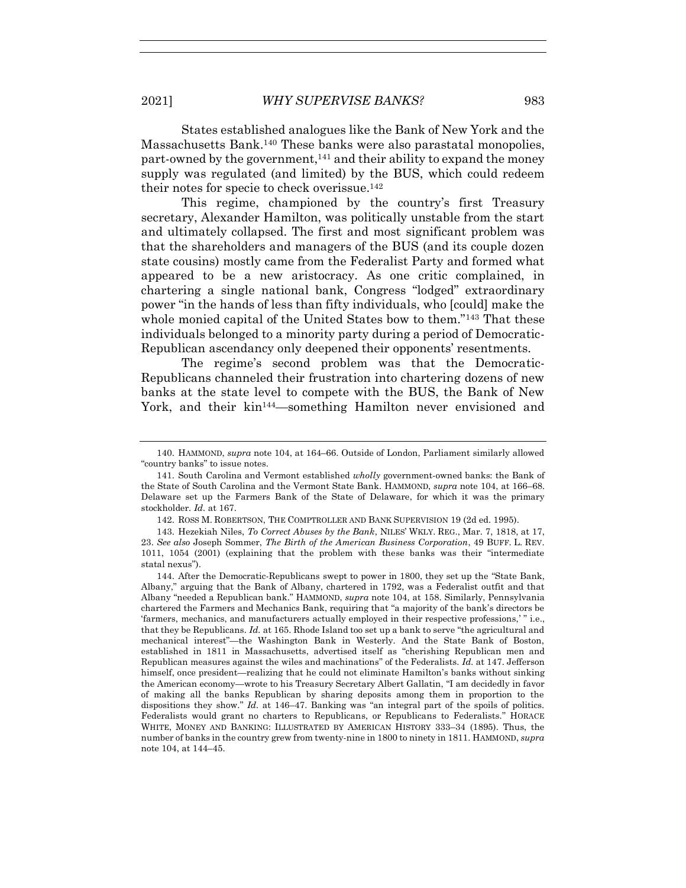States established analogues like the Bank of New York and the Massachusetts Bank.[140] These banks were also parastatal monopolies, part-owned by the government,[141] and their ability to expand the money supply was regulated (and limited) by the BUS, which could redeem their notes for specie to check overissue.[142]

This regime, championed by the country's first Treasury secretary, Alexander Hamilton, was politically unstable from the start and ultimately collapsed. The first and most significant problem was that the shareholders and managers of the BUS (and its couple dozen state cousins) mostly came from the Federalist Party and formed what appeared to be a new aristocracy. As one critic complained, in chartering a single national bank, Congress "lodged" extraordinary power "in the hands of less than fifty individuals, who [could] make the whole monied capital of the United States bow to them."[143] That these individuals belonged to a minority party during a period of Democratic-Republican ascendancy only deepened their opponents' resentments.

The regime's second problem was that the Democratic-Republicans channeled their frustration into chartering dozens of new banks at the state level to compete with the BUS, the Bank of New York, and their kin[144]—something Hamilton never envisioned and

---

140. HAMMOND, *supra* note 104, at 164–66. Outside of London, Parliament similarly allowed "country banks" to issue notes.

141. South Carolina and Vermont established *wholly* government-owned banks: the Bank of the State of South Carolina and the Vermont State Bank. HAMMOND, *supra* note 104, at 166–68. Delaware set up the Farmers Bank of the State of Delaware, for which it was the primary stockholder. *Id.* at 167.

142. ROSS M. ROBERTSON, THE COMPTROLLER AND BANK SUPERVISION 19 (2d ed. 1995).

143. Hezekiah Niles, *To Correct Abuses by the Bank*, NILES' WKLY. REG., Mar. 7, 1818, at 17, 23. *See also* Joseph Sommer, *The Birth of the American Business Corporation*, 49 BUFF. L. REV. 1011, 1054 (2001) (explaining that the problem with these banks was their "intermediate statal nexus").

144. After the Democratic-Republicans swept to power in 1800, they set up the "State Bank, Albany," arguing that the Bank of Albany, chartered in 1792, was a Federalist outfit and that Albany "needed a Republican bank." HAMMOND, *supra* note 104, at 158. Similarly, Pennsylvania chartered the Farmers and Mechanics Bank, requiring that "a majority of the bank's directors be 'farmers, mechanics, and manufacturers actually employed in their respective professions,' " i.e., that they be Republicans. *Id.* at 165. Rhode Island too set up a bank to serve "the agricultural and mechanical interest"—the Washington Bank in Westerly. And the State Bank of Boston, established in 1811 in Massachusetts, advertised itself as "cherishing Republican men and Republican measures against the wiles and machinations" of the Federalists. *Id.* at 147. Jefferson himself, once president—realizing that he could not eliminate Hamilton's banks without sinking the American economy—wrote to his Treasury Secretary Albert Gallatin, "I am decidedly in favor of making all the banks Republican by sharing deposits among them in proportion to the dispositions they show." *Id.* at 146–47. Banking was "an integral part of the spoils of politics. Federalists would grant no charters to Republicans, or Republicans to Federalists." HORACE WHITE, MONEY AND BANKING: ILLUSTRATED BY AMERICAN HISTORY 333–34 (1895). Thus, the number of banks in the country grew from twenty-nine in 1800 to ninety in 1811. HAMMOND, *supra* note 104, at 144–45.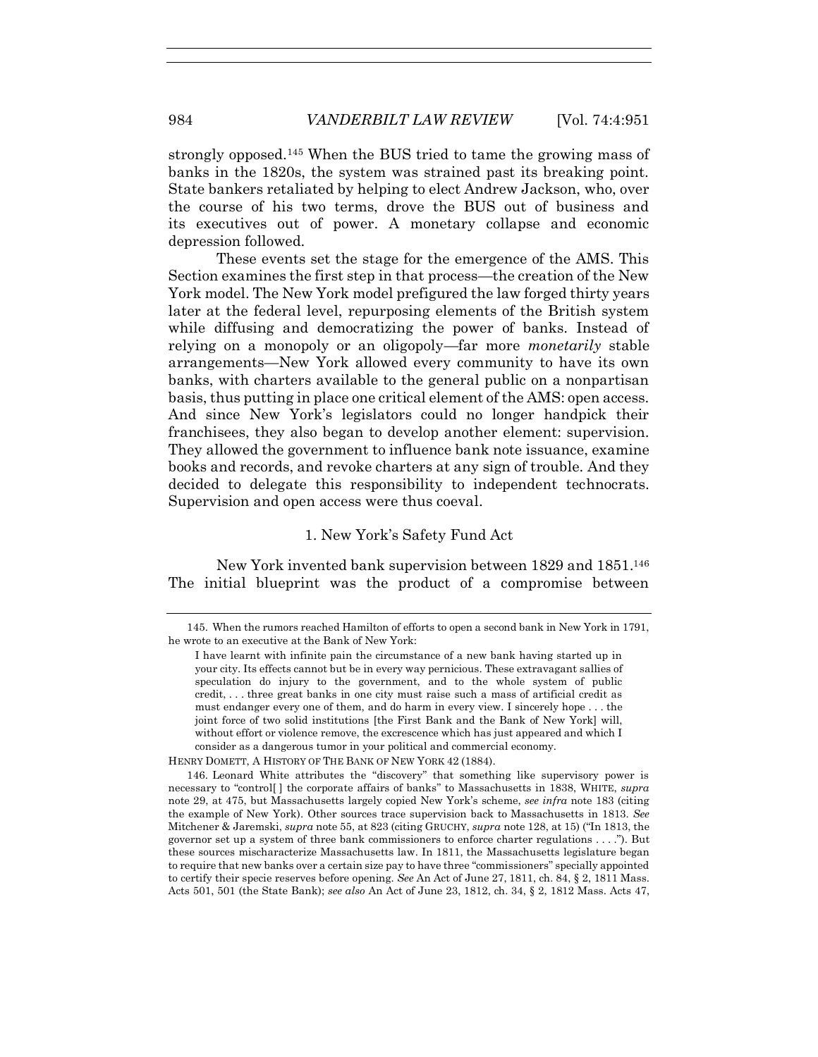strongly opposed.[145] When the BUS tried to tame the growing mass of banks in the 1820s, the system was strained past its breaking point. State bankers retaliated by helping to elect Andrew Jackson, who, over the course of his two terms, drove the BUS out of business and its executives out of power. A monetary collapse and economic depression followed.

These events set the stage for the emergence of the AMS. This Section examines the first step in that process—the creation of the New York model. The New York model prefigured the law forged thirty years later at the federal level, repurposing elements of the British system while diffusing and democratizing the power of banks. Instead of relying on a monopoly or an oligopoly—far more *monetarily* stable arrangements—New York allowed every community to have its own banks, with charters available to the general public on a nonpartisan basis, thus putting in place one critical element of the AMS: open access. And since New York's legislators could no longer handpick their franchisees, they also began to develop another element: supervision. They allowed the government to influence bank note issuance, examine books and records, and revoke charters at any sign of trouble. And they decided to delegate this responsibility to independent technocrats. Supervision and open access were thus coeval.

### 1. New York's Safety Fund Act

New York invented bank supervision between 1829 and 1851.[146] The initial blueprint was the product of a compromise between

---

145. When the rumors reached Hamilton of efforts to open a second bank in New York in 1791, he wrote to an executive at the Bank of New York:

> I have learnt with infinite pain the circumstance of a new bank having started up in your city. Its effects cannot but be in every way pernicious. These extravagant sallies of speculation do injury to the government, and to the whole system of public credit, . . . three great banks in one city must raise such a mass of artificial credit as must endanger every one of them, and do harm in every view. I sincerely hope . . . the joint force of two solid institutions [the First Bank and the Bank of New York] will, without effort or violence remove, the excrescence which has just appeared and which I consider as a dangerous tumor in your political and commercial economy.

HENRY DOMETT, A HISTORY OF THE BANK OF NEW YORK 42 (1884).

146. Leonard White attributes the "discovery" that something like supervisory power is necessary to "control[ ] the corporate affairs of banks" to Massachusetts in 1838, WHITE, *supra* note 29, at 475, but Massachusetts largely copied New York's scheme, *see infra* note 183 (citing the example of New York). Other sources trace supervision back to Massachusetts in 1813. *See* Mitchener & Jaremski, *supra* note 55, at 823 (citing GRUCHY, *supra* note 128, at 15) ("In 1813, the governor set up a system of three bank commissioners to enforce charter regulations . . . ."). But these sources mischaracterize Massachusetts law. In 1811, the Massachusetts legislature began to require that new banks over a certain size pay to have three "commissioners" specially appointed to certify their specie reserves before opening. *See* An Act of June 27, 1811, ch. 84, § 2, 1811 Mass. Acts 501, 501 (the State Bank); *see also* An Act of June 23, 1812, ch. 34, § 2, 1812 Mass. Acts 47,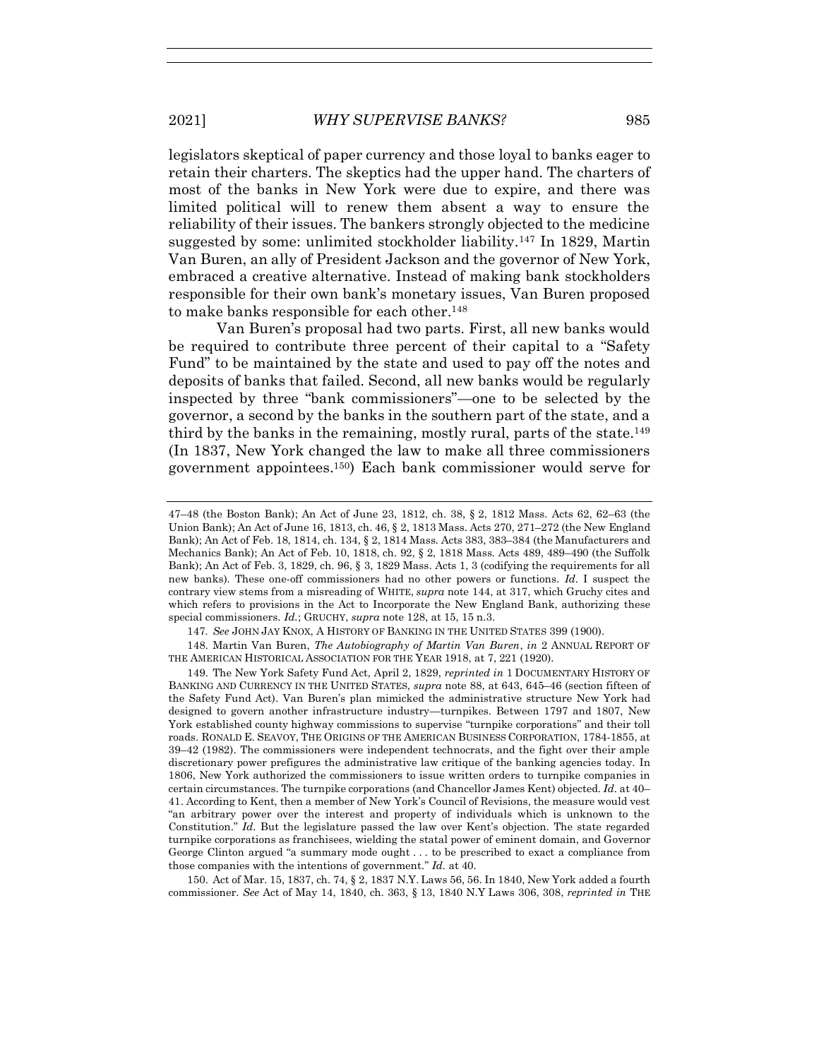legislators skeptical of paper currency and those loyal to banks eager to retain their charters. The skeptics had the upper hand. The charters of most of the banks in New York were due to expire, and there was limited political will to renew them absent a way to ensure the reliability of their issues. The bankers strongly objected to the medicine suggested by some: unlimited stockholder liability.[147] In 1829, Martin Van Buren, an ally of President Jackson and the governor of New York, embraced a creative alternative. Instead of making bank stockholders responsible for their own bank's monetary issues, Van Buren proposed to make banks responsible for each other.[148]

Van Buren's proposal had two parts. First, all new banks would be required to contribute three percent of their capital to a "Safety Fund" to be maintained by the state and used to pay off the notes and deposits of banks that failed. Second, all new banks would be regularly inspected by three "bank commissioners"—one to be selected by the governor, a second by the banks in the southern part of the state, and a third by the banks in the remaining, mostly rural, parts of the state.[149] (In 1837, New York changed the law to make all three commissioners government appointees.[150]) Each bank commissioner would serve for

---

47–48 (the Boston Bank); An Act of June 23, 1812, ch. 38, § 2, 1812 Mass. Acts 62, 62–63 (the Union Bank); An Act of June 16, 1813, ch. 46, § 2, 1813 Mass. Acts 270, 271–272 (the New England Bank); An Act of Feb. 18, 1814, ch. 134, § 2, 1814 Mass. Acts 383, 383–384 (the Manufacturers and Mechanics Bank); An Act of Feb. 10, 1818, ch. 92, § 2, 1818 Mass. Acts 489, 489–490 (the Suffolk Bank); An Act of Feb. 3, 1829, ch. 96, § 3, 1829 Mass. Acts 1, 3 (codifying the requirements for all new banks). These one-off commissioners had no other powers or functions. *Id.* I suspect the contrary view stems from a misreading of WHITE, *supra* note 144, at 317, which Gruchy cites and which refers to provisions in the Act to Incorporate the New England Bank, authorizing these special commissioners. *Id.*; GRUCHY, *supra* note 128, at 15, 15 n.3.

147. *See* JOHN JAY KNOX, A HISTORY OF BANKING IN THE UNITED STATES 399 (1900).

148. Martin Van Buren, *The Autobiography of Martin Van Buren*, *in* 2 ANNUAL REPORT OF THE AMERICAN HISTORICAL ASSOCIATION FOR THE YEAR 1918, at 7, 221 (1920).

149. The New York Safety Fund Act, April 2, 1829, *reprinted in* 1 DOCUMENTARY HISTORY OF BANKING AND CURRENCY IN THE UNITED STATES, *supra* note 88, at 643, 645–46 (section fifteen of the Safety Fund Act). Van Buren's plan mimicked the administrative structure New York had designed to govern another infrastructure industry—turnpikes. Between 1797 and 1807, New York established county highway commissions to supervise "turnpike corporations" and their toll roads. RONALD E. SEAVOY, THE ORIGINS OF THE AMERICAN BUSINESS CORPORATION, 1784-1855, at 39–42 (1982). The commissioners were independent technocrats, and the fight over their ample discretionary power prefigures the administrative law critique of the banking agencies today. In 1806, New York authorized the commissioners to issue written orders to turnpike companies in certain circumstances. The turnpike corporations (and Chancellor James Kent) objected. *Id.* at 40–41. According to Kent, then a member of New York's Council of Revisions, the measure would vest "an arbitrary power over the interest and property of individuals which is unknown to the Constitution." *Id.* But the legislature passed the law over Kent's objection. The state regarded turnpike corporations as franchisees, wielding the statal power of eminent domain, and Governor George Clinton argued "a summary mode ought . . . to be prescribed to exact a compliance from those companies with the intentions of government." *Id.* at 40.

150. Act of Mar. 15, 1837, ch. 74, § 2, 1837 N.Y. Laws 56, 56. In 1840, New York added a fourth commissioner. *See* Act of May 14, 1840, ch. 363, § 13, 1840 N.Y Laws 306, 308, *reprinted in* THE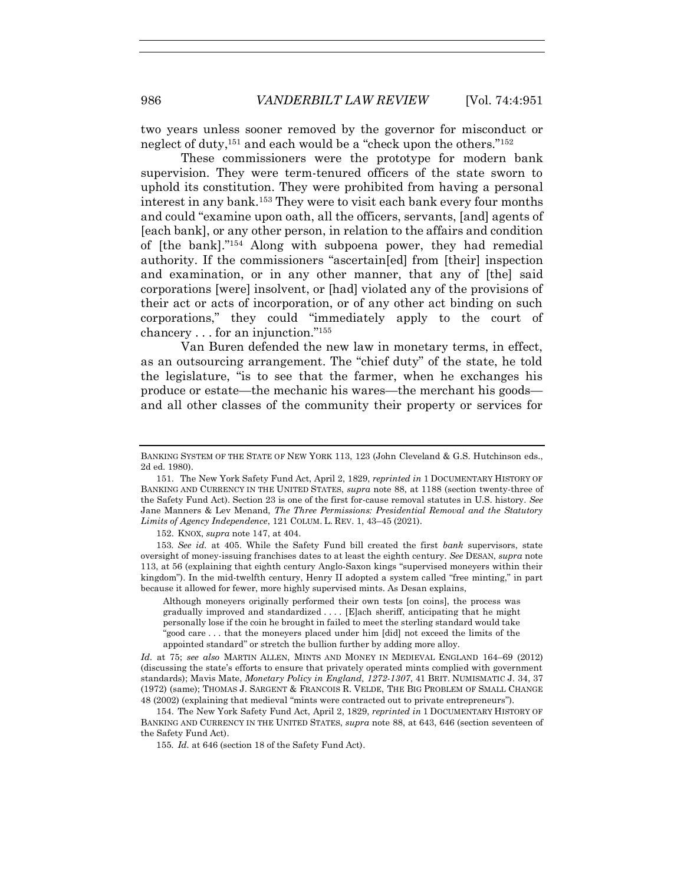two years unless sooner removed by the governor for misconduct or neglect of duty,[151] and each would be a "check upon the others."[152]

These commissioners were the prototype for modern bank supervision. They were term-tenured officers of the state sworn to uphold its constitution. They were prohibited from having a personal interest in any bank.[153] They were to visit each bank every four months and could "examine upon oath, all the officers, servants, [and] agents of [each bank], or any other person, in relation to the affairs and condition of [the bank]."[154] Along with subpoena power, they had remedial authority. If the commissioners "ascertain[ed] from [their] inspection and examination, or in any other manner, that any of [the] said corporations [were] insolvent, or [had] violated any of the provisions of their act or acts of incorporation, or of any other act binding on such corporations," they could "immediately apply to the court of chancery . . . for an injunction."[155]

Van Buren defended the new law in monetary terms, in effect, as an outsourcing arrangement. The "chief duty" of the state, he told the legislature, "is to see that the farmer, when he exchanges his produce or estate—the mechanic his wares—the merchant his goods—and all other classes of the community their property or services for

---

BANKING SYSTEM OF THE STATE OF NEW YORK 113, 123 (John Cleveland & G.S. Hutchinson eds., 2d ed. 1980).

151. The New York Safety Fund Act, April 2, 1829, *reprinted in* 1 DOCUMENTARY HISTORY OF BANKING AND CURRENCY IN THE UNITED STATES, *supra* note 88, at 1188 (section twenty-three of the Safety Fund Act). Section 23 is one of the first for-cause removal statutes in U.S. history. *See* Jane Manners & Lev Menand, *The Three Permissions: Presidential Removal and the Statutory Limits of Agency Independence*, 121 COLUM. L. REV. 1, 43–45 (2021).

152. KNOX, *supra* note 147, at 404.

153. *See id.* at 405. While the Safety Fund bill created the first *bank* supervisors, state oversight of money-issuing franchises dates to at least the eighth century. *See* DESAN, *supra* note 113, at 56 (explaining that eighth century Anglo-Saxon kings "supervised moneyers within their kingdom"). In the mid-twelfth century, Henry II adopted a system called "free minting," in part because it allowed for fewer, more highly supervised mints. As Desan explains,

> Although moneyers originally performed their own tests [on coins], the process was gradually improved and standardized . . . . [E]ach sheriff, anticipating that he might personally lose if the coin he brought in failed to meet the sterling standard would take "good care . . . that the moneyers placed under him [did] not exceed the limits of the appointed standard" or stretch the bullion further by adding more alloy.

*Id.* at 75; *see also* MARTIN ALLEN, MINTS AND MONEY IN MEDIEVAL ENGLAND 164–69 (2012) (discussing the state's efforts to ensure that privately operated mints complied with government standards); Mavis Mate, *Monetary Policy in England, 1272-1307*, 41 BRIT. NUMISMATIC J. 34, 37 (1972) (same); THOMAS J. SARGENT & FRANCOIS R. VELDE, THE BIG PROBLEM OF SMALL CHANGE 48 (2002) (explaining that medieval "mints were contracted out to private entrepreneurs").

154. The New York Safety Fund Act, April 2, 1829, *reprinted in* 1 DOCUMENTARY HISTORY OF BANKING AND CURRENCY IN THE UNITED STATES, *supra* note 88, at 643, 646 (section seventeen of the Safety Fund Act).

155. *Id.* at 646 (section 18 of the Safety Fund Act).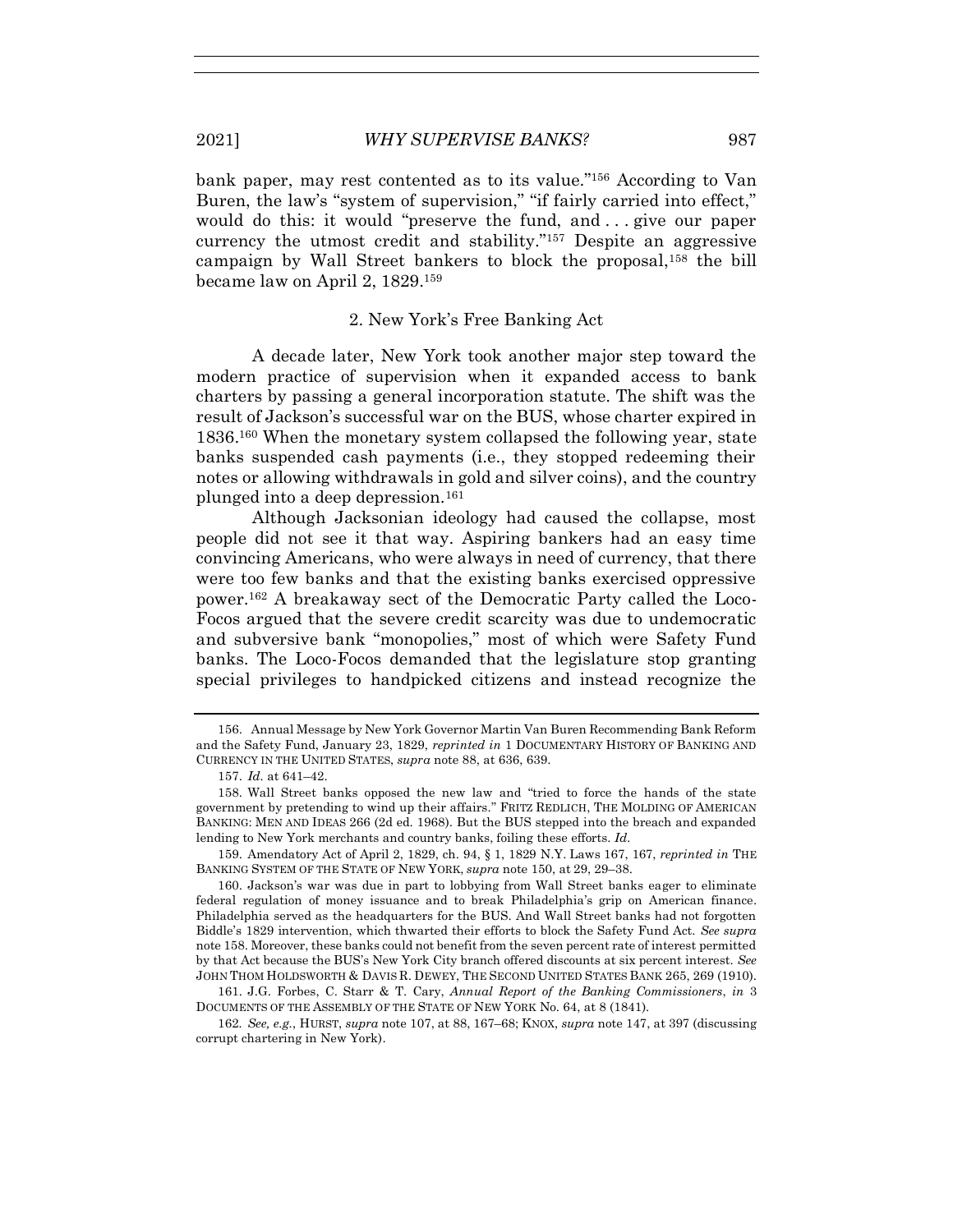bank paper, may rest contented as to its value."[156] According to Van Buren, the law's "system of supervision," "if fairly carried into effect," would do this: it would "preserve the fund, and . . . give our paper currency the utmost credit and stability."[157] Despite an aggressive campaign by Wall Street bankers to block the proposal,[158] the bill became law on April 2, 1829.[159]

### 2. New York's Free Banking Act

A decade later, New York took another major step toward the modern practice of supervision when it expanded access to bank charters by passing a general incorporation statute. The shift was the result of Jackson's successful war on the BUS, whose charter expired in 1836.[160] When the monetary system collapsed the following year, state banks suspended cash payments (i.e., they stopped redeeming their notes or allowing withdrawals in gold and silver coins), and the country plunged into a deep depression.[161]

Although Jacksonian ideology had caused the collapse, most people did not see it that way. Aspiring bankers had an easy time convincing Americans, who were always in need of currency, that there were too few banks and that the existing banks exercised oppressive power.[162] A breakaway sect of the Democratic Party called the Loco-Focos argued that the severe credit scarcity was due to undemocratic and subversive bank "monopolies," most of which were Safety Fund banks. The Loco-Focos demanded that the legislature stop granting special privileges to handpicked citizens and instead recognize the

---

156. Annual Message by New York Governor Martin Van Buren Recommending Bank Reform and the Safety Fund, January 23, 1829, *reprinted in* 1 DOCUMENTARY HISTORY OF BANKING AND CURRENCY IN THE UNITED STATES, *supra* note 88, at 636, 639.

157. *Id.* at 641–42.

158. Wall Street banks opposed the new law and "tried to force the hands of the state government by pretending to wind up their affairs." FRITZ REDLICH, THE MOLDING OF AMERICAN BANKING: MEN AND IDEAS 266 (2d ed. 1968). But the BUS stepped into the breach and expanded lending to New York merchants and country banks, foiling these efforts. *Id.*

159. Amendatory Act of April 2, 1829, ch. 94, § 1, 1829 N.Y. Laws 167, 167, *reprinted in* THE BANKING SYSTEM OF THE STATE OF NEW YORK, *supra* note 150, at 29, 29–38.

160. Jackson's war was due in part to lobbying from Wall Street banks eager to eliminate federal regulation of money issuance and to break Philadelphia's grip on American finance. Philadelphia served as the headquarters for the BUS. And Wall Street banks had not forgotten Biddle's 1829 intervention, which thwarted their efforts to block the Safety Fund Act. *See supra* note 158. Moreover, these banks could not benefit from the seven percent rate of interest permitted by that Act because the BUS's New York City branch offered discounts at six percent interest. *See* JOHN THOM HOLDSWORTH & DAVIS R. DEWEY, THE SECOND UNITED STATES BANK 265, 269 (1910).

161. J.G. Forbes, C. Starr & T. Cary, *Annual Report of the Banking Commissioners*, *in* 3 DOCUMENTS OF THE ASSEMBLY OF THE STATE OF NEW YORK No. 64, at 8 (1841).

162. *See, e.g.*, HURST, *supra* note 107, at 88, 167–68; KNOX, *supra* note 147, at 397 (discussing corrupt chartering in New York).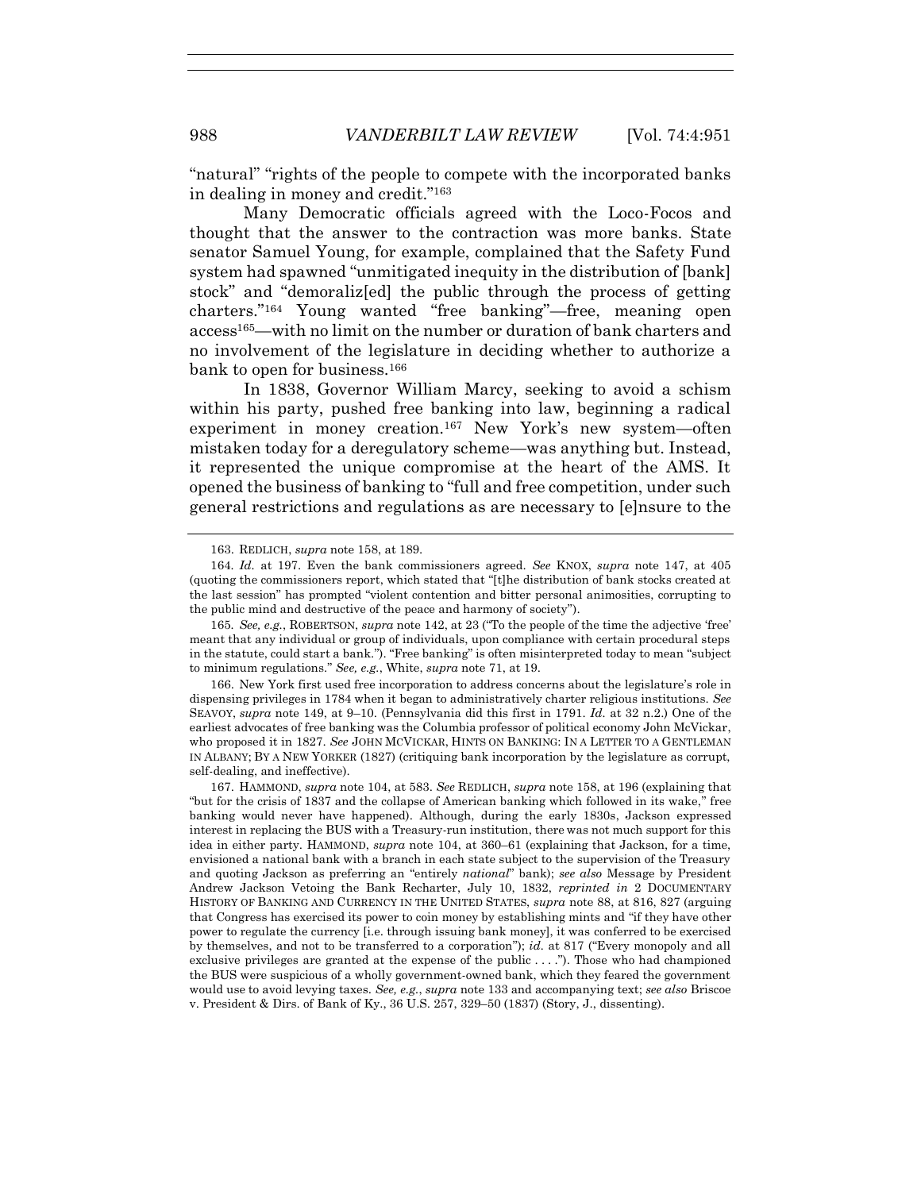"natural" "rights of the people to compete with the incorporated banks in dealing in money and credit."[163]

Many Democratic officials agreed with the Loco-Focos and thought that the answer to the contraction was more banks. State senator Samuel Young, for example, complained that the Safety Fund system had spawned "unmitigated inequity in the distribution of [bank] stock" and "demoraliz[ed] the public through the process of getting charters."[164] Young wanted "free banking"—free, meaning open access[165]—with no limit on the number or duration of bank charters and no involvement of the legislature in deciding whether to authorize a bank to open for business.[166]

In 1838, Governor William Marcy, seeking to avoid a schism within his party, pushed free banking into law, beginning a radical experiment in money creation.[167] New York's new system—often mistaken today for a deregulatory scheme—was anything but. Instead, it represented the unique compromise at the heart of the AMS. It opened the business of banking to "full and free competition, under such general restrictions and regulations as are necessary to [e]nsure to the

---

163. REDLICH, *supra* note 158, at 189.

164. *Id.* at 197. Even the bank commissioners agreed. *See* KNOX, *supra* note 147, at 405 (quoting the commissioners report, which stated that "[t]he distribution of bank stocks created at the last session" has prompted "violent contention and bitter personal animosities, corrupting to the public mind and destructive of the peace and harmony of society").

165. *See, e.g.*, ROBERTSON, *supra* note 142, at 23 ("To the people of the time the adjective 'free' meant that any individual or group of individuals, upon compliance with certain procedural steps in the statute, could start a bank."). "Free banking" is often misinterpreted today to mean "subject to minimum regulations." *See, e.g.*, White, *supra* note 71, at 19.

166. New York first used free incorporation to address concerns about the legislature's role in dispensing privileges in 1784 when it began to administratively charter religious institutions. *See* SEAVOY, *supra* note 149, at 9–10. (Pennsylvania did this first in 1791. *Id.* at 32 n.2.) One of the earliest advocates of free banking was the Columbia professor of political economy John McVickar, who proposed it in 1827. *See* JOHN MCVICKAR, HINTS ON BANKING: IN A LETTER TO A GENTLEMAN IN ALBANY; BY A NEW YORKER (1827) (critiquing bank incorporation by the legislature as corrupt, self-dealing, and ineffective).

167. HAMMOND, *supra* note 104, at 583. *See* REDLICH, *supra* note 158, at 196 (explaining that "but for the crisis of 1837 and the collapse of American banking which followed in its wake," free banking would never have happened). Although, during the early 1830s, Jackson expressed interest in replacing the BUS with a Treasury-run institution, there was not much support for this idea in either party. HAMMOND, *supra* note 104, at 360–61 (explaining that Jackson, for a time, envisioned a national bank with a branch in each state subject to the supervision of the Treasury and quoting Jackson as preferring an "entirely *national*" bank); *see also* Message by President Andrew Jackson Vetoing the Bank Recharter, July 10, 1832, *reprinted in* 2 DOCUMENTARY HISTORY OF BANKING AND CURRENCY IN THE UNITED STATES, *supra* note 88, at 816, 827 (arguing that Congress has exercised its power to coin money by establishing mints and "if they have other power to regulate the currency [i.e. through issuing bank money], it was conferred to be exercised by themselves, and not to be transferred to a corporation"); *id.* at 817 ("Every monopoly and all exclusive privileges are granted at the expense of the public . . . ."). Those who had championed the BUS were suspicious of a wholly government-owned bank, which they feared the government would use to avoid levying taxes. *See, e.g.*, *supra* note 133 and accompanying text; *see also* Briscoe v. President & Dirs. of Bank of Ky., 36 U.S. 257, 329–50 (1837) (Story, J., dissenting).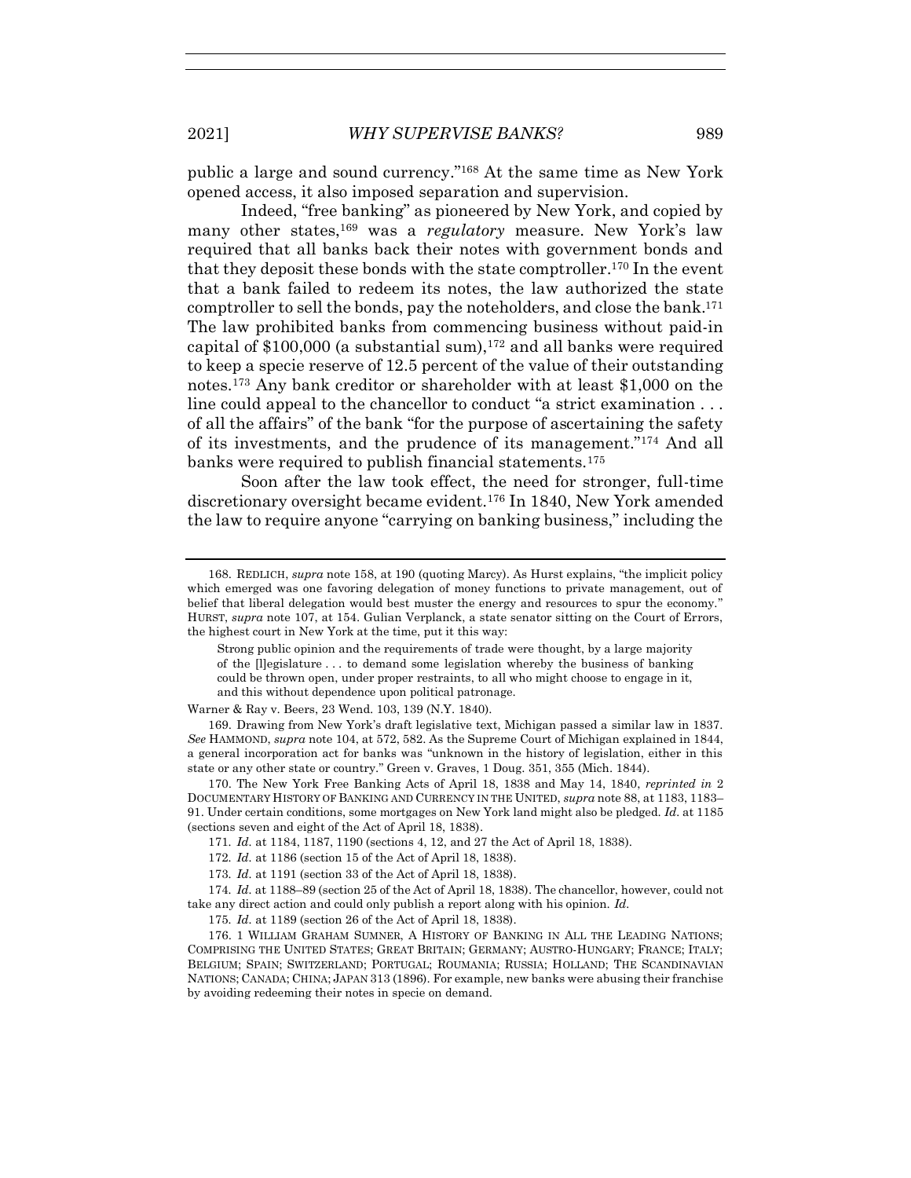public a large and sound currency."[168] At the same time as New York opened access, it also imposed separation and supervision.

Indeed, "free banking" as pioneered by New York, and copied by many other states,[169] was a *regulatory* measure. New York's law required that all banks back their notes with government bonds and that they deposit these bonds with the state comptroller.[170] In the event that a bank failed to redeem its notes, the law authorized the state comptroller to sell the bonds, pay the noteholders, and close the bank.[171] The law prohibited banks from commencing business without paid-in capital of $100,000 (a substantial sum),[172] and all banks were required to keep a specie reserve of 12.5 percent of the value of their outstanding notes.[173] Any bank creditor or shareholder with at least $1,000 on the line could appeal to the chancellor to conduct "a strict examination . . . of all the affairs" of the bank "for the purpose of ascertaining the safety of its investments, and the prudence of its management."[174] And all banks were required to publish financial statements.[175]

Soon after the law took effect, the need for stronger, full-time discretionary oversight became evident.[176] In 1840, New York amended the law to require anyone "carrying on banking business," including the

---

168. REDLICH, *supra* note 158, at 190 (quoting Marcy). As Hurst explains, "the implicit policy which emerged was one favoring delegation of money functions to private management, out of belief that liberal delegation would best muster the energy and resources to spur the economy." HURST, *supra* note 107, at 154. Gulian Verplanck, a state senator sitting on the Court of Errors, the highest court in New York at the time, put it this way:

> Strong public opinion and the requirements of trade were thought, by a large majority of the [l]egislature . . . to demand some legislation whereby the business of banking could be thrown open, under proper restraints, to all who might choose to engage in it, and this without dependence upon political patronage.

Warner & Ray v. Beers, 23 Wend. 103, 139 (N.Y. 1840).

169. Drawing from New York's draft legislative text, Michigan passed a similar law in 1837. *See* HAMMOND, *supra* note 104, at 572, 582. As the Supreme Court of Michigan explained in 1844, a general incorporation act for banks was "unknown in the history of legislation, either in this state or any other state or country." Green v. Graves, 1 Doug. 351, 355 (Mich. 1844).

170. The New York Free Banking Acts of April 18, 1838 and May 14, 1840, *reprinted in* 2 DOCUMENTARY HISTORY OF BANKING AND CURRENCY IN THE UNITED, *supra* note 88, at 1183, 1183–91. Under certain conditions, some mortgages on New York land might also be pledged. *Id*. at 1185 (sections seven and eight of the Act of April 18, 1838).

171. *Id*. at 1184, 1187, 1190 (sections 4, 12, and 27 the Act of April 18, 1838).

172. *Id*. at 1186 (section 15 of the Act of April 18, 1838).

173. *Id*. at 1191 (section 33 of the Act of April 18, 1838).

174. *Id*. at 1188–89 (section 25 of the Act of April 18, 1838). The chancellor, however, could not take any direct action and could only publish a report along with his opinion. *Id*.

175. *Id*. at 1189 (section 26 of the Act of April 18, 1838).

176. 1 WILLIAM GRAHAM SUMNER, A HISTORY OF BANKING IN ALL THE LEADING NATIONS; COMPRISING THE UNITED STATES; GREAT BRITAIN; GERMANY; AUSTRO-HUNGARY; FRANCE; ITALY; BELGIUM; SPAIN; SWITZERLAND; PORTUGAL; ROUMANIA; RUSSIA; HOLLAND; THE SCANDINAVIAN NATIONS; CANADA; CHINA; JAPAN 313 (1896). For example, new banks were abusing their franchise by avoiding redeeming their notes in specie on demand.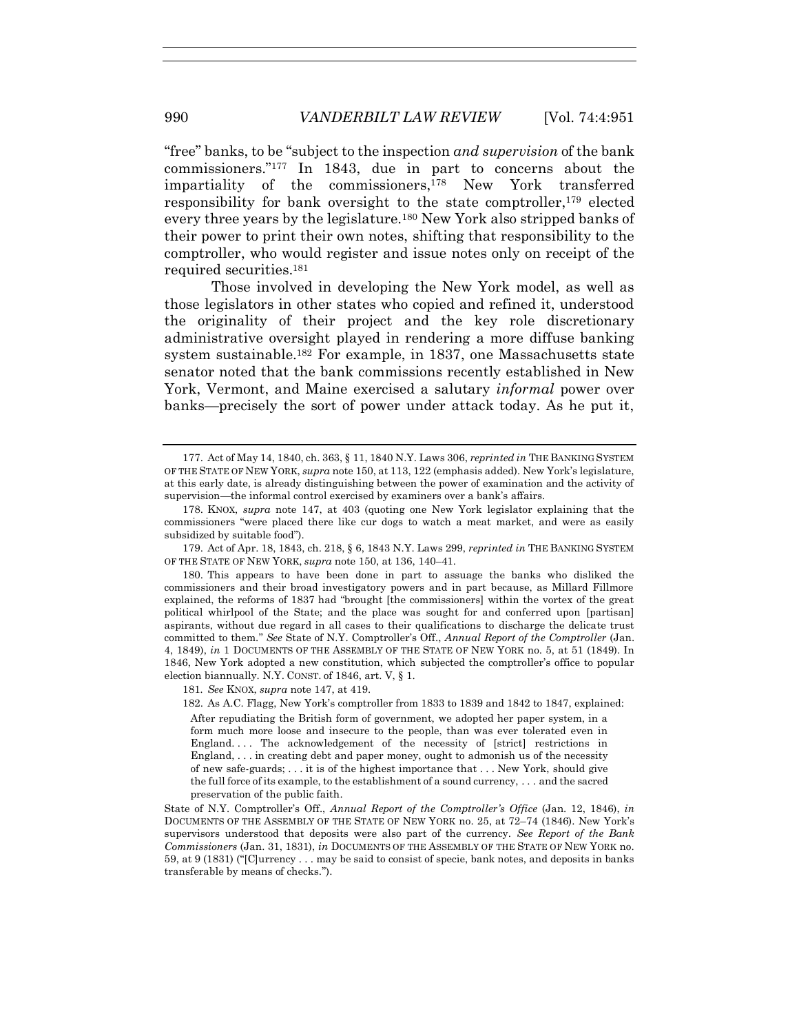"free" banks, to be "subject to the inspection *and supervision* of the bank commissioners."[177] In 1843, due in part to concerns about the impartiality of the commissioners,[178] New York transferred responsibility for bank oversight to the state comptroller,[179] elected every three years by the legislature.[180] New York also stripped banks of their power to print their own notes, shifting that responsibility to the comptroller, who would register and issue notes only on receipt of the required securities.[181]

Those involved in developing the New York model, as well as those legislators in other states who copied and refined it, understood the originality of their project and the key role discretionary administrative oversight played in rendering a more diffuse banking system sustainable.[182] For example, in 1837, one Massachusetts state senator noted that the bank commissions recently established in New York, Vermont, and Maine exercised a salutary *informal* power over banks—precisely the sort of power under attack today. As he put it,

---

177. Act of May 14, 1840, ch. 363, § 11, 1840 N.Y. Laws 306, *reprinted in* THE BANKING SYSTEM OF THE STATE OF NEW YORK, *supra* note 150, at 113, 122 (emphasis added). New York's legislature, at this early date, is already distinguishing between the power of examination and the activity of supervision—the informal control exercised by examiners over a bank's affairs.

178. KNOX, *supra* note 147, at 403 (quoting one New York legislator explaining that the commissioners "were placed there like cur dogs to watch a meat market, and were as easily subsidized by suitable food").

179. Act of Apr. 18, 1843, ch. 218, § 6, 1843 N.Y. Laws 299, *reprinted in* THE BANKING SYSTEM OF THE STATE OF NEW YORK, *supra* note 150, at 136, 140–41.

180. This appears to have been done in part to assuage the banks who disliked the commissioners and their broad investigatory powers and in part because, as Millard Fillmore explained, the reforms of 1837 had "brought [the commissioners] within the vortex of the great political whirlpool of the State; and the place was sought for and conferred upon [partisan] aspirants, without due regard in all cases to their qualifications to discharge the delicate trust committed to them." *See* State of N.Y. Comptroller's Off., *Annual Report of the Comptroller* (Jan. 4, 1849), *in* 1 DOCUMENTS OF THE ASSEMBLY OF THE STATE OF NEW YORK no. 5, at 51 (1849). In 1846, New York adopted a new constitution, which subjected the comptroller's office to popular election biannually. N.Y. CONST. of 1846, art. V, § 1.

181. *See* KNOX, *supra* note 147, at 419.

182. As A.C. Flagg, New York's comptroller from 1833 to 1839 and 1842 to 1847, explained:

> After repudiating the British form of government, we adopted her paper system, in a form much more loose and insecure to the people, than was ever tolerated even in England. . . . The acknowledgement of the necessity of [strict] restrictions in England, . . . in creating debt and paper money, ought to admonish us of the necessity of new safe-guards; . . . it is of the highest importance that . . . New York, should give the full force of its example, to the establishment of a sound currency, . . . and the sacred preservation of the public faith.

State of N.Y. Comptroller's Off., *Annual Report of the Comptroller's Office* (Jan. 12, 1846), *in* DOCUMENTS OF THE ASSEMBLY OF THE STATE OF NEW YORK no. 25, at 72–74 (1846). New York's supervisors understood that deposits were also part of the currency. *See Report of the Bank Commissioners* (Jan. 31, 1831), *in* DOCUMENTS OF THE ASSEMBLY OF THE STATE OF NEW YORK no. 59, at 9 (1831) ("[C]urrency . . . may be said to consist of specie, bank notes, and deposits in banks transferable by means of checks.").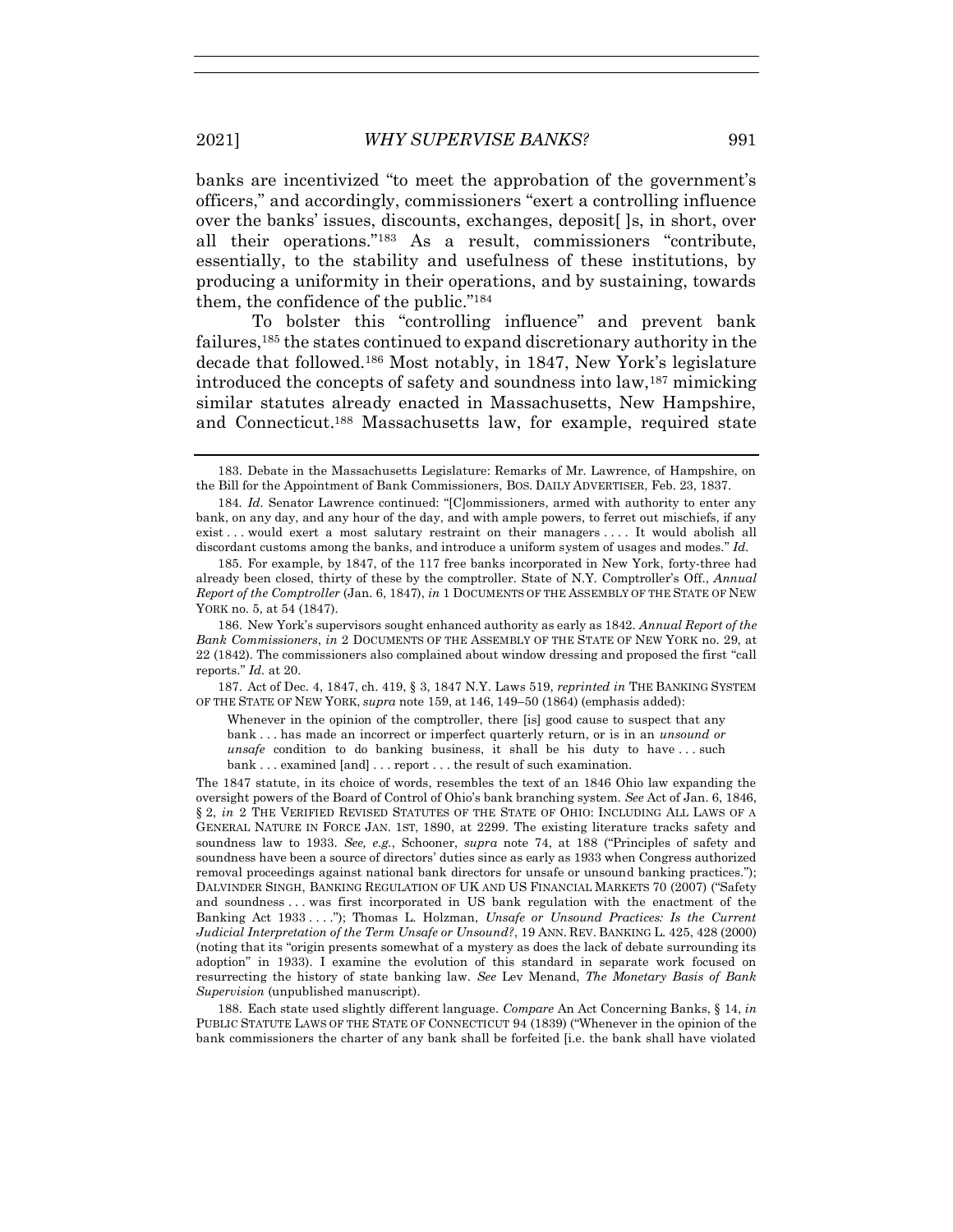banks are incentivized "to meet the approbation of the government's officers," and accordingly, commissioners "exert a controlling influence over the banks' issues, discounts, exchanges, deposit[ ]s, in short, over all their operations."[183] As a result, commissioners "contribute, essentially, to the stability and usefulness of these institutions, by producing a uniformity in their operations, and by sustaining, towards them, the confidence of the public."[184]

To bolster this "controlling influence" and prevent bank failures,[185] the states continued to expand discretionary authority in the decade that followed.[186] Most notably, in 1847, New York's legislature introduced the concepts of safety and soundness into law,[187] mimicking similar statutes already enacted in Massachusetts, New Hampshire, and Connecticut.[188] Massachusetts law, for example, required state

---

183. Debate in the Massachusetts Legislature: Remarks of Mr. Lawrence, of Hampshire, on the Bill for the Appointment of Bank Commissioners, BOS. DAILY ADVERTISER, Feb. 23, 1837.

184. *Id.* Senator Lawrence continued: "[C]ommissioners, armed with authority to enter any bank, on any day, and any hour of the day, and with ample powers, to ferret out mischiefs, if any exist . . . would exert a most salutary restraint on their managers . . . . It would abolish all discordant customs among the banks, and introduce a uniform system of usages and modes." *Id.*

185. For example, by 1847, of the 117 free banks incorporated in New York, forty-three had already been closed, thirty of these by the comptroller. State of N.Y. Comptroller's Off., *Annual Report of the Comptroller* (Jan. 6, 1847), *in* 1 DOCUMENTS OF THE ASSEMBLY OF THE STATE OF NEW YORK no. 5, at 54 (1847).

186. New York's supervisors sought enhanced authority as early as 1842. *Annual Report of the Bank Commissioners*, *in* 2 DOCUMENTS OF THE ASSEMBLY OF THE STATE OF NEW YORK no. 29, at 22 (1842). The commissioners also complained about window dressing and proposed the first "call reports." *Id.* at 20.

187. Act of Dec. 4, 1847, ch. 419, § 3, 1847 N.Y. Laws 519, *reprinted in* THE BANKING SYSTEM OF THE STATE OF NEW YORK, *supra* note 159, at 146, 149–50 (1864) (emphasis added):

> Whenever in the opinion of the comptroller, there [is] good cause to suspect that any bank . . . has made an incorrect or imperfect quarterly return, or is in an *unsound or unsafe* condition to do banking business, it shall be his duty to have . . . such bank . . . examined [and] . . . report . . . the result of such examination.

The 1847 statute, in its choice of words, resembles the text of an 1846 Ohio law expanding the oversight powers of the Board of Control of Ohio's bank branching system. *See* Act of Jan. 6, 1846, § 2, *in* 2 THE VERIFIED REVISED STATUTES OF THE STATE OF OHIO: INCLUDING ALL LAWS OF A GENERAL NATURE IN FORCE JAN. 1ST, 1890, at 2299. The existing literature tracks safety and soundness law to 1933. *See, e.g.*, Schooner, *supra* note 74, at 188 ("Principles of safety and soundness have been a source of directors' duties since as early as 1933 when Congress authorized removal proceedings against national bank directors for unsafe or unsound banking practices."); DALVINDER SINGH, BANKING REGULATION OF UK AND US FINANCIAL MARKETS 70 (2007) ("Safety and soundness . . . was first incorporated in US bank regulation with the enactment of the Banking Act 1933 . . . ."); Thomas L. Holzman, *Unsafe or Unsound Practices: Is the Current Judicial Interpretation of the Term Unsafe or Unsound?*, 19 ANN. REV. BANKING L. 425, 428 (2000) (noting that its "origin presents somewhat of a mystery as does the lack of debate surrounding its adoption" in 1933). I examine the evolution of this standard in separate work focused on resurrecting the history of state banking law. *See* Lev Menand, *The Monetary Basis of Bank Supervision* (unpublished manuscript).

188. Each state used slightly different language. *Compare* An Act Concerning Banks, § 14, *in* PUBLIC STATUTE LAWS OF THE STATE OF CONNECTICUT 94 (1839) ("Whenever in the opinion of the bank commissioners the charter of any bank shall be forfeited [i.e. the bank shall have violated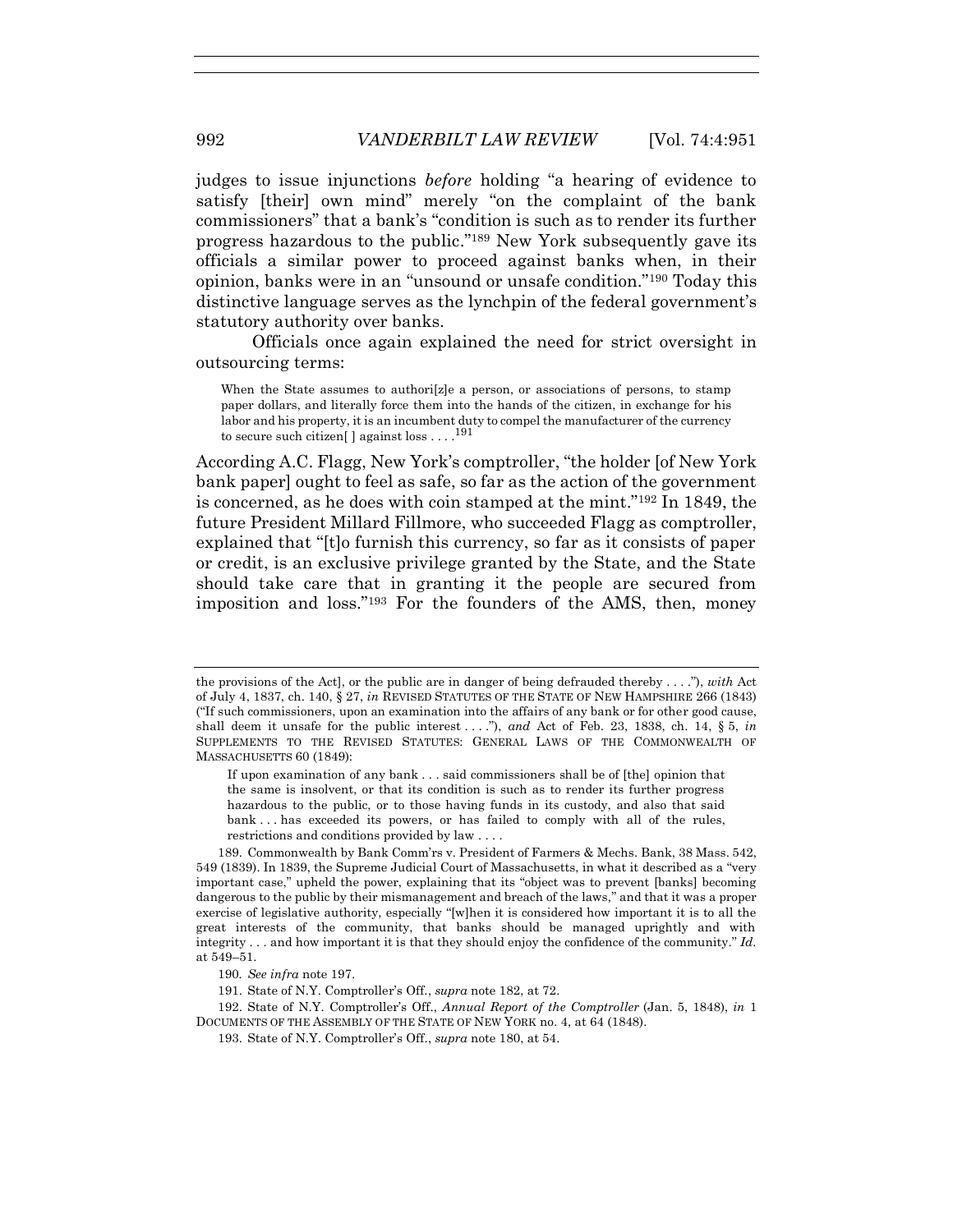judges to issue injunctions *before* holding "a hearing of evidence to satisfy [their] own mind" merely "on the complaint of the bank commissioners" that a bank's "condition is such as to render its further progress hazardous to the public."[189] New York subsequently gave its officials a similar power to proceed against banks when, in their opinion, banks were in an "unsound or unsafe condition."[190] Today this distinctive language serves as the lynchpin of the federal government's statutory authority over banks.

Officials once again explained the need for strict oversight in outsourcing terms:

> When the State assumes to authori[z]e a person, or associations of persons, to stamp paper dollars, and literally force them into the hands of the citizen, in exchange for his labor and his property, it is an incumbent duty to compel the manufacturer of the currency to secure such citizen[ ] against loss . . . .[191]

According A.C. Flagg, New York's comptroller, "the holder [of New York bank paper] ought to feel as safe, so far as the action of the government is concerned, as he does with coin stamped at the mint."[192] In 1849, the future President Millard Fillmore, who succeeded Flagg as comptroller, explained that "[t]o furnish this currency, so far as it consists of paper or credit, is an exclusive privilege granted by the State, and the State should take care that in granting it the people are secured from imposition and loss."[193] For the founders of the AMS, then, money

---

the provisions of the Act], or the public are in danger of being defrauded thereby . . . ."), *with* Act of July 4, 1837, ch. 140, § 27, *in* REVISED STATUTES OF THE STATE OF NEW HAMPSHIRE 266 (1843) ("If such commissioners, upon an examination into the affairs of any bank or for other good cause, shall deem it unsafe for the public interest . . . ."), *and* Act of Feb. 23, 1838, ch. 14, § 5, *in* SUPPLEMENTS TO THE REVISED STATUTES: GENERAL LAWS OF THE COMMONWEALTH OF MASSACHUSETTS 60 (1849):

> If upon examination of any bank . . . said commissioners shall be of [the] opinion that the same is insolvent, or that its condition is such as to render its further progress hazardous to the public, or to those having funds in its custody, and also that said bank . . . has exceeded its powers, or has failed to comply with all of the rules, restrictions and conditions provided by law . . . .

189. Commonwealth by Bank Comm'rs v. President of Farmers & Mechs. Bank, 38 Mass. 542, 549 (1839). In 1839, the Supreme Judicial Court of Massachusetts, in what it described as a "very important case," upheld the power, explaining that its "object was to prevent [banks] becoming dangerous to the public by their mismanagement and breach of the laws," and that it was a proper exercise of legislative authority, especially "[w]hen it is considered how important it is to all the great interests of the community, that banks should be managed uprightly and with integrity . . . and how important it is that they should enjoy the confidence of the community." *Id.* at 549–51.

190. *See infra* note 197.

191. State of N.Y. Comptroller's Off., *supra* note 182, at 72.

192. State of N.Y. Comptroller's Off., *Annual Report of the Comptroller* (Jan. 5, 1848), *in* 1 DOCUMENTS OF THE ASSEMBLY OF THE STATE OF NEW YORK no. 4, at 64 (1848).

193. State of N.Y. Comptroller's Off., *supra* note 180, at 54.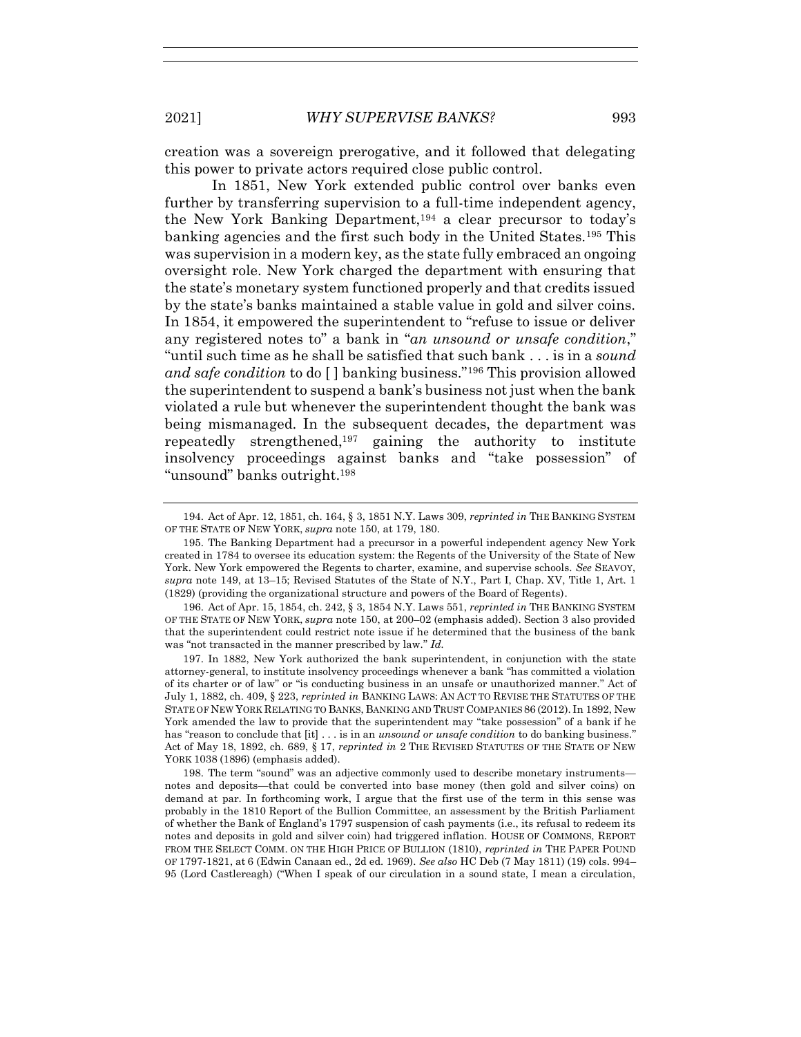creation was a sovereign prerogative, and it followed that delegating this power to private actors required close public control.

In 1851, New York extended public control over banks even further by transferring supervision to a full-time independent agency, the New York Banking Department,[194] a clear precursor to today's banking agencies and the first such body in the United States.[195] This was supervision in a modern key, as the state fully embraced an ongoing oversight role. New York charged the department with ensuring that the state's monetary system functioned properly and that credits issued by the state's banks maintained a stable value in gold and silver coins. In 1854, it empowered the superintendent to "refuse to issue or deliver any registered notes to" a bank in "*an unsound or unsafe condition*," "until such time as he shall be satisfied that such bank . . . is in a *sound and safe condition* to do [ ] banking business."[196] This provision allowed the superintendent to suspend a bank's business not just when the bank violated a rule but whenever the superintendent thought the bank was being mismanaged. In the subsequent decades, the department was repeatedly strengthened,[197] gaining the authority to institute insolvency proceedings against banks and "take possession" of "unsound" banks outright.[198]

194. Act of Apr. 12, 1851, ch. 164, § 3, 1851 N.Y. Laws 309, *reprinted in* THE BANKING SYSTEM OF THE STATE OF NEW YORK, *supra* note 150, at 179, 180.

195. The Banking Department had a precursor in a powerful independent agency New York created in 1784 to oversee its education system: the Regents of the University of the State of New York. New York empowered the Regents to charter, examine, and supervise schools. *See* SEAVOY, *supra* note 149, at 13–15; Revised Statutes of the State of N.Y., Part I, Chap. XV, Title 1, Art. 1 (1829) (providing the organizational structure and powers of the Board of Regents).

196. Act of Apr. 15, 1854, ch. 242, § 3, 1854 N.Y. Laws 551, *reprinted in* THE BANKING SYSTEM OF THE STATE OF NEW YORK, *supra* note 150, at 200–02 (emphasis added). Section 3 also provided that the superintendent could restrict note issue if he determined that the business of the bank was "not transacted in the manner prescribed by law." *Id.*

197. In 1882, New York authorized the bank superintendent, in conjunction with the state attorney-general, to institute insolvency proceedings whenever a bank "has committed a violation of its charter or of law" or "is conducting business in an unsafe or unauthorized manner." Act of July 1, 1882, ch. 409, § 223, *reprinted in* BANKING LAWS: AN ACT TO REVISE THE STATUTES OF THE STATE OF NEW YORK RELATING TO BANKS, BANKING AND TRUST COMPANIES 86 (2012). In 1892, New York amended the law to provide that the superintendent may "take possession" of a bank if he has "reason to conclude that [it] . . . is in an *unsound or unsafe condition* to do banking business." Act of May 18, 1892, ch. 689, § 17, *reprinted in* 2 THE REVISED STATUTES OF THE STATE OF NEW YORK 1038 (1896) (emphasis added).

198. The term "sound" was an adjective commonly used to describe monetary instruments—notes and deposits—that could be converted into base money (then gold and silver coins) on demand at par. In forthcoming work, I argue that the first use of the term in this sense was probably in the 1810 Report of the Bullion Committee, an assessment by the British Parliament of whether the Bank of England's 1797 suspension of cash payments (i.e., its refusal to redeem its notes and deposits in gold and silver coin) had triggered inflation. HOUSE OF COMMONS, REPORT FROM THE SELECT COMM. ON THE HIGH PRICE OF BULLION (1810), *reprinted in* THE PAPER POUND OF 1797-1821, at 6 (Edwin Canaan ed., 2d ed. 1969). *See also* HC Deb (7 May 1811) (19) cols. 994–95 (Lord Castlereagh) ("When I speak of our circulation in a sound state, I mean a circulation,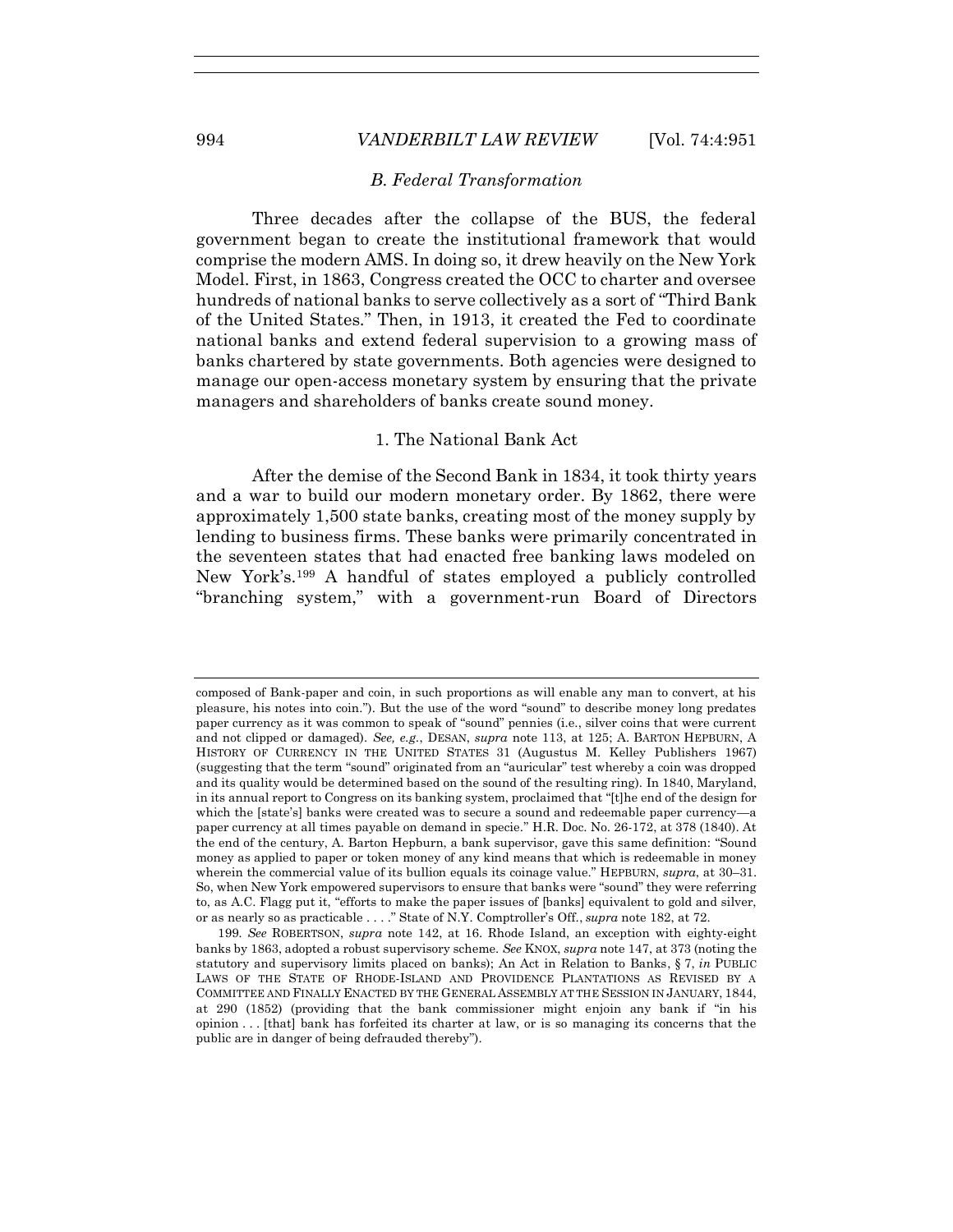### *B. Federal Transformation*

Three decades after the collapse of the BUS, the federal government began to create the institutional framework that would comprise the modern AMS. In doing so, it drew heavily on the New York Model. First, in 1863, Congress created the OCC to charter and oversee hundreds of national banks to serve collectively as a sort of "Third Bank of the United States." Then, in 1913, it created the Fed to coordinate national banks and extend federal supervision to a growing mass of banks chartered by state governments. Both agencies were designed to manage our open-access monetary system by ensuring that the private managers and shareholders of banks create sound money.

#### 1. The National Bank Act

After the demise of the Second Bank in 1834, it took thirty years and a war to build our modern monetary order. By 1862, there were approximately 1,500 state banks, creating most of the money supply by lending to business firms. These banks were primarily concentrated in the seventeen states that had enacted free banking laws modeled on New York's.[199] A handful of states employed a publicly controlled "branching system," with a government-run Board of Directors

---

composed of Bank-paper and coin, in such proportions as will enable any man to convert, at his pleasure, his notes into coin."). But the use of the word "sound" to describe money long predates paper currency as it was common to speak of "sound" pennies (i.e., silver coins that were current and not clipped or damaged). *See, e.g.*, DESAN, *supra* note 113, at 125; A. BARTON HEPBURN, A HISTORY OF CURRENCY IN THE UNITED STATES 31 (Augustus M. Kelley Publishers 1967) (suggesting that the term "sound" originated from an "auricular" test whereby a coin was dropped and its quality would be determined based on the sound of the resulting ring). In 1840, Maryland, in its annual report to Congress on its banking system, proclaimed that "[t]he end of the design for which the [state's] banks were created was to secure a sound and redeemable paper currency—a paper currency at all times payable on demand in specie." H.R. Doc. No. 26-172, at 378 (1840). At the end of the century, A. Barton Hepburn, a bank supervisor, gave this same definition: "Sound money as applied to paper or token money of any kind means that which is redeemable in money wherein the commercial value of its bullion equals its coinage value." HEPBURN, *supra*, at 30–31. So, when New York empowered supervisors to ensure that banks were "sound" they were referring to, as A.C. Flagg put it, "efforts to make the paper issues of [banks] equivalent to gold and silver, or as nearly so as practicable . . . ." State of N.Y. Comptroller's Off., *supra* note 182, at 72.

199. *See* ROBERTSON, *supra* note 142, at 16. Rhode Island, an exception with eighty-eight banks by 1863, adopted a robust supervisory scheme. *See* KNOX, *supra* note 147, at 373 (noting the statutory and supervisory limits placed on banks); An Act in Relation to Banks, § 7, *in* PUBLIC LAWS OF THE STATE OF RHODE-ISLAND AND PROVIDENCE PLANTATIONS AS REVISED BY A COMMITTEE AND FINALLY ENACTED BY THE GENERAL ASSEMBLY AT THE SESSION IN JANUARY, 1844, at 290 (1852) (providing that the bank commissioner might enjoin any bank if "in his opinion . . . [that] bank has forfeited its charter at law, or is so managing its concerns that the public are in danger of being defrauded thereby").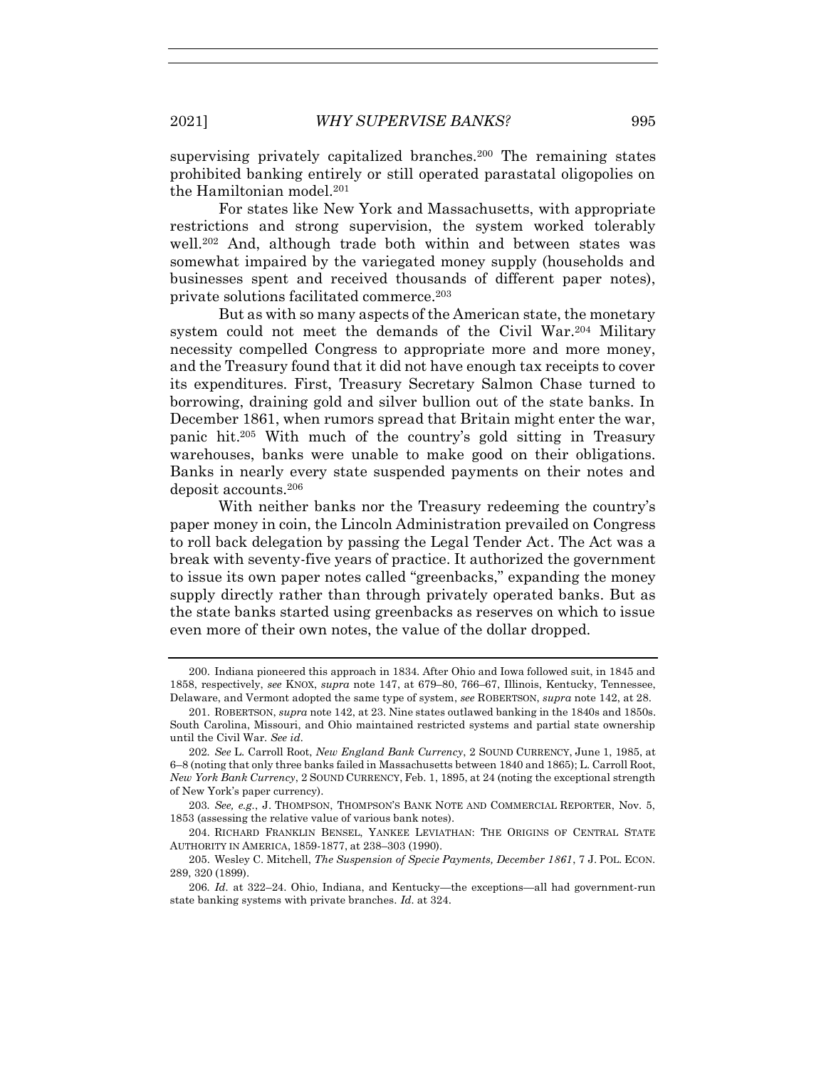supervising privately capitalized branches.[200] The remaining states prohibited banking entirely or still operated parastatal oligopolies on the Hamiltonian model.[201]

For states like New York and Massachusetts, with appropriate restrictions and strong supervision, the system worked tolerably well.[202] And, although trade both within and between states was somewhat impaired by the variegated money supply (households and businesses spent and received thousands of different paper notes), private solutions facilitated commerce.[203]

But as with so many aspects of the American state, the monetary system could not meet the demands of the Civil War.[204] Military necessity compelled Congress to appropriate more and more money, and the Treasury found that it did not have enough tax receipts to cover its expenditures. First, Treasury Secretary Salmon Chase turned to borrowing, draining gold and silver bullion out of the state banks. In December 1861, when rumors spread that Britain might enter the war, panic hit.[205] With much of the country's gold sitting in Treasury warehouses, banks were unable to make good on their obligations. Banks in nearly every state suspended payments on their notes and deposit accounts.[206]

With neither banks nor the Treasury redeeming the country's paper money in coin, the Lincoln Administration prevailed on Congress to roll back delegation by passing the Legal Tender Act. The Act was a break with seventy-five years of practice. It authorized the government to issue its own paper notes called "greenbacks," expanding the money supply directly rather than through privately operated banks. But as the state banks started using greenbacks as reserves on which to issue even more of their own notes, the value of the dollar dropped.

---

200. Indiana pioneered this approach in 1834. After Ohio and Iowa followed suit, in 1845 and 1858, respectively, *see* KNOX, *supra* note 147, at 679–80, 766–67, Illinois, Kentucky, Tennessee, Delaware, and Vermont adopted the same type of system, *see* ROBERTSON, *supra* note 142, at 28.

201. ROBERTSON, *supra* note 142, at 23. Nine states outlawed banking in the 1840s and 1850s. South Carolina, Missouri, and Ohio maintained restricted systems and partial state ownership until the Civil War. *See id.*

202. *See* L. Carroll Root, *New England Bank Currency*, 2 SOUND CURRENCY, June 1, 1985, at 6–8 (noting that only three banks failed in Massachusetts between 1840 and 1865); L. Carroll Root, *New York Bank Currency*, 2 SOUND CURRENCY, Feb. 1, 1895, at 24 (noting the exceptional strength of New York's paper currency).

203. *See, e.g.*, J. THOMPSON, THOMPSON'S BANK NOTE AND COMMERCIAL REPORTER, Nov. 5, 1853 (assessing the relative value of various bank notes).

204. RICHARD FRANKLIN BENSEL, YANKEE LEVIATHAN: THE ORIGINS OF CENTRAL STATE AUTHORITY IN AMERICA, 1859-1877, at 238–303 (1990).

205. Wesley C. Mitchell, *The Suspension of Specie Payments, December 1861*, 7 J. POL. ECON. 289, 320 (1899).

206. *Id.* at 322–24. Ohio, Indiana, and Kentucky—the exceptions—all had government-run state banking systems with private branches. *Id.* at 324.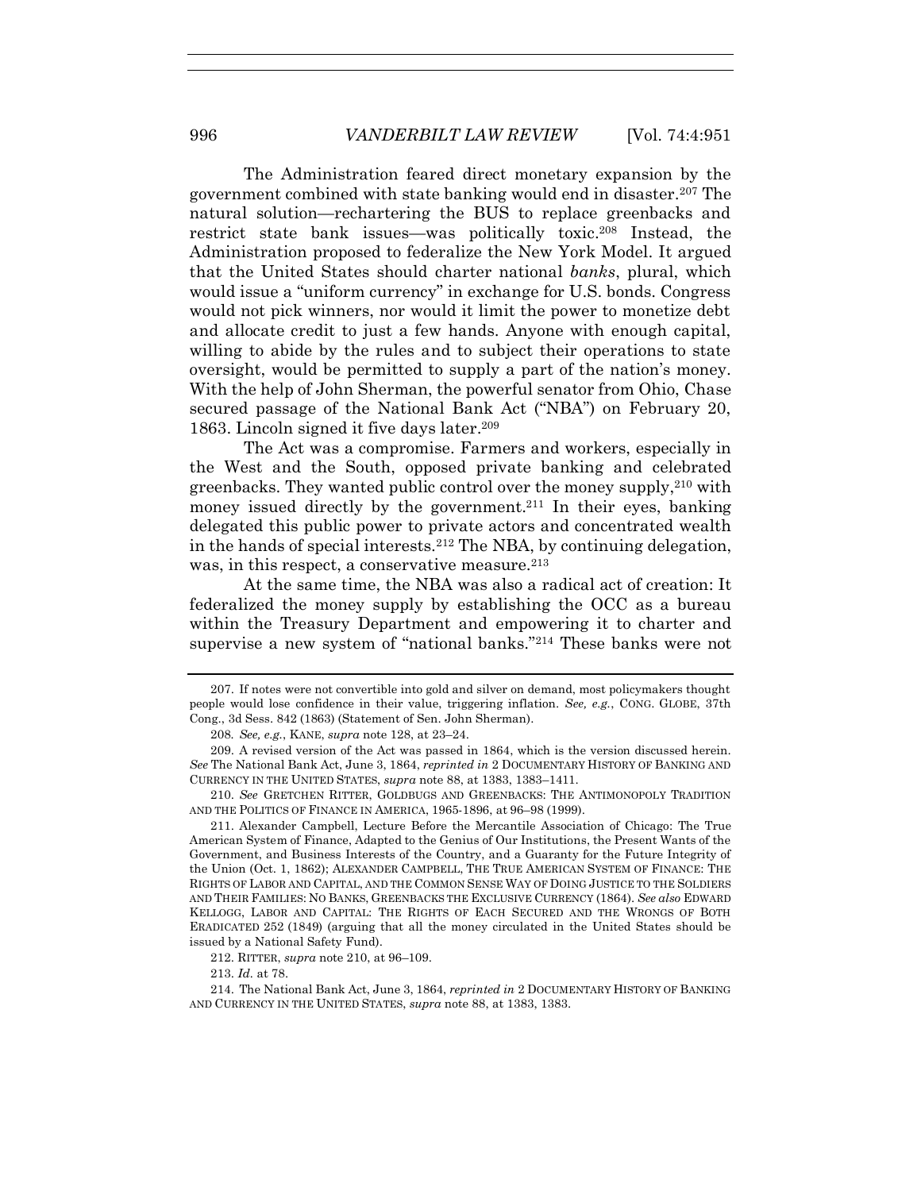The Administration feared direct monetary expansion by the government combined with state banking would end in disaster.[207] The natural solution—rechartering the BUS to replace greenbacks and restrict state bank issues—was politically toxic.[208] Instead, the Administration proposed to federalize the New York Model. It argued that the United States should charter national *banks*, plural, which would issue a "uniform currency" in exchange for U.S. bonds. Congress would not pick winners, nor would it limit the power to monetize debt and allocate credit to just a few hands. Anyone with enough capital, willing to abide by the rules and to subject their operations to state oversight, would be permitted to supply a part of the nation's money. With the help of John Sherman, the powerful senator from Ohio, Chase secured passage of the National Bank Act ("NBA") on February 20, 1863. Lincoln signed it five days later.[209]

The Act was a compromise. Farmers and workers, especially in the West and the South, opposed private banking and celebrated greenbacks. They wanted public control over the money supply,[210] with money issued directly by the government.[211] In their eyes, banking delegated this public power to private actors and concentrated wealth in the hands of special interests.[212] The NBA, by continuing delegation, was, in this respect, a conservative measure.[213]

At the same time, the NBA was also a radical act of creation: It federalized the money supply by establishing the OCC as a bureau within the Treasury Department and empowering it to charter and supervise a new system of "national banks."[214] These banks were not

---

207. If notes were not convertible into gold and silver on demand, most policymakers thought people would lose confidence in their value, triggering inflation. *See, e.g.*, CONG. GLOBE, 37th Cong., 3d Sess. 842 (1863) (Statement of Sen. John Sherman).

208. *See, e.g.*, KANE, *supra* note 128, at 23–24.

209. A revised version of the Act was passed in 1864, which is the version discussed herein. *See* The National Bank Act, June 3, 1864, *reprinted in* 2 DOCUMENTARY HISTORY OF BANKING AND CURRENCY IN THE UNITED STATES, *supra* note 88, at 1383, 1383–1411.

210. *See* GRETCHEN RITTER, GOLDBUGS AND GREENBACKS: THE ANTIMONOPOLY TRADITION AND THE POLITICS OF FINANCE IN AMERICA, 1965-1896, at 96–98 (1999).

211. Alexander Campbell, Lecture Before the Mercantile Association of Chicago: The True American System of Finance, Adapted to the Genius of Our Institutions, the Present Wants of the Government, and Business Interests of the Country, and a Guaranty for the Future Integrity of the Union (Oct. 1, 1862); ALEXANDER CAMPBELL, THE TRUE AMERICAN SYSTEM OF FINANCE: THE RIGHTS OF LABOR AND CAPITAL, AND THE COMMON SENSE WAY OF DOING JUSTICE TO THE SOLDIERS AND THEIR FAMILIES: NO BANKS, GREENBACKS THE EXCLUSIVE CURRENCY (1864). *See also* EDWARD KELLOGG, LABOR AND CAPITAL: THE RIGHTS OF EACH SECURED AND THE WRONGS OF BOTH ERADICATED 252 (1849) (arguing that all the money circulated in the United States should be issued by a National Safety Fund).

212. RITTER, *supra* note 210, at 96–109.

213. *Id.* at 78.

214. The National Bank Act, June 3, 1864, *reprinted in* 2 DOCUMENTARY HISTORY OF BANKING AND CURRENCY IN THE UNITED STATES, *supra* note 88, at 1383, 1383.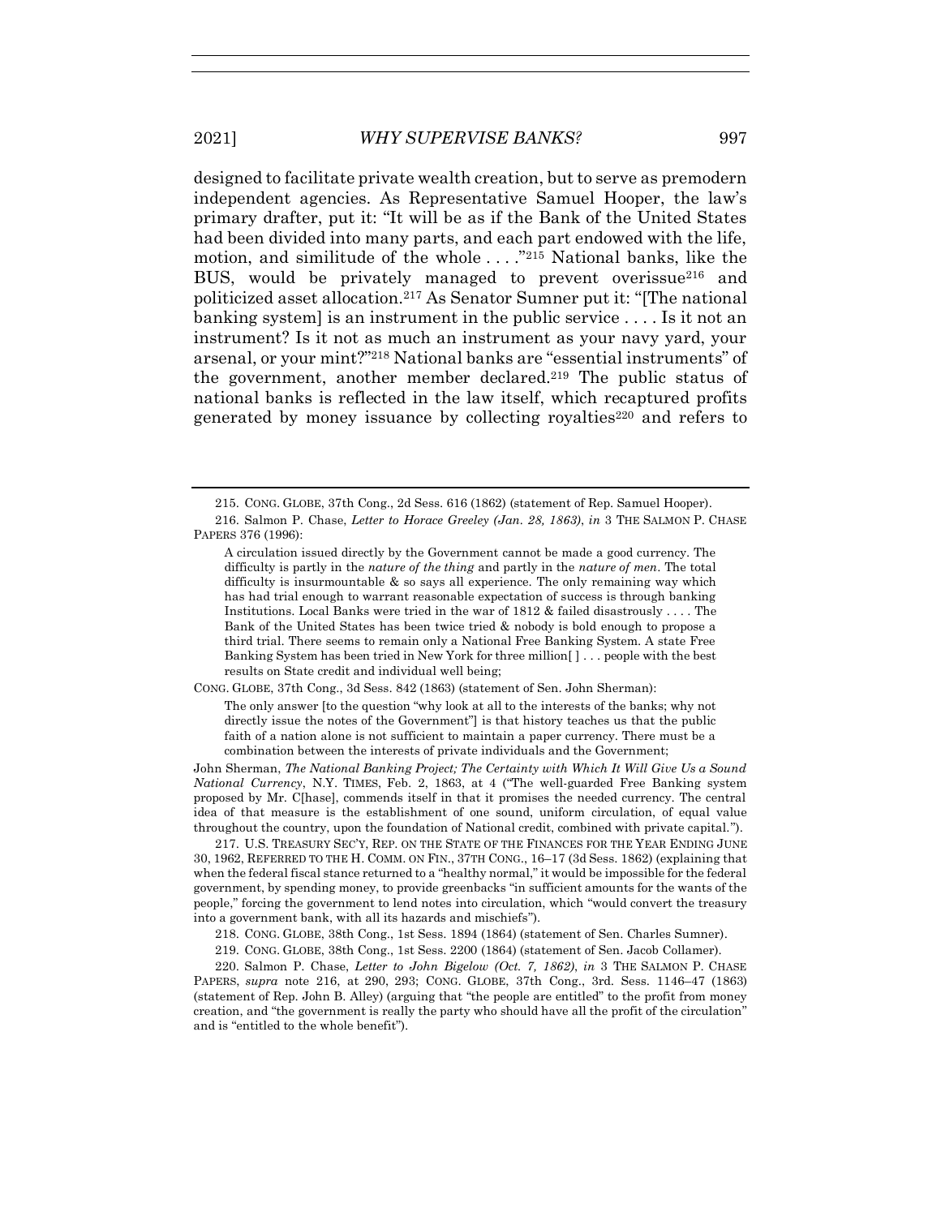designed to facilitate private wealth creation, but to serve as premodern independent agencies. As Representative Samuel Hooper, the law's primary drafter, put it: "It will be as if the Bank of the United States had been divided into many parts, and each part endowed with the life, motion, and similitude of the whole . . . ."[215] National banks, like the BUS, would be privately managed to prevent overissue[216] and politicized asset allocation.[217] As Senator Sumner put it: "[The national banking system] is an instrument in the public service . . . . Is it not an instrument? Is it not as much an instrument as your navy yard, your arsenal, or your mint?"[218] National banks are "essential instruments" of the government, another member declared.[219] The public status of national banks is reflected in the law itself, which recaptured profits generated by money issuance by collecting royalties[220] and refers to

---

215. CONG. GLOBE, 37th Cong., 2d Sess. 616 (1862) (statement of Rep. Samuel Hooper).

216. Salmon P. Chase, *Letter to Horace Greeley (Jan. 28, 1863)*, *in* 3 THE SALMON P. CHASE PAPERS 376 (1996):

> A circulation issued directly by the Government cannot be made a good currency. The difficulty is partly in the *nature of the thing* and partly in the *nature of men*. The total difficulty is insurmountable & so says all experience. The only remaining way which has had trial enough to warrant reasonable expectation of success is through banking Institutions. Local Banks were tried in the war of 1812 & failed disastrously . . . . The Bank of the United States has been twice tried & nobody is bold enough to propose a third trial. There seems to remain only a National Free Banking System. A state Free Banking System has been tried in New York for three million[ ] . . . people with the best results on State credit and individual well being;

CONG. GLOBE, 37th Cong., 3d Sess. 842 (1863) (statement of Sen. John Sherman):

> The only answer [to the question "why look at all to the interests of the banks; why not directly issue the notes of the Government"] is that history teaches us that the public faith of a nation alone is not sufficient to maintain a paper currency. There must be a combination between the interests of private individuals and the Government;

John Sherman, *The National Banking Project; The Certainty with Which It Will Give Us a Sound National Currency*, N.Y. TIMES, Feb. 2, 1863, at 4 ("The well-guarded Free Banking system proposed by Mr. C[hase], commends itself in that it promises the needed currency. The central idea of that measure is the establishment of one sound, uniform circulation, of equal value throughout the country, upon the foundation of National credit, combined with private capital.").

217. U.S. TREASURY SEC'Y, REP. ON THE STATE OF THE FINANCES FOR THE YEAR ENDING JUNE 30, 1962, REFERRED TO THE H. COMM. ON FIN., 37TH CONG., 16–17 (3d Sess. 1862) (explaining that when the federal fiscal stance returned to a "healthy normal," it would be impossible for the federal government, by spending money, to provide greenbacks "in sufficient amounts for the wants of the people," forcing the government to lend notes into circulation, which "would convert the treasury into a government bank, with all its hazards and mischiefs").

218. CONG. GLOBE, 38th Cong., 1st Sess. 1894 (1864) (statement of Sen. Charles Sumner).

219. CONG. GLOBE, 38th Cong., 1st Sess. 2200 (1864) (statement of Sen. Jacob Collamer).

220. Salmon P. Chase, *Letter to John Bigelow (Oct. 7, 1862)*, *in* 3 THE SALMON P. CHASE PAPERS, *supra* note 216, at 290, 293; CONG. GLOBE, 37th Cong., 3rd. Sess. 1146–47 (1863) (statement of Rep. John B. Alley) (arguing that "the people are entitled" to the profit from money creation, and "the government is really the party who should have all the profit of the circulation" and is "entitled to the whole benefit").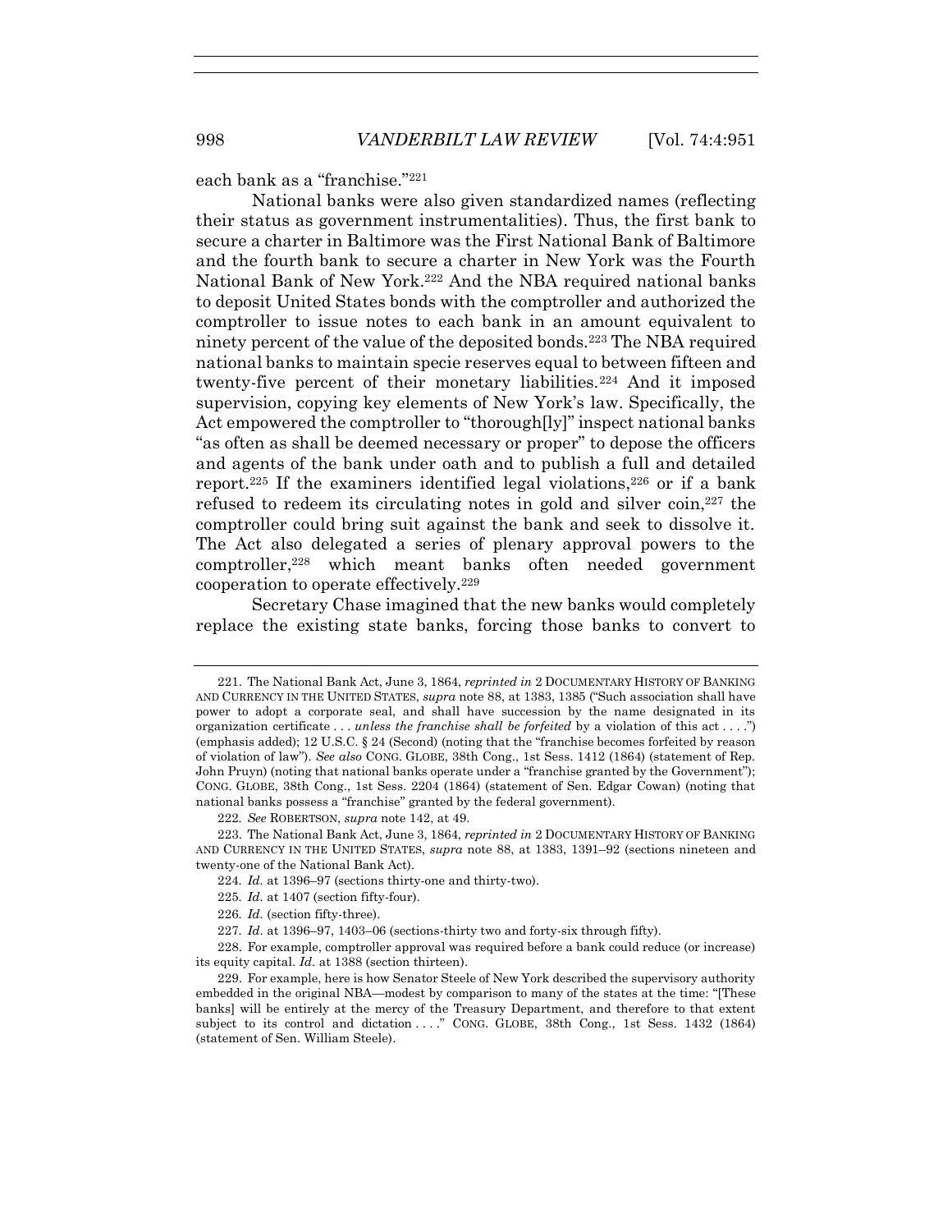each bank as a "franchise."[221]

National banks were also given standardized names (reflecting their status as government instrumentalities). Thus, the first bank to secure a charter in Baltimore was the First National Bank of Baltimore and the fourth bank to secure a charter in New York was the Fourth National Bank of New York.[222] And the NBA required national banks to deposit United States bonds with the comptroller and authorized the comptroller to issue notes to each bank in an amount equivalent to ninety percent of the value of the deposited bonds.[223] The NBA required national banks to maintain specie reserves equal to between fifteen and twenty-five percent of their monetary liabilities.[224] And it imposed supervision, copying key elements of New York's law. Specifically, the Act empowered the comptroller to "thorough[ly]" inspect national banks "as often as shall be deemed necessary or proper" to depose the officers and agents of the bank under oath and to publish a full and detailed report.[225] If the examiners identified legal violations,[226] or if a bank refused to redeem its circulating notes in gold and silver coin,[227] the comptroller could bring suit against the bank and seek to dissolve it. The Act also delegated a series of plenary approval powers to the comptroller,[228] which meant banks often needed government cooperation to operate effectively.[229]

Secretary Chase imagined that the new banks would completely replace the existing state banks, forcing those banks to convert to

---

221. The National Bank Act, June 3, 1864, *reprinted in* 2 DOCUMENTARY HISTORY OF BANKING AND CURRENCY IN THE UNITED STATES, *supra* note 88, at 1383, 1385 ("Such association shall have power to adopt a corporate seal, and shall have succession by the name designated in its organization certificate . . . *unless the franchise shall be forfeited* by a violation of this act . . . .") (emphasis added); 12 U.S.C. § 24 (Second) (noting that the "franchise becomes forfeited by reason of violation of law"). *See also* CONG. GLOBE, 38th Cong., 1st Sess. 1412 (1864) (statement of Rep. John Pruyn) (noting that national banks operate under a "franchise granted by the Government"); CONG. GLOBE, 38th Cong., 1st Sess. 2204 (1864) (statement of Sen. Edgar Cowan) (noting that national banks possess a "franchise" granted by the federal government).

222. *See* ROBERTSON, *supra* note 142, at 49.

223. The National Bank Act, June 3, 1864, *reprinted in* 2 DOCUMENTARY HISTORY OF BANKING AND CURRENCY IN THE UNITED STATES, *supra* note 88, at 1383, 1391–92 (sections nineteen and twenty-one of the National Bank Act).

224. *Id*. at 1396–97 (sections thirty-one and thirty-two).

225. *Id*. at 1407 (section fifty-four).

226. *Id*. (section fifty-three).

227. *Id*. at 1396–97, 1403–06 (sections-thirty two and forty-six through fifty).

228. For example, comptroller approval was required before a bank could reduce (or increase) its equity capital. *Id*. at 1388 (section thirteen).

229. For example, here is how Senator Steele of New York described the supervisory authority embedded in the original NBA—modest by comparison to many of the states at the time: "[These banks] will be entirely at the mercy of the Treasury Department, and therefore to that extent subject to its control and dictation . . . ." CONG. GLOBE, 38th Cong., 1st Sess. 1432 (1864) (statement of Sen. William Steele).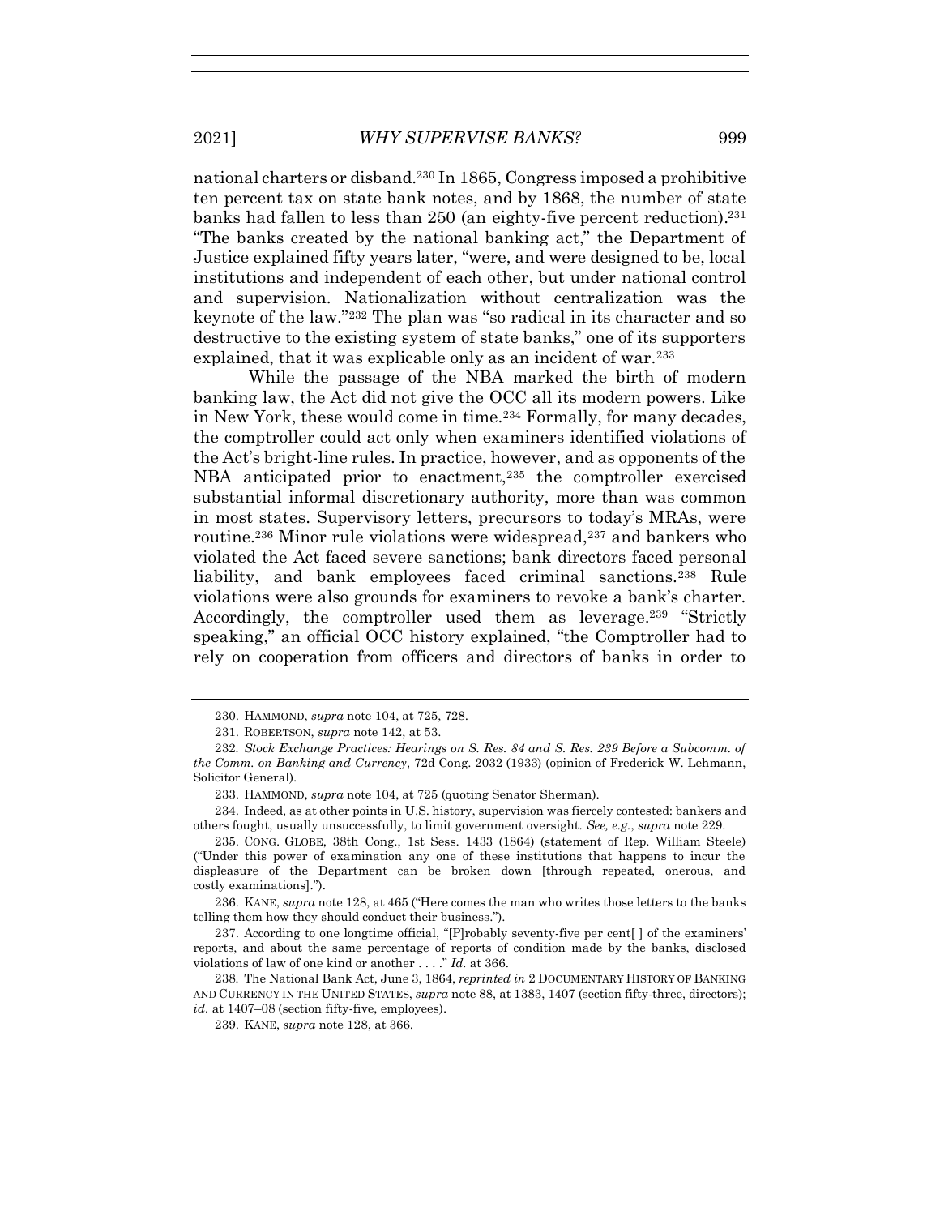national charters or disband.[230] In 1865, Congress imposed a prohibitive ten percent tax on state bank notes, and by 1868, the number of state banks had fallen to less than 250 (an eighty-five percent reduction).[231] "The banks created by the national banking act," the Department of Justice explained fifty years later, "were, and were designed to be, local institutions and independent of each other, but under national control and supervision. Nationalization without centralization was the keynote of the law."[232] The plan was "so radical in its character and so destructive to the existing system of state banks," one of its supporters explained, that it was explicable only as an incident of war.[233]

While the passage of the NBA marked the birth of modern banking law, the Act did not give the OCC all its modern powers. Like in New York, these would come in time.[234] Formally, for many decades, the comptroller could act only when examiners identified violations of the Act's bright-line rules. In practice, however, and as opponents of the NBA anticipated prior to enactment,[235] the comptroller exercised substantial informal discretionary authority, more than was common in most states. Supervisory letters, precursors to today's MRAs, were routine.[236] Minor rule violations were widespread,[237] and bankers who violated the Act faced severe sanctions; bank directors faced personal liability, and bank employees faced criminal sanctions.[238] Rule violations were also grounds for examiners to revoke a bank's charter. Accordingly, the comptroller used them as leverage.[239] "Strictly speaking," an official OCC history explained, "the Comptroller had to rely on cooperation from officers and directors of banks in order to

---

230. HAMMOND, *supra* note 104, at 725, 728.

231. ROBERTSON, *supra* note 142, at 53.

232. *Stock Exchange Practices: Hearings on S. Res. 84 and S. Res. 239 Before a Subcomm. of the Comm. on Banking and Currency*, 72d Cong. 2032 (1933) (opinion of Frederick W. Lehmann, Solicitor General).

233. HAMMOND, *supra* note 104, at 725 (quoting Senator Sherman).

234. Indeed, as at other points in U.S. history, supervision was fiercely contested: bankers and others fought, usually unsuccessfully, to limit government oversight. *See, e.g.*, *supra* note 229.

235. CONG. GLOBE, 38th Cong., 1st Sess. 1433 (1864) (statement of Rep. William Steele) ("Under this power of examination any one of these institutions that happens to incur the displeasure of the Department can be broken down [through repeated, onerous, and costly examinations].").

236. KANE, *supra* note 128, at 465 ("Here comes the man who writes those letters to the banks telling them how they should conduct their business.").

237. According to one longtime official, "[P]robably seventy-five per cent[ ] of the examiners' reports, and about the same percentage of reports of condition made by the banks, disclosed violations of law of one kind or another . . . ." *Id.* at 366.

238. The National Bank Act, June 3, 1864, *reprinted in* 2 DOCUMENTARY HISTORY OF BANKING AND CURRENCY IN THE UNITED STATES, *supra* note 88, at 1383, 1407 (section fifty-three, directors); *id.* at 1407–08 (section fifty-five, employees).

239. KANE, *supra* note 128, at 366.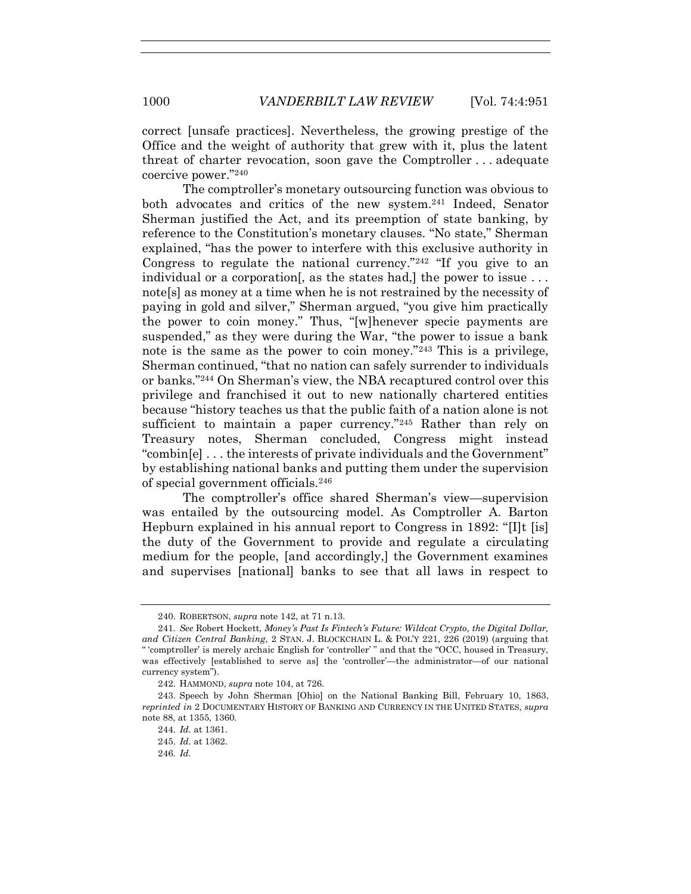correct [unsafe practices]. Nevertheless, the growing prestige of the Office and the weight of authority that grew with it, plus the latent threat of charter revocation, soon gave the Comptroller . . . adequate coercive power."[240]

The comptroller's monetary outsourcing function was obvious to both advocates and critics of the new system.[241] Indeed, Senator Sherman justified the Act, and its preemption of state banking, by reference to the Constitution's monetary clauses. "No state," Sherman explained, "has the power to interfere with this exclusive authority in Congress to regulate the national currency."[242] "If you give to an individual or a corporation[, as the states had,] the power to issue . . . note[s] as money at a time when he is not restrained by the necessity of paying in gold and silver," Sherman argued, "you give him practically the power to coin money." Thus, "[w]henever specie payments are suspended," as they were during the War, "the power to issue a bank note is the same as the power to coin money."[243] This is a privilege, Sherman continued, "that no nation can safely surrender to individuals or banks."[244] On Sherman's view, the NBA recaptured control over this privilege and franchised it out to new nationally chartered entities because "history teaches us that the public faith of a nation alone is not sufficient to maintain a paper currency."[245] Rather than rely on Treasury notes, Sherman concluded, Congress might instead "combin[e] . . . the interests of private individuals and the Government" by establishing national banks and putting them under the supervision of special government officials.[246]

The comptroller's office shared Sherman's view—supervision was entailed by the outsourcing model. As Comptroller A. Barton Hepburn explained in his annual report to Congress in 1892: "[I]t [is] the duty of the Government to provide and regulate a circulating medium for the people, [and accordingly,] the Government examines and supervises [national] banks to see that all laws in respect to

---

240. ROBERTSON, *supra* note 142, at 71 n.13.

241. *See* Robert Hockett, *Money's Past Is Fintech's Future: Wildcat Crypto, the Digital Dollar, and Citizen Central Banking*, 2 STAN. J. BLOCKCHAIN L. & POL'Y 221, 226 (2019) (arguing that " 'comptroller' is merely archaic English for 'controller' " and that the "OCC, housed in Treasury, was effectively [established to serve as] the 'controller'—the administrator—of our national currency system").

242. HAMMOND, *supra* note 104, at 726.

243. Speech by John Sherman [Ohio] on the National Banking Bill, February 10, 1863, *reprinted in* 2 DOCUMENTARY HISTORY OF BANKING AND CURRENCY IN THE UNITED STATES, *supra* note 88, at 1355, 1360.

244. *Id.* at 1361.

245. *Id.* at 1362.

246. *Id.*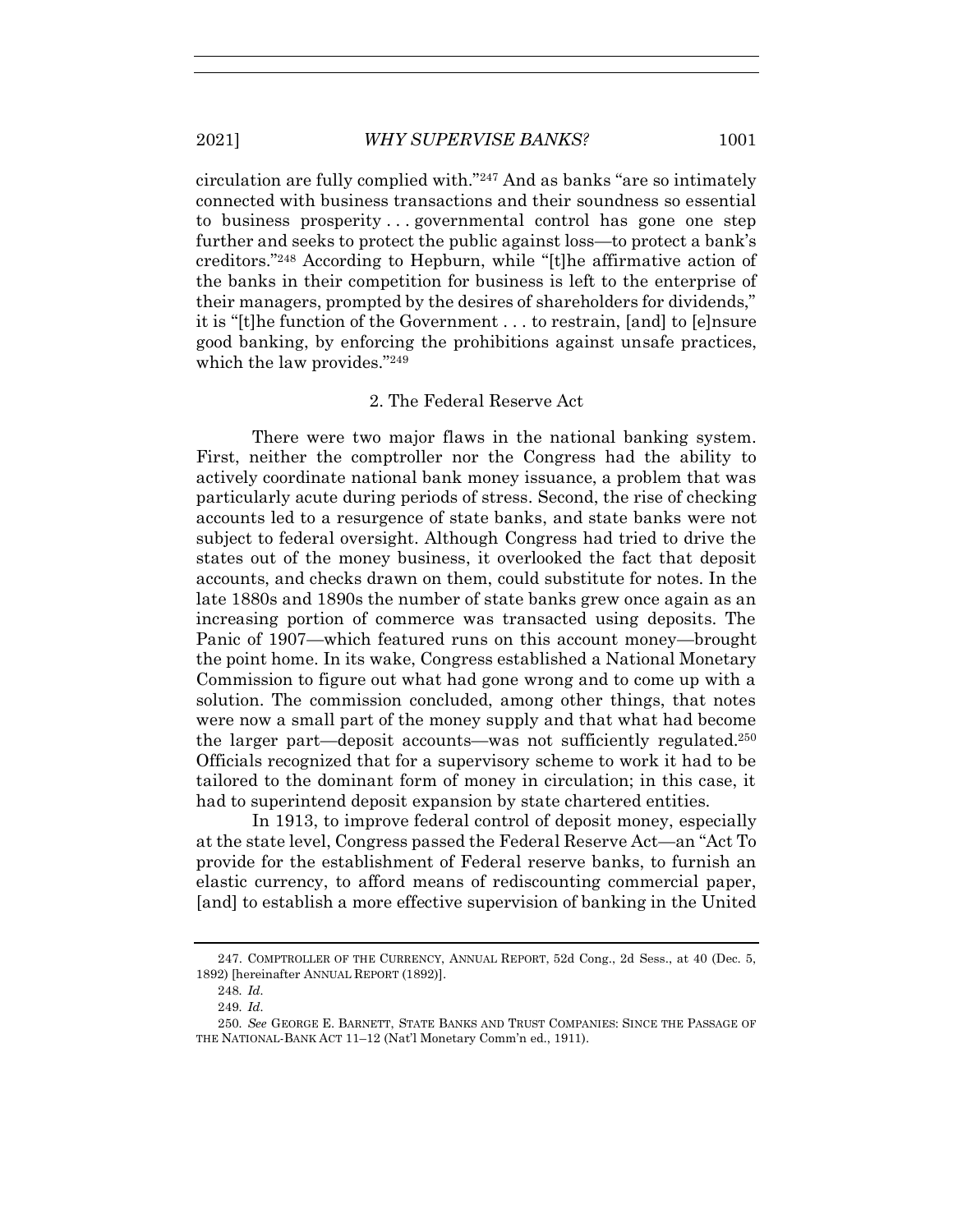circulation are fully complied with."[247] And as banks "are so intimately connected with business transactions and their soundness so essential to business prosperity . . . governmental control has gone one step further and seeks to protect the public against loss—to protect a bank's creditors."[248] According to Hepburn, while "[t]he affirmative action of the banks in their competition for business is left to the enterprise of their managers, prompted by the desires of shareholders for dividends," it is "[t]he function of the Government . . . to restrain, [and] to [e]nsure good banking, by enforcing the prohibitions against unsafe practices, which the law provides."[249]

### 2. The Federal Reserve Act

There were two major flaws in the national banking system. First, neither the comptroller nor the Congress had the ability to actively coordinate national bank money issuance, a problem that was particularly acute during periods of stress. Second, the rise of checking accounts led to a resurgence of state banks, and state banks were not subject to federal oversight. Although Congress had tried to drive the states out of the money business, it overlooked the fact that deposit accounts, and checks drawn on them, could substitute for notes. In the late 1880s and 1890s the number of state banks grew once again as an increasing portion of commerce was transacted using deposits. The Panic of 1907—which featured runs on this account money—brought the point home. In its wake, Congress established a National Monetary Commission to figure out what had gone wrong and to come up with a solution. The commission concluded, among other things, that notes were now a small part of the money supply and that what had become the larger part—deposit accounts—was not sufficiently regulated.[250] Officials recognized that for a supervisory scheme to work it had to be tailored to the dominant form of money in circulation; in this case, it had to superintend deposit expansion by state chartered entities.

In 1913, to improve federal control of deposit money, especially at the state level, Congress passed the Federal Reserve Act—an "Act To provide for the establishment of Federal reserve banks, to furnish an elastic currency, to afford means of rediscounting commercial paper, [and] to establish a more effective supervision of banking in the United

---

247. COMPTROLLER OF THE CURRENCY, ANNUAL REPORT, 52d Cong., 2d Sess., at 40 (Dec. 5, 1892) [hereinafter ANNUAL REPORT (1892)].

248. *Id.*

249. *Id.*

250. *See* GEORGE E. BARNETT, STATE BANKS AND TRUST COMPANIES: SINCE THE PASSAGE OF THE NATIONAL-BANK ACT 11–12 (Nat'l Monetary Comm'n ed., 1911).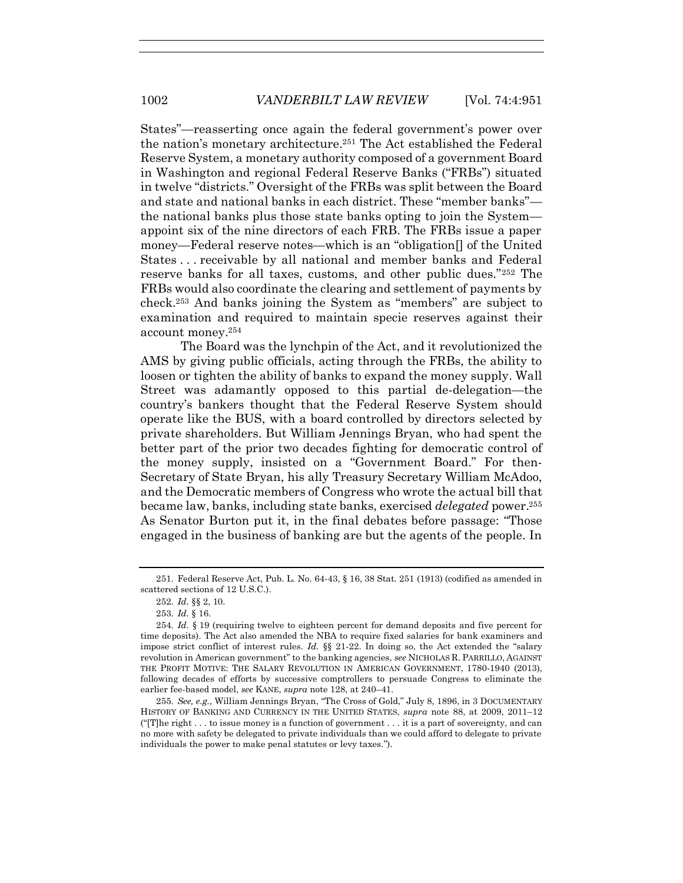States"—reasserting once again the federal government's power over the nation's monetary architecture.[251] The Act established the Federal Reserve System, a monetary authority composed of a government Board in Washington and regional Federal Reserve Banks ("FRBs") situated in twelve "districts." Oversight of the FRBs was split between the Board and state and national banks in each district. These "member banks"—the national banks plus those state banks opting to join the System—appoint six of the nine directors of each FRB. The FRBs issue a paper money—Federal reserve notes—which is an "obligation[] of the United States . . . receivable by all national and member banks and Federal reserve banks for all taxes, customs, and other public dues."[252] The FRBs would also coordinate the clearing and settlement of payments by check.[253] And banks joining the System as "members" are subject to examination and required to maintain specie reserves against their account money.[254]

The Board was the lynchpin of the Act, and it revolutionized the AMS by giving public officials, acting through the FRBs, the ability to loosen or tighten the ability of banks to expand the money supply. Wall Street was adamantly opposed to this partial de-delegation—the country's bankers thought that the Federal Reserve System should operate like the BUS, with a board controlled by directors selected by private shareholders. But William Jennings Bryan, who had spent the better part of the prior two decades fighting for democratic control of the money supply, insisted on a "Government Board." For then-Secretary of State Bryan, his ally Treasury Secretary William McAdoo, and the Democratic members of Congress who wrote the actual bill that became law, banks, including state banks, exercised *delegated* power.[255] As Senator Burton put it, in the final debates before passage: "Those engaged in the business of banking are but the agents of the people. In

---

251. Federal Reserve Act, Pub. L. No. 64-43, § 16, 38 Stat. 251 (1913) (codified as amended in scattered sections of 12 U.S.C.).

252. *Id.* §§ 2, 10.

253. *Id.* § 16.

254. *Id.* § 19 (requiring twelve to eighteen percent for demand deposits and five percent for time deposits). The Act also amended the NBA to require fixed salaries for bank examiners and impose strict conflict of interest rules. *Id.* §§ 21-22. In doing so, the Act extended the "salary revolution in American government" to the banking agencies, *see* NICHOLAS R. PARRILLO, AGAINST THE PROFIT MOTIVE: THE SALARY REVOLUTION IN AMERICAN GOVERNMENT, 1780-1940 (2013), following decades of efforts by successive comptrollers to persuade Congress to eliminate the earlier fee-based model, *see* KANE, *supra* note 128, at 240–41.

255. *See, e.g.*, William Jennings Bryan, "The Cross of Gold," July 8, 1896, in 3 DOCUMENTARY HISTORY OF BANKING AND CURRENCY IN THE UNITED STATES, *supra* note 88, at 2009, 2011–12 ("[T]he right . . . to issue money is a function of government . . . it is a part of sovereignty, and can no more with safety be delegated to private individuals than we could afford to delegate to private individuals the power to make penal statutes or levy taxes.").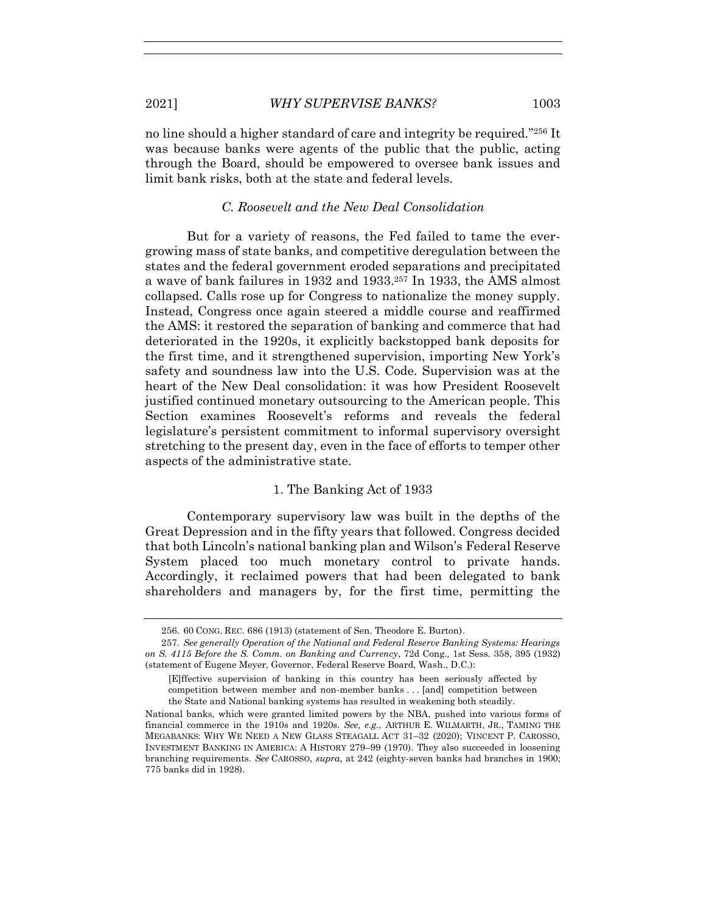no line should a higher standard of care and integrity be required."[256] It was because banks were agents of the public that the public, acting through the Board, should be empowered to oversee bank issues and limit bank risks, both at the state and federal levels.

### *C. Roosevelt and the New Deal Consolidation*

But for a variety of reasons, the Fed failed to tame the ever-growing mass of state banks, and competitive deregulation between the states and the federal government eroded separations and precipitated a wave of bank failures in 1932 and 1933.[257] In 1933, the AMS almost collapsed. Calls rose up for Congress to nationalize the money supply. Instead, Congress once again steered a middle course and reaffirmed the AMS: it restored the separation of banking and commerce that had deteriorated in the 1920s, it explicitly backstopped bank deposits for the first time, and it strengthened supervision, importing New York's safety and soundness law into the U.S. Code. Supervision was at the heart of the New Deal consolidation: it was how President Roosevelt justified continued monetary outsourcing to the American people. This Section examines Roosevelt's reforms and reveals the federal legislature's persistent commitment to informal supervisory oversight stretching to the present day, even in the face of efforts to temper other aspects of the administrative state.

#### 1. The Banking Act of 1933

Contemporary supervisory law was built in the depths of the Great Depression and in the fifty years that followed. Congress decided that both Lincoln's national banking plan and Wilson's Federal Reserve System placed too much monetary control to private hands. Accordingly, it reclaimed powers that had been delegated to bank shareholders and managers by, for the first time, permitting the

---

256. 60 CONG. REC. 686 (1913) (statement of Sen. Theodore E. Burton).

257. *See generally Operation of the National and Federal Reserve Banking Systems: Hearings on S. 4115 Before the S. Comm. on Banking and Currency*, 72d Cong., 1st Sess. 358, 395 (1932) (statement of Eugene Meyer, Governor, Federal Reserve Board, Wash., D.C.):

> [E]ffective supervision of banking in this country has been seriously affected by competition between member and non-member banks . . . [and] competition between the State and National banking systems has resulted in weakening both steadily.

National banks, which were granted limited powers by the NBA, pushed into various forms of financial commerce in the 1910s and 1920s. *See, e.g.*, ARTHUR E. WILMARTH, JR., TAMING THE MEGABANKS: WHY WE NEED A NEW GLASS STEAGALL ACT 31–32 (2020); VINCENT P. CAROSSO, INVESTMENT BANKING IN AMERICA: A HISTORY 279–99 (1970). They also succeeded in loosening branching requirements. *See* CAROSSO, *supra*, at 242 (eighty-seven banks had branches in 1900; 775 banks did in 1928).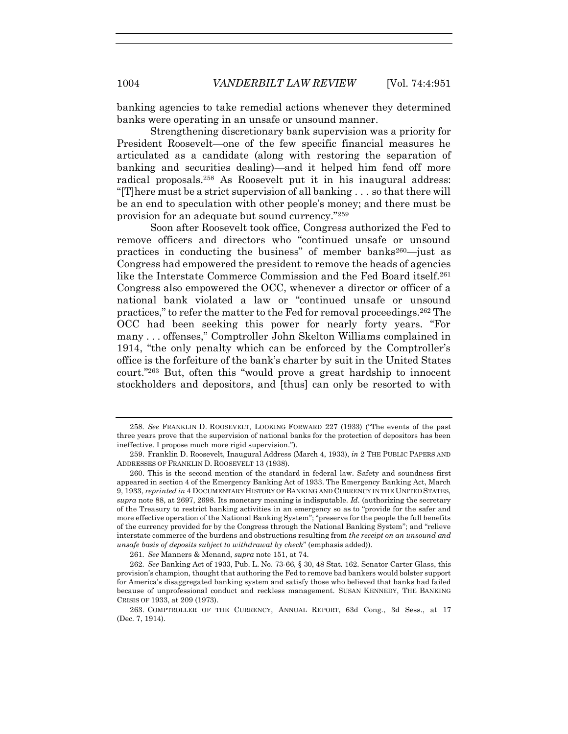banking agencies to take remedial actions whenever they determined banks were operating in an unsafe or unsound manner.

Strengthening discretionary bank supervision was a priority for President Roosevelt—one of the few specific financial measures he articulated as a candidate (along with restoring the separation of banking and securities dealing)—and it helped him fend off more radical proposals.[258] As Roosevelt put it in his inaugural address: "[T]here must be a strict supervision of all banking . . . so that there will be an end to speculation with other people's money; and there must be provision for an adequate but sound currency."[259]

Soon after Roosevelt took office, Congress authorized the Fed to remove officers and directors who "continued unsafe or unsound practices in conducting the business" of member banks[260]—just as Congress had empowered the president to remove the heads of agencies like the Interstate Commerce Commission and the Fed Board itself.[261] Congress also empowered the OCC, whenever a director or officer of a national bank violated a law or "continued unsafe or unsound practices," to refer the matter to the Fed for removal proceedings.[262] The OCC had been seeking this power for nearly forty years. "For many . . . offenses," Comptroller John Skelton Williams complained in 1914, "the only penalty which can be enforced by the Comptroller's office is the forfeiture of the bank's charter by suit in the United States court."[263] But, often this "would prove a great hardship to innocent stockholders and depositors, and [thus] can only be resorted to with

---

258. *See* FRANKLIN D. ROOSEVELT, LOOKING FORWARD 227 (1933) ("The events of the past three years prove that the supervision of national banks for the protection of depositors has been ineffective. I propose much more rigid supervision.").

259. Franklin D. Roosevelt, Inaugural Address (March 4, 1933), *in* 2 THE PUBLIC PAPERS AND ADDRESSES OF FRANKLIN D. ROOSEVELT 13 (1938).

260. This is the second mention of the standard in federal law. Safety and soundness first appeared in section 4 of the Emergency Banking Act of 1933. The Emergency Banking Act, March 9, 1933, *reprinted in* 4 DOCUMENTARY HISTORY OF BANKING AND CURRENCY IN THE UNITED STATES, *supra* note 88, at 2697, 2698. Its monetary meaning is indisputable. *Id.* (authorizing the secretary of the Treasury to restrict banking activities in an emergency so as to "provide for the safer and more effective operation of the National Banking System"; "preserve for the people the full benefits of the currency provided for by the Congress through the National Banking System"; and "relieve interstate commerce of the burdens and obstructions resulting from *the receipt on an unsound and unsafe basis of deposits subject to withdrawal by check*" (emphasis added)).

261. *See* Manners & Menand, *supra* note 151, at 74.

262. *See* Banking Act of 1933, Pub. L. No. 73-66, § 30, 48 Stat. 162. Senator Carter Glass, this provision's champion, thought that authoring the Fed to remove bad bankers would bolster support for America's disaggregated banking system and satisfy those who believed that banks had failed because of unprofessional conduct and reckless management. SUSAN KENNEDY, THE BANKING CRISIS OF 1933, at 209 (1973).

263. COMPTROLLER OF THE CURRENCY, ANNUAL REPORT, 63d Cong., 3d Sess., at 17 (Dec. 7, 1914).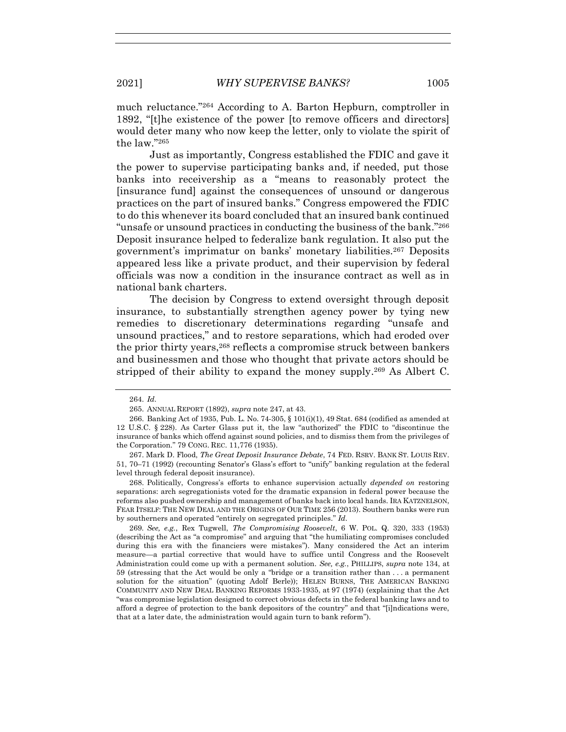much reluctance."[264] According to A. Barton Hepburn, comptroller in 1892, "[t]he existence of the power [to remove officers and directors] would deter many who now keep the letter, only to violate the spirit of the law."[265]

Just as importantly, Congress established the FDIC and gave it the power to supervise participating banks and, if needed, put those banks into receivership as a "means to reasonably protect the [insurance fund] against the consequences of unsound or dangerous practices on the part of insured banks." Congress empowered the FDIC to do this whenever its board concluded that an insured bank continued "unsafe or unsound practices in conducting the business of the bank."[266] Deposit insurance helped to federalize bank regulation. It also put the government's imprimatur on banks' monetary liabilities.[267] Deposits appeared less like a private product, and their supervision by federal officials was now a condition in the insurance contract as well as in national bank charters.

The decision by Congress to extend oversight through deposit insurance, to substantially strengthen agency power by tying new remedies to discretionary determinations regarding "unsafe and unsound practices," and to restore separations, which had eroded over the prior thirty years,[268] reflects a compromise struck between bankers and businessmen and those who thought that private actors should be stripped of their ability to expand the money supply.[269] As Albert C.

---

264. *Id.*

265. ANNUAL REPORT (1892), *supra* note 247, at 43.

266. Banking Act of 1935, Pub. L. No. 74-305, § 101(i)(1), 49 Stat. 684 (codified as amended at 12 U.S.C. § 228). As Carter Glass put it, the law "authorized" the FDIC to "discontinue the insurance of banks which offend against sound policies, and to dismiss them from the privileges of the Corporation." 79 CONG. REC. 11,776 (1935).

267. Mark D. Flood, *The Great Deposit Insurance Debate*, 74 FED. RSRV. BANK ST. LOUIS REV. 51, 70–71 (1992) (recounting Senator's Glass's effort to "unify" banking regulation at the federal level through federal deposit insurance).

268. Politically, Congress's efforts to enhance supervision actually *depended on* restoring separations: arch segregationists voted for the dramatic expansion in federal power because the reforms also pushed ownership and management of banks back into local hands. IRA KATZNELSON, FEAR ITSELF: THE NEW DEAL AND THE ORIGINS OF OUR TIME 256 (2013). Southern banks were run by southerners and operated "entirely on segregated principles." *Id.*

269. *See, e.g.*, Rex Tugwell, *The Compromising Roosevelt*, 6 W. POL. Q. 320, 333 (1953) (describing the Act as "a compromise" and arguing that "the humiliating compromises concluded during this era with the financiers were mistakes"). Many considered the Act an interim measure—a partial corrective that would have to suffice until Congress and the Roosevelt Administration could come up with a permanent solution. *See, e.g.*, PHILLIPS, *supra* note 134, at 59 (stressing that the Act would be only a "bridge or a transition rather than . . . a permanent solution for the situation" (quoting Adolf Berle)); HELEN BURNS, THE AMERICAN BANKING COMMUNITY AND NEW DEAL BANKING REFORMS 1933-1935, at 97 (1974) (explaining that the Act "was compromise legislation designed to correct obvious defects in the federal banking laws and to afford a degree of protection to the bank depositors of the country" and that "[i]ndications were, that at a later date, the administration would again turn to bank reform").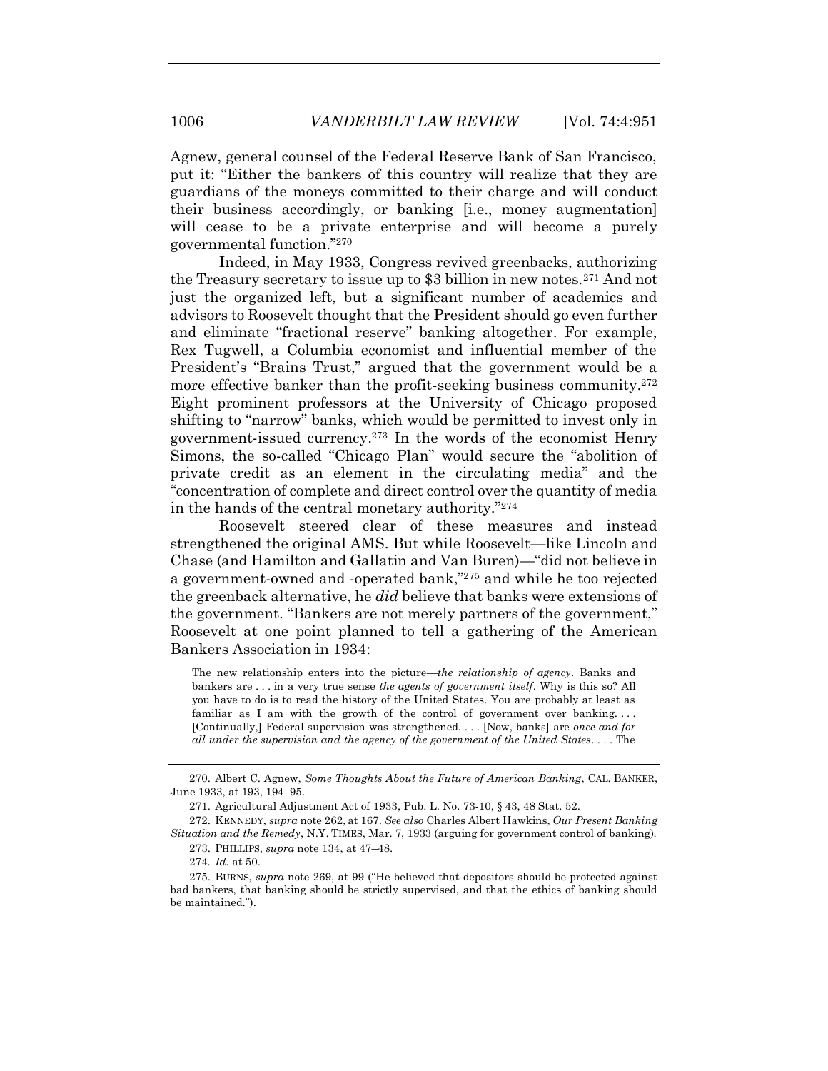Agnew, general counsel of the Federal Reserve Bank of San Francisco, put it: "Either the bankers of this country will realize that they are guardians of the moneys committed to their charge and will conduct their business accordingly, or banking [i.e., money augmentation] will cease to be a private enterprise and will become a purely governmental function."[270]

Indeed, in May 1933, Congress revived greenbacks, authorizing the Treasury secretary to issue up to $3 billion in new notes.[271] And not just the organized left, but a significant number of academics and advisors to Roosevelt thought that the President should go even further and eliminate "fractional reserve" banking altogether. For example, Rex Tugwell, a Columbia economist and influential member of the President's "Brains Trust," argued that the government would be a more effective banker than the profit-seeking business community.[272] Eight prominent professors at the University of Chicago proposed shifting to "narrow" banks, which would be permitted to invest only in government-issued currency.[273] In the words of the economist Henry Simons, the so-called "Chicago Plan" would secure the "abolition of private credit as an element in the circulating media" and the "concentration of complete and direct control over the quantity of media in the hands of the central monetary authority."[274]

Roosevelt steered clear of these measures and instead strengthened the original AMS. But while Roosevelt—like Lincoln and Chase (and Hamilton and Gallatin and Van Buren)—"did not believe in a government-owned and -operated bank,"[275] and while he too rejected the greenback alternative, he *did* believe that banks were extensions of the government. "Bankers are not merely partners of the government," Roosevelt at one point planned to tell a gathering of the American Bankers Association in 1934:

> The new relationship enters into the picture—*the relationship of agency*. Banks and bankers are . . . in a very true sense *the agents of government itself*. Why is this so? All you have to do is to read the history of the United States. You are probably at least as familiar as I am with the growth of the control of government over banking. . . . [Continually,] Federal supervision was strengthened. . . . [Now, banks] are *once and for all under the supervision and the agency of the government of the United States*. . . . The

---

270. Albert C. Agnew, *Some Thoughts About the Future of American Banking*, CAL. BANKER, June 1933, at 193, 194–95.

271. Agricultural Adjustment Act of 1933, Pub. L. No. 73-10, § 43, 48 Stat. 52.

272. KENNEDY, *supra* note 262, at 167. *See also* Charles Albert Hawkins, *Our Present Banking Situation and the Remedy*, N.Y. TIMES, Mar. 7, 1933 (arguing for government control of banking).

273. PHILLIPS, *supra* note 134, at 47–48.

274. *Id.* at 50.

275. BURNS, *supra* note 269, at 99 ("He believed that depositors should be protected against bad bankers, that banking should be strictly supervised, and that the ethics of banking should be maintained.").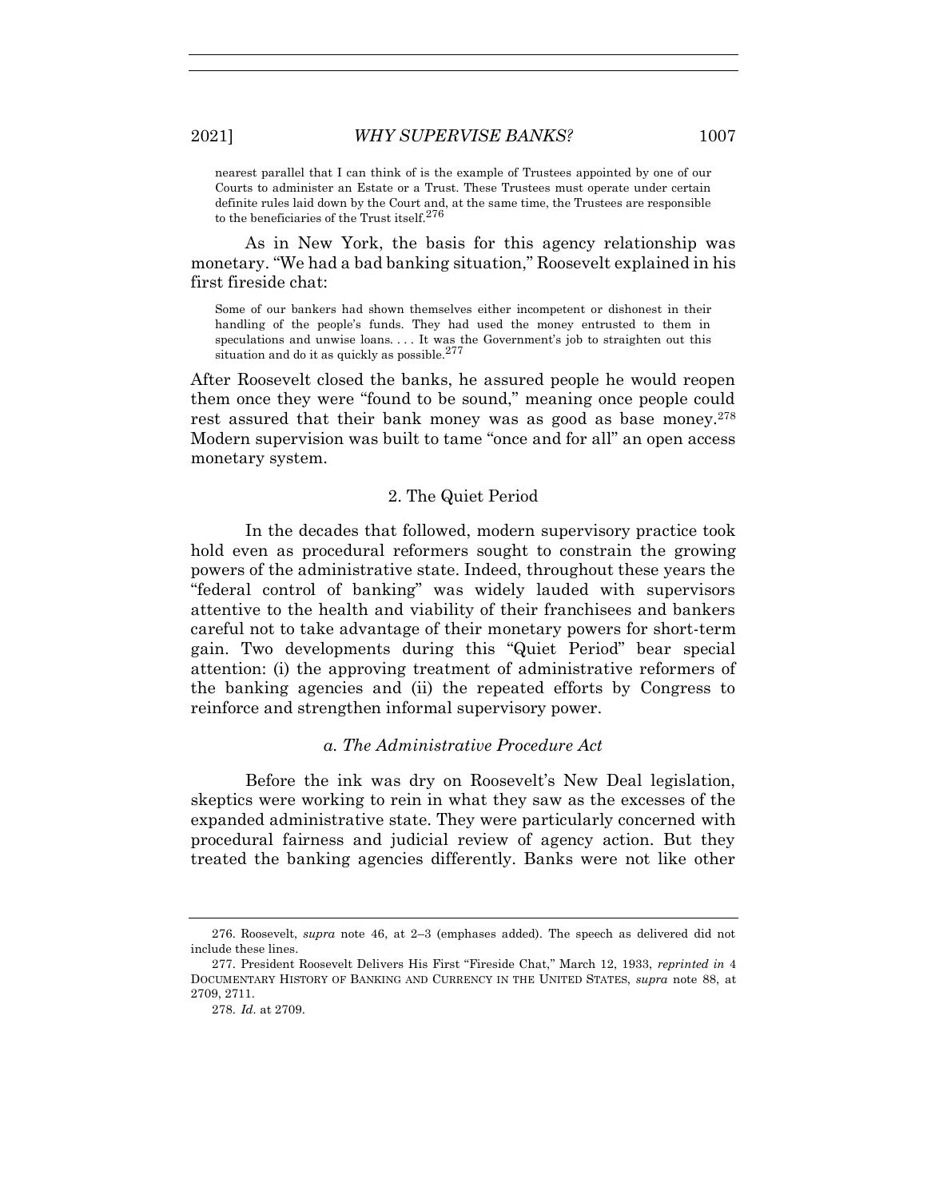nearest parallel that I can think of is the example of Trustees appointed by one of our Courts to administer an Estate or a Trust. These Trustees must operate under certain definite rules laid down by the Court and, at the same time, the Trustees are responsible to the beneficiaries of the Trust itself.[276]

As in New York, the basis for this agency relationship was monetary. "We had a bad banking situation," Roosevelt explained in his first fireside chat:

> Some of our bankers had shown themselves either incompetent or dishonest in their handling of the people's funds. They had used the money entrusted to them in speculations and unwise loans. . . . It was the Government's job to straighten out this situation and do it as quickly as possible.[277]

After Roosevelt closed the banks, he assured people he would reopen them once they were "found to be sound," meaning once people could rest assured that their bank money was as good as base money.[278] Modern supervision was built to tame "once and for all" an open access monetary system.

### 2. The Quiet Period

In the decades that followed, modern supervisory practice took hold even as procedural reformers sought to constrain the growing powers of the administrative state. Indeed, throughout these years the "federal control of banking" was widely lauded with supervisors attentive to the health and viability of their franchisees and bankers careful not to take advantage of their monetary powers for short-term gain. Two developments during this "Quiet Period" bear special attention: (i) the approving treatment of administrative reformers of the banking agencies and (ii) the repeated efforts by Congress to reinforce and strengthen informal supervisory power.

#### *a. The Administrative Procedure Act*

Before the ink was dry on Roosevelt's New Deal legislation, skeptics were working to rein in what they saw as the excesses of the expanded administrative state. They were particularly concerned with procedural fairness and judicial review of agency action. But they treated the banking agencies differently. Banks were not like other

276. Roosevelt, *supra* note 46, at 2–3 (emphases added). The speech as delivered did not include these lines.

277. President Roosevelt Delivers His First "Fireside Chat," March 12, 1933, *reprinted in* 4 DOCUMENTARY HISTORY OF BANKING AND CURRENCY IN THE UNITED STATES, *supra* note 88, at 2709, 2711.

278. *Id*. at 2709.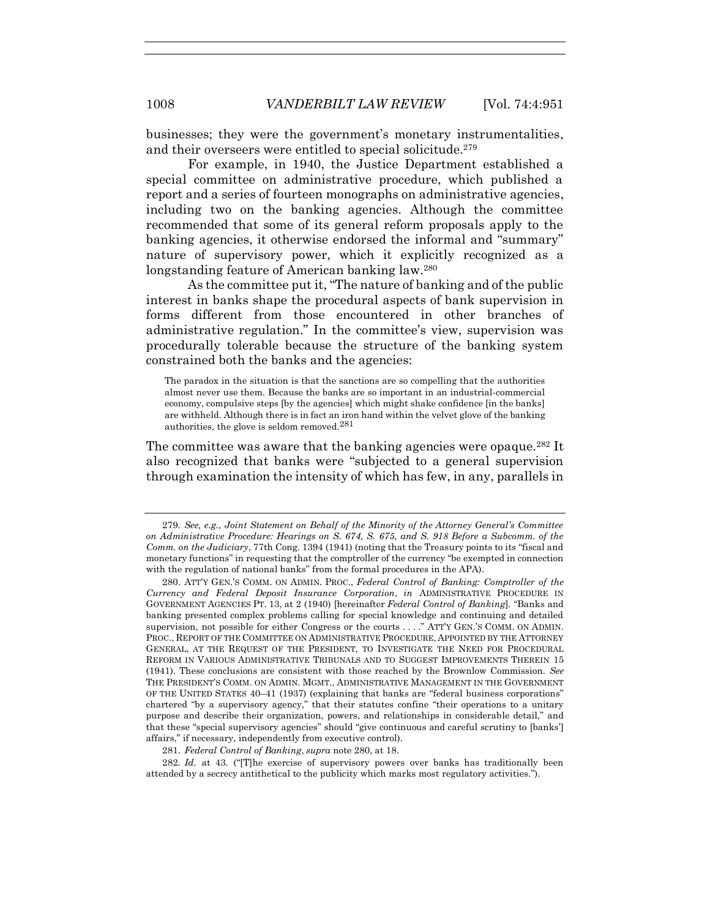businesses; they were the government's monetary instrumentalities, and their overseers were entitled to special solicitude.[279]

For example, in 1940, the Justice Department established a special committee on administrative procedure, which published a report and a series of fourteen monographs on administrative agencies, including two on the banking agencies. Although the committee recommended that some of its general reform proposals apply to the banking agencies, it otherwise endorsed the informal and "summary" nature of supervisory power, which it explicitly recognized as a longstanding feature of American banking law.[280]

As the committee put it, "The nature of banking and of the public interest in banks shape the procedural aspects of bank supervision in forms different from those encountered in other branches of administrative regulation." In the committee's view, supervision was procedurally tolerable because the structure of the banking system constrained both the banks and the agencies:

> The paradox in the situation is that the sanctions are so compelling that the authorities almost never use them. Because the banks are so important in an industrial-commercial economy, compulsive steps [by the agencies] which might shake confidence [in the banks] are withheld. Although there is in fact an iron hand within the velvet glove of the banking authorities, the glove is seldom removed.[281]

The committee was aware that the banking agencies were opaque.[282] It also recognized that banks were "subjected to a general supervision through examination the intensity of which has few, in any, parallels in

---

279. *See, e.g.*, *Joint Statement on Behalf of the Minority of the Attorney General's Committee on Administrative Procedure: Hearings on S. 674, S. 675, and S. 918 Before a Subcomm. of the Comm. on the Judiciary*, 77th Cong. 1394 (1941) (noting that the Treasury points to its "fiscal and monetary functions" in requesting that the comptroller of the currency "be exempted in connection with the regulation of national banks" from the formal procedures in the APA).

280. ATT'Y GEN.'S COMM. ON ADMIN. PROC., *Federal Control of Banking: Comptroller of the Currency and Federal Deposit Insurance Corporation*, *in* ADMINISTRATIVE PROCEDURE IN GOVERNMENT AGENCIES PT. 13, at 2 (1940) [hereinafter *Federal Control of Banking*]. "Banks and banking presented complex problems calling for special knowledge and continuing and detailed supervision, not possible for either Congress or the courts . . . ." ATT'Y GEN.'S COMM. ON ADMIN. PROC., REPORT OF THE COMMITTEE ON ADMINISTRATIVE PROCEDURE, APPOINTED BY THE ATTORNEY GENERAL, AT THE REQUEST OF THE PRESIDENT, TO INVESTIGATE THE NEED FOR PROCEDURAL REFORM IN VARIOUS ADMINISTRATIVE TRIBUNALS AND TO SUGGEST IMPROVEMENTS THEREIN 15 (1941). These conclusions are consistent with those reached by the Brownlow Commission. *See* THE PRESIDENT'S COMM. ON ADMIN. MGMT., ADMINISTRATIVE MANAGEMENT IN THE GOVERNMENT OF THE UNITED STATES 40–41 (1937) (explaining that banks are "federal business corporations" chartered "by a supervisory agency," that their statutes confine "their operations to a unitary purpose and describe their organization, powers, and relationships in considerable detail," and that these "special supervisory agencies" should "give continuous and careful scrutiny to [banks'] affairs," if necessary, independently from executive control).

281. *Federal Control of Banking*, *supra* note 280, at 18.

282. *Id.* at 43. ("[T]he exercise of supervisory powers over banks has traditionally been attended by a secrecy antithetical to the publicity which marks most regulatory activities.").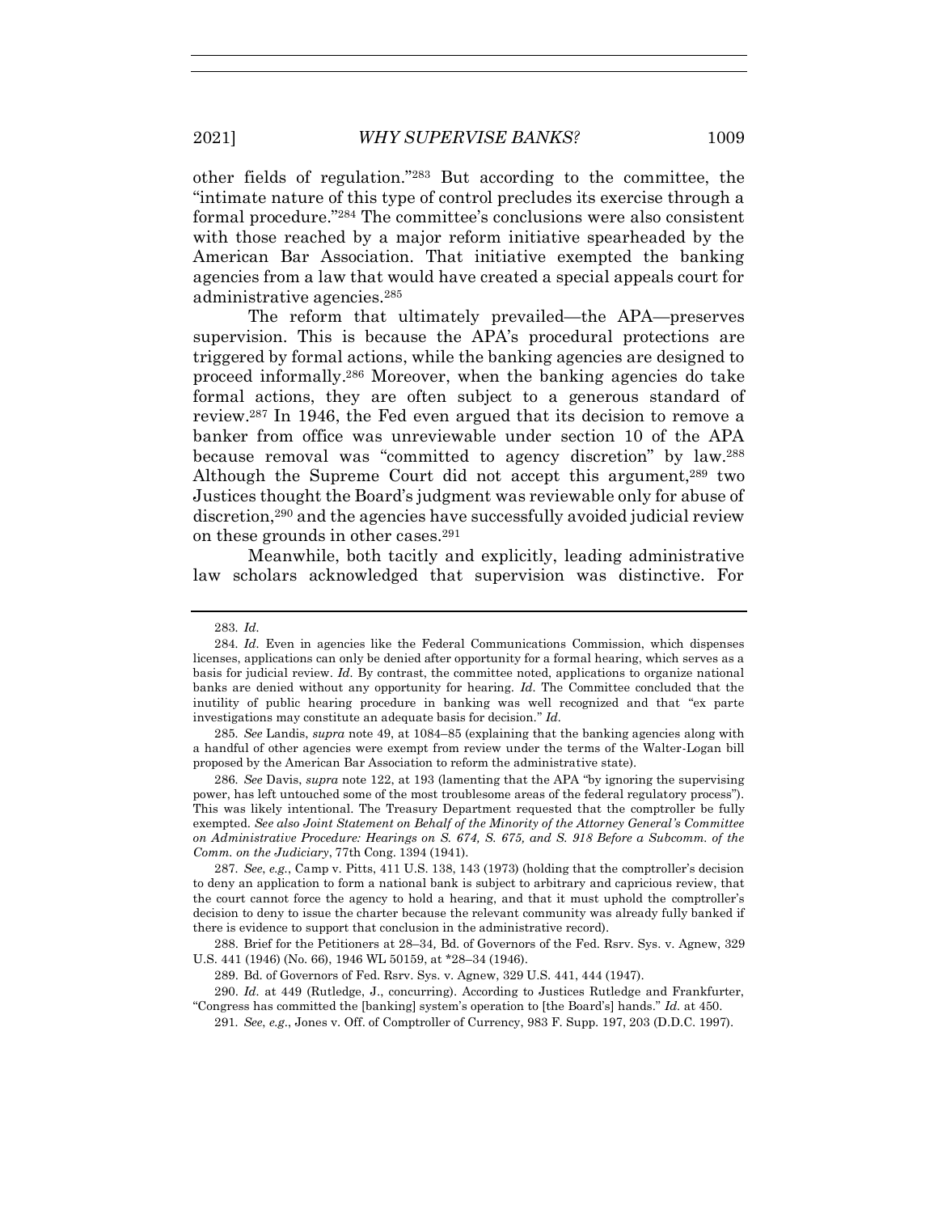other fields of regulation."[283] But according to the committee, the "intimate nature of this type of control precludes its exercise through a formal procedure."[284] The committee's conclusions were also consistent with those reached by a major reform initiative spearheaded by the American Bar Association. That initiative exempted the banking agencies from a law that would have created a special appeals court for administrative agencies.[285]

The reform that ultimately prevailed—the APA—preserves supervision. This is because the APA's procedural protections are triggered by formal actions, while the banking agencies are designed to proceed informally.[286] Moreover, when the banking agencies do take formal actions, they are often subject to a generous standard of review.[287] In 1946, the Fed even argued that its decision to remove a banker from office was unreviewable under section 10 of the APA because removal was "committed to agency discretion" by law.[288] Although the Supreme Court did not accept this argument,[289] two Justices thought the Board's judgment was reviewable only for abuse of discretion,[290] and the agencies have successfully avoided judicial review on these grounds in other cases.[291]

Meanwhile, both tacitly and explicitly, leading administrative law scholars acknowledged that supervision was distinctive. For

---

283. *Id.*

284. *Id.* Even in agencies like the Federal Communications Commission, which dispenses licenses, applications can only be denied after opportunity for a formal hearing, which serves as a basis for judicial review. *Id.* By contrast, the committee noted, applications to organize national banks are denied without any opportunity for hearing. *Id.* The Committee concluded that the inutility of public hearing procedure in banking was well recognized and that "ex parte investigations may constitute an adequate basis for decision." *Id.*

285. *See* Landis, *supra* note 49, at 1084–85 (explaining that the banking agencies along with a handful of other agencies were exempt from review under the terms of the Walter-Logan bill proposed by the American Bar Association to reform the administrative state).

286. *See* Davis, *supra* note 122, at 193 (lamenting that the APA "by ignoring the supervising power, has left untouched some of the most troublesome areas of the federal regulatory process"). This was likely intentional. The Treasury Department requested that the comptroller be fully exempted. *See also Joint Statement on Behalf of the Minority of the Attorney General's Committee on Administrative Procedure: Hearings on S. 674, S. 675, and S. 918 Before a Subcomm. of the Comm. on the Judiciary*, 77th Cong. 1394 (1941).

287. *See, e.g.*, Camp v. Pitts, 411 U.S. 138, 143 (1973) (holding that the comptroller's decision to deny an application to form a national bank is subject to arbitrary and capricious review, that the court cannot force the agency to hold a hearing, and that it must uphold the comptroller's decision to deny to issue the charter because the relevant community was already fully banked if there is evidence to support that conclusion in the administrative record).

288. Brief for the Petitioners at 28–34*,* Bd. of Governors of the Fed. Rsrv. Sys. v. Agnew, 329 U.S. 441 (1946) (No. 66), 1946 WL 50159, at *28–34 (1946).

289. Bd. of Governors of Fed. Rsrv. Sys. v. Agnew, 329 U.S. 441, 444 (1947).

290. *Id.* at 449 (Rutledge, J., concurring). According to Justices Rutledge and Frankfurter, "Congress has committed the [banking] system's operation to [the Board's] hands." *Id.* at 450.

291. *See, e.g.*, Jones v. Off. of Comptroller of Currency, 983 F. Supp. 197, 203 (D.D.C. 1997).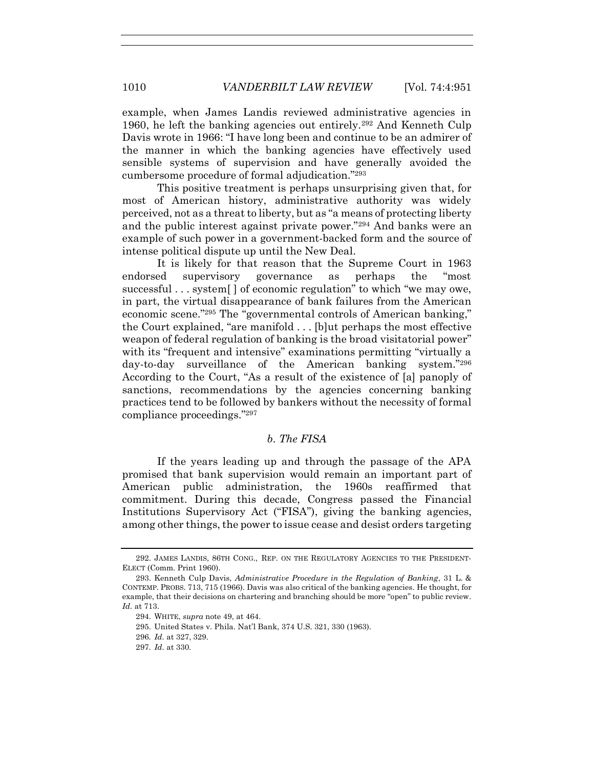example, when James Landis reviewed administrative agencies in 1960, he left the banking agencies out entirely.[292] And Kenneth Culp Davis wrote in 1966: "I have long been and continue to be an admirer of the manner in which the banking agencies have effectively used sensible systems of supervision and have generally avoided the cumbersome procedure of formal adjudication."[293]

This positive treatment is perhaps unsurprising given that, for most of American history, administrative authority was widely perceived, not as a threat to liberty, but as "a means of protecting liberty and the public interest against private power."[294] And banks were an example of such power in a government-backed form and the source of intense political dispute up until the New Deal.

It is likely for that reason that the Supreme Court in 1963 endorsed supervisory governance as perhaps the "most successful . . . system[ ] of economic regulation" to which "we may owe, in part, the virtual disappearance of bank failures from the American economic scene."[295] The "governmental controls of American banking," the Court explained, "are manifold . . . [b]ut perhaps the most effective weapon of federal regulation of banking is the broad visitatorial power" with its "frequent and intensive" examinations permitting "virtually a day-to-day surveillance of the American banking system."[296] According to the Court, "As a result of the existence of [a] panoply of sanctions, recommendations by the agencies concerning banking practices tend to be followed by bankers without the necessity of formal compliance proceedings."[297]

### *b. The FISA*

If the years leading up and through the passage of the APA promised that bank supervision would remain an important part of American public administration, the 1960s reaffirmed that commitment. During this decade, Congress passed the Financial Institutions Supervisory Act ("FISA"), giving the banking agencies, among other things, the power to issue cease and desist orders targeting

---

292. JAMES LANDIS, 86TH CONG., REP. ON THE REGULATORY AGENCIES TO THE PRESIDENT-ELECT (Comm. Print 1960).

293. Kenneth Culp Davis, *Administrative Procedure in the Regulation of Banking*, 31 L. & CONTEMP. PROBS. 713, 715 (1966). Davis was also critical of the banking agencies. He thought, for example, that their decisions on chartering and branching should be more "open" to public review. *Id.* at 713.

294. WHITE, *supra* note 49, at 464.

295. United States v. Phila. Nat'l Bank, 374 U.S. 321, 330 (1963).

296. *Id.* at 327, 329.

297. *Id.* at 330.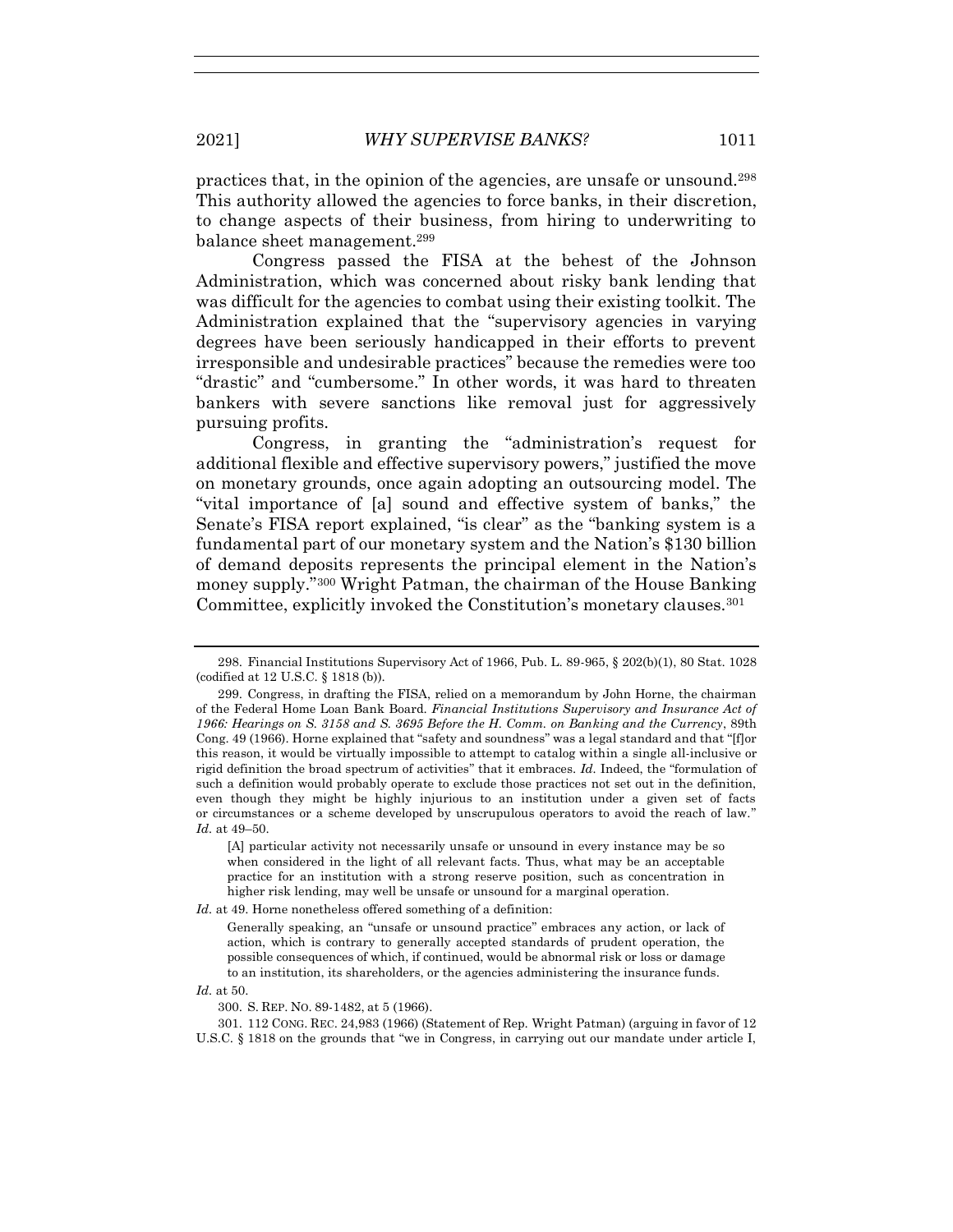practices that, in the opinion of the agencies, are unsafe or unsound.[298] This authority allowed the agencies to force banks, in their discretion, to change aspects of their business, from hiring to underwriting to balance sheet management.[299]

Congress passed the FISA at the behest of the Johnson Administration, which was concerned about risky bank lending that was difficult for the agencies to combat using their existing toolkit. The Administration explained that the "supervisory agencies in varying degrees have been seriously handicapped in their efforts to prevent irresponsible and undesirable practices" because the remedies were too "drastic" and "cumbersome." In other words, it was hard to threaten bankers with severe sanctions like removal just for aggressively pursuing profits.

Congress, in granting the "administration's request for additional flexible and effective supervisory powers," justified the move on monetary grounds, once again adopting an outsourcing model. The "vital importance of [a] sound and effective system of banks," the Senate's FISA report explained, "is clear" as the "banking system is a fundamental part of our monetary system and the Nation's $130 billion of demand deposits represents the principal element in the Nation's money supply."[300] Wright Patman, the chairman of the House Banking Committee, explicitly invoked the Constitution's monetary clauses.[301]

---

298. Financial Institutions Supervisory Act of 1966, Pub. L. 89-965, § 202(b)(1), 80 Stat. 1028 (codified at 12 U.S.C. § 1818 (b)).

299. Congress, in drafting the FISA, relied on a memorandum by John Horne, the chairman of the Federal Home Loan Bank Board. *Financial Institutions Supervisory and Insurance Act of 1966: Hearings on S. 3158 and S. 3695 Before the H. Comm. on Banking and the Currency*, 89th Cong. 49 (1966). Horne explained that "safety and soundness" was a legal standard and that "[f]or this reason, it would be virtually impossible to attempt to catalog within a single all-inclusive or rigid definition the broad spectrum of activities" that it embraces. *Id.* Indeed, the "formulation of such a definition would probably operate to exclude those practices not set out in the definition, even though they might be highly injurious to an institution under a given set of facts or circumstances or a scheme developed by unscrupulous operators to avoid the reach of law." *Id.* at 49–50.

> [A] particular activity not necessarily unsafe or unsound in every instance may be so when considered in the light of all relevant facts. Thus, what may be an acceptable practice for an institution with a strong reserve position, such as concentration in higher risk lending, may well be unsafe or unsound for a marginal operation.

*Id.* at 49. Horne nonetheless offered something of a definition:

> Generally speaking, an "unsafe or unsound practice" embraces any action, or lack of action, which is contrary to generally accepted standards of prudent operation, the possible consequences of which, if continued, would be abnormal risk or loss or damage to an institution, its shareholders, or the agencies administering the insurance funds.

*Id.* at 50.

300. S. REP. NO. 89-1482, at 5 (1966).

301. 112 CONG. REC. 24,983 (1966) (Statement of Rep. Wright Patman) (arguing in favor of 12 U.S.C. § 1818 on the grounds that "we in Congress, in carrying out our mandate under article I,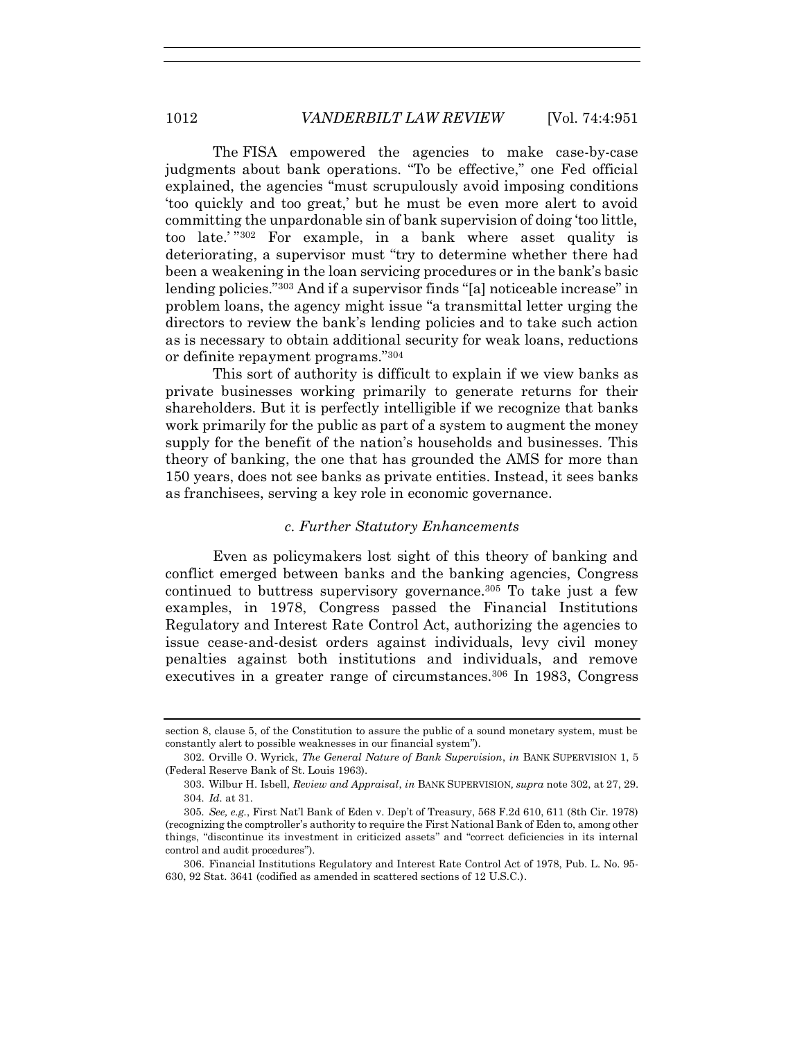The FISA empowered the agencies to make case-by-case judgments about bank operations. "To be effective," one Fed official explained, the agencies "must scrupulously avoid imposing conditions 'too quickly and too great,' but he must be even more alert to avoid committing the unpardonable sin of bank supervision of doing 'too little, too late.' "[302] For example, in a bank where asset quality is deteriorating, a supervisor must "try to determine whether there had been a weakening in the loan servicing procedures or in the bank's basic lending policies."[303] And if a supervisor finds "[a] noticeable increase" in problem loans, the agency might issue "a transmittal letter urging the directors to review the bank's lending policies and to take such action as is necessary to obtain additional security for weak loans, reductions or definite repayment programs."[304]

This sort of authority is difficult to explain if we view banks as private businesses working primarily to generate returns for their shareholders. But it is perfectly intelligible if we recognize that banks work primarily for the public as part of a system to augment the money supply for the benefit of the nation's households and businesses. This theory of banking, the one that has grounded the AMS for more than 150 years, does not see banks as private entities. Instead, it sees banks as franchisees, serving a key role in economic governance.

#### *c. Further Statutory Enhancements*

Even as policymakers lost sight of this theory of banking and conflict emerged between banks and the banking agencies, Congress continued to buttress supervisory governance.[305] To take just a few examples, in 1978, Congress passed the Financial Institutions Regulatory and Interest Rate Control Act, authorizing the agencies to issue cease-and-desist orders against individuals, levy civil money penalties against both institutions and individuals, and remove executives in a greater range of circumstances.[306] In 1983, Congress

---

section 8, clause 5, of the Constitution to assure the public of a sound monetary system, must be constantly alert to possible weaknesses in our financial system").

302. Orville O. Wyrick, *The General Nature of Bank Supervision*, *in* BANK SUPERVISION 1, 5 (Federal Reserve Bank of St. Louis 1963).

303. Wilbur H. Isbell, *Review and Appraisal*, *in* BANK SUPERVISION, *supra* note 302, at 27, 29.

304. *Id.* at 31.

305. *See, e.g.*, First Nat'l Bank of Eden v. Dep't of Treasury, 568 F.2d 610, 611 (8th Cir. 1978) (recognizing the comptroller's authority to require the First National Bank of Eden to, among other things, "discontinue its investment in criticized assets" and "correct deficiencies in its internal control and audit procedures").

306. Financial Institutions Regulatory and Interest Rate Control Act of 1978, Pub. L. No. 95-630, 92 Stat. 3641 (codified as amended in scattered sections of 12 U.S.C.).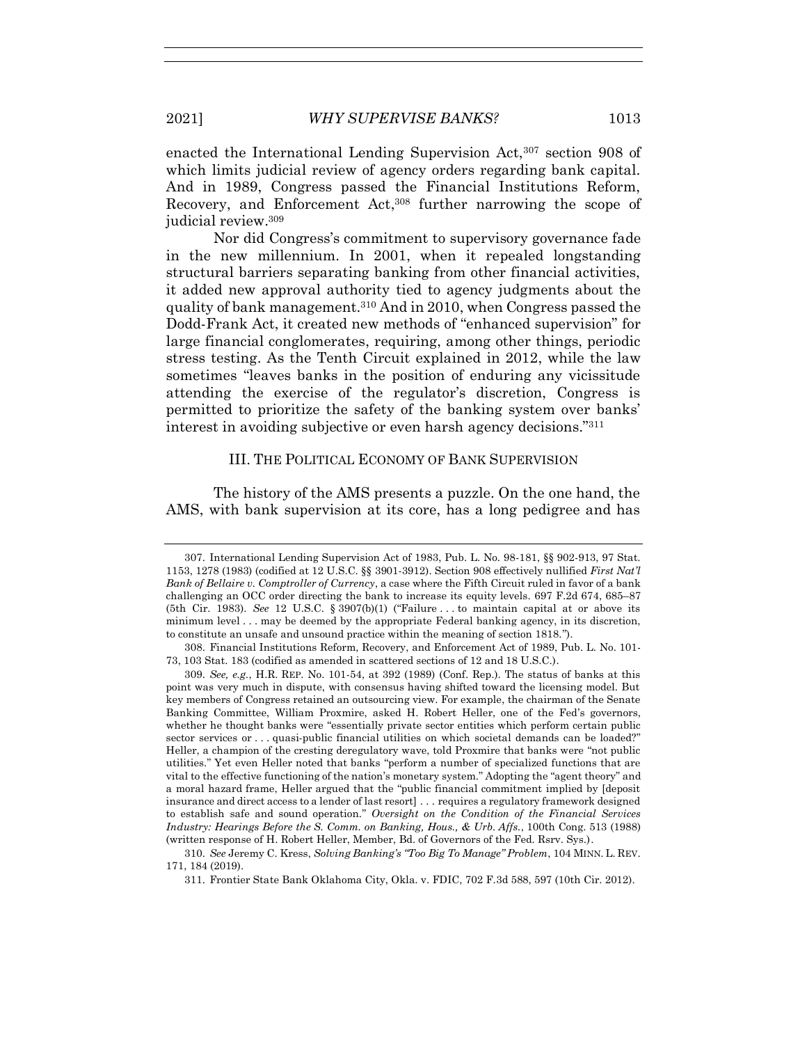enacted the International Lending Supervision Act,[307] section 908 of which limits judicial review of agency orders regarding bank capital. And in 1989, Congress passed the Financial Institutions Reform, Recovery, and Enforcement Act,[308] further narrowing the scope of judicial review.[309]

Nor did Congress's commitment to supervisory governance fade in the new millennium. In 2001, when it repealed longstanding structural barriers separating banking from other financial activities, it added new approval authority tied to agency judgments about the quality of bank management.[310] And in 2010, when Congress passed the Dodd-Frank Act, it created new methods of "enhanced supervision" for large financial conglomerates, requiring, among other things, periodic stress testing. As the Tenth Circuit explained in 2012, while the law sometimes "leaves banks in the position of enduring any vicissitude attending the exercise of the regulator's discretion, Congress is permitted to prioritize the safety of the banking system over banks' interest in avoiding subjective or even harsh agency decisions."[311]

## III. THE POLITICAL ECONOMY OF BANK SUPERVISION

The history of the AMS presents a puzzle. On the one hand, the AMS, with bank supervision at its core, has a long pedigree and has

---

307. International Lending Supervision Act of 1983, Pub. L. No. 98-181, §§ 902-913, 97 Stat. 1153, 1278 (1983) (codified at 12 U.S.C. §§ 3901-3912). Section 908 effectively nullified *First Nat'l Bank of Bellaire v. Comptroller of Currency*, a case where the Fifth Circuit ruled in favor of a bank challenging an OCC order directing the bank to increase its equity levels. 697 F.2d 674, 685–87 (5th Cir. 1983). *See* 12 U.S.C. § 3907(b)(1) ("Failure . . . to maintain capital at or above its minimum level . . . may be deemed by the appropriate Federal banking agency, in its discretion, to constitute an unsafe and unsound practice within the meaning of section 1818.").

308. Financial Institutions Reform, Recovery, and Enforcement Act of 1989, Pub. L. No. 101-73, 103 Stat. 183 (codified as amended in scattered sections of 12 and 18 U.S.C.).

309. *See, e.g.*, H.R. REP. No. 101-54, at 392 (1989) (Conf. Rep.). The status of banks at this point was very much in dispute, with consensus having shifted toward the licensing model. But key members of Congress retained an outsourcing view. For example, the chairman of the Senate Banking Committee, William Proxmire, asked H. Robert Heller, one of the Fed's governors, whether he thought banks were "essentially private sector entities which perform certain public sector services or . . . quasi-public financial utilities on which societal demands can be loaded?" Heller, a champion of the cresting deregulatory wave, told Proxmire that banks were "not public utilities." Yet even Heller noted that banks "perform a number of specialized functions that are vital to the effective functioning of the nation's monetary system." Adopting the "agent theory" and a moral hazard frame, Heller argued that the "public financial commitment implied by [deposit insurance and direct access to a lender of last resort] . . . requires a regulatory framework designed to establish safe and sound operation." *Oversight on the Condition of the Financial Services Industry: Hearings Before the S. Comm. on Banking, Hous., & Urb. Affs.*, 100th Cong. 513 (1988) (written response of H. Robert Heller, Member, Bd. of Governors of the Fed. Rsrv. Sys.).

310. *See* Jeremy C. Kress, *Solving Banking's "Too Big To Manage" Problem*, 104 MINN. L. REV. 171, 184 (2019).

311. Frontier State Bank Oklahoma City, Okla. v. FDIC, 702 F.3d 588, 597 (10th Cir. 2012).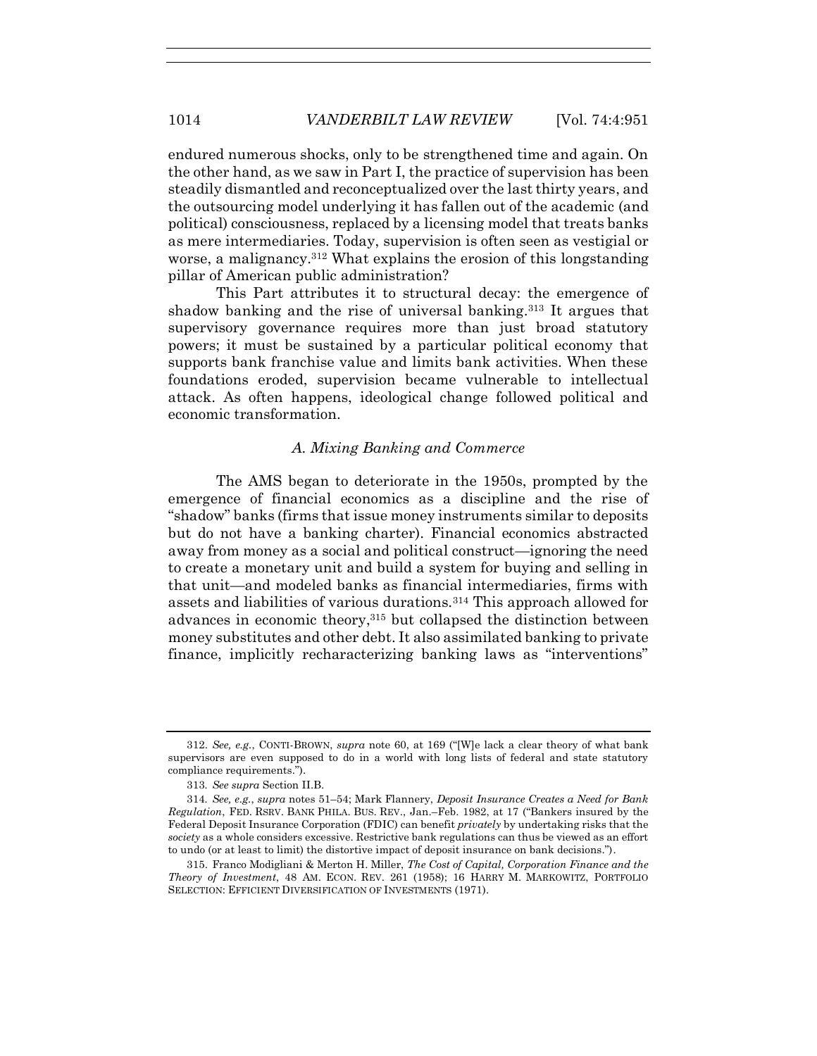endured numerous shocks, only to be strengthened time and again. On the other hand, as we saw in Part I, the practice of supervision has been steadily dismantled and reconceptualized over the last thirty years, and the outsourcing model underlying it has fallen out of the academic (and political) consciousness, replaced by a licensing model that treats banks as mere intermediaries. Today, supervision is often seen as vestigial or worse, a malignancy.[312] What explains the erosion of this longstanding pillar of American public administration?

This Part attributes it to structural decay: the emergence of shadow banking and the rise of universal banking.[313] It argues that supervisory governance requires more than just broad statutory powers; it must be sustained by a particular political economy that supports bank franchise value and limits bank activities. When these foundations eroded, supervision became vulnerable to intellectual attack. As often happens, ideological change followed political and economic transformation.

### *A. Mixing Banking and Commerce*

The AMS began to deteriorate in the 1950s, prompted by the emergence of financial economics as a discipline and the rise of "shadow" banks (firms that issue money instruments similar to deposits but do not have a banking charter). Financial economics abstracted away from money as a social and political construct—ignoring the need to create a monetary unit and build a system for buying and selling in that unit—and modeled banks as financial intermediaries, firms with assets and liabilities of various durations.[314] This approach allowed for advances in economic theory,[315] but collapsed the distinction between money substitutes and other debt. It also assimilated banking to private finance, implicitly recharacterizing banking laws as "interventions"

---

312. *See, e.g.*, CONTI-BROWN, *supra* note 60, at 169 ("[W]e lack a clear theory of what bank supervisors are even supposed to do in a world with long lists of federal and state statutory compliance requirements.").

313. *See supra* Section II.B.

314. *See, e.g.*, *supra* notes 51–54; Mark Flannery, *Deposit Insurance Creates a Need for Bank Regulation*, FED. RSRV. BANK PHILA. BUS. REV., Jan.–Feb. 1982, at 17 ("Bankers insured by the Federal Deposit Insurance Corporation (FDIC) can benefit *privately* by undertaking risks that the *society* as a whole considers excessive. Restrictive bank regulations can thus be viewed as an effort to undo (or at least to limit) the distortive impact of deposit insurance on bank decisions.").

315. Franco Modigliani & Merton H. Miller, *The Cost of Capital, Corporation Finance and the Theory of Investment*, 48 AM. ECON. REV. 261 (1958); 16 HARRY M. MARKOWITZ, PORTFOLIO SELECTION: EFFICIENT DIVERSIFICATION OF INVESTMENTS (1971).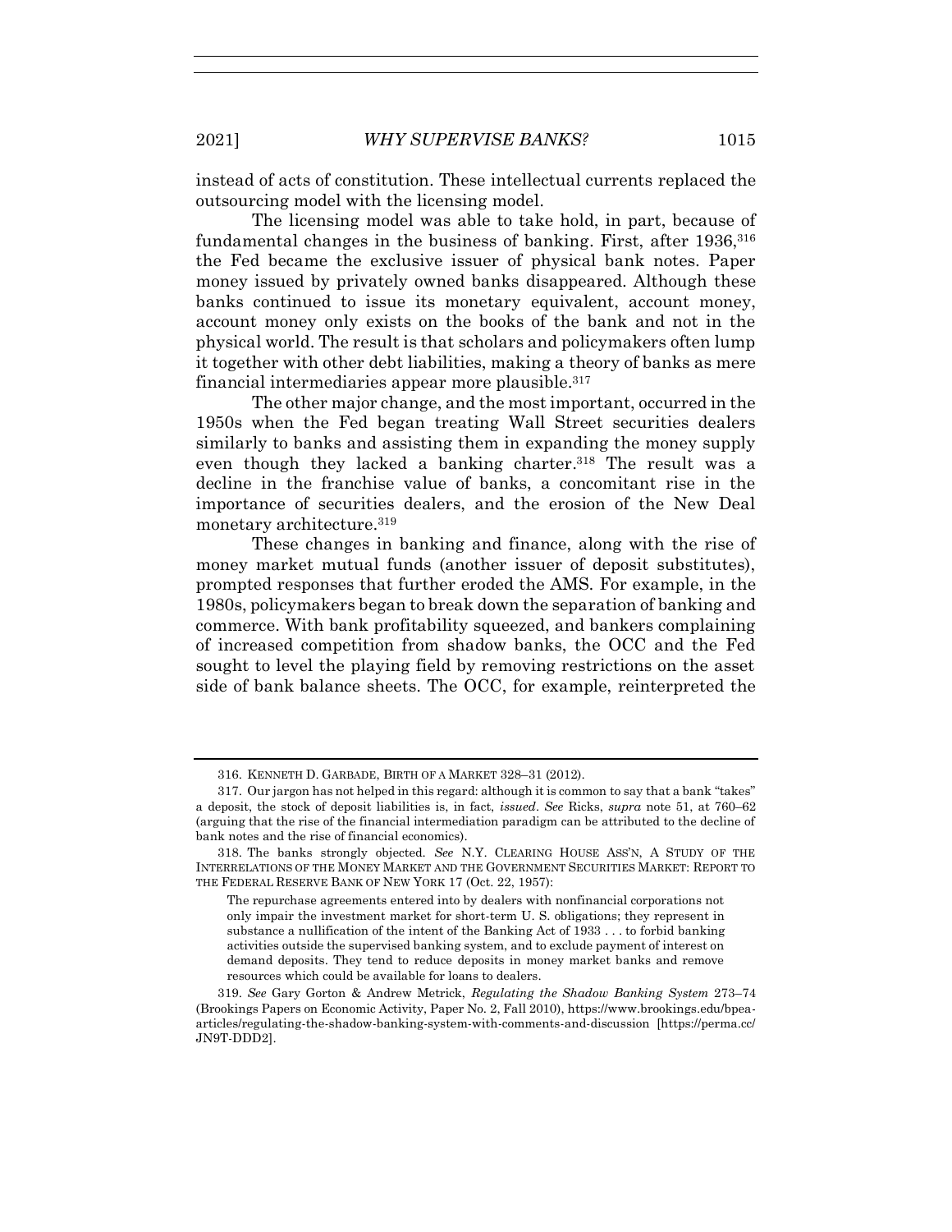instead of acts of constitution. These intellectual currents replaced the outsourcing model with the licensing model.

The licensing model was able to take hold, in part, because of fundamental changes in the business of banking. First, after 1936,[316] the Fed became the exclusive issuer of physical bank notes. Paper money issued by privately owned banks disappeared. Although these banks continued to issue its monetary equivalent, account money, account money only exists on the books of the bank and not in the physical world. The result is that scholars and policymakers often lump it together with other debt liabilities, making a theory of banks as mere financial intermediaries appear more plausible.[317]

The other major change, and the most important, occurred in the 1950s when the Fed began treating Wall Street securities dealers similarly to banks and assisting them in expanding the money supply even though they lacked a banking charter.[318] The result was a decline in the franchise value of banks, a concomitant rise in the importance of securities dealers, and the erosion of the New Deal monetary architecture.[319]

These changes in banking and finance, along with the rise of money market mutual funds (another issuer of deposit substitutes), prompted responses that further eroded the AMS. For example, in the 1980s, policymakers began to break down the separation of banking and commerce. With bank profitability squeezed, and bankers complaining of increased competition from shadow banks, the OCC and the Fed sought to level the playing field by removing restrictions on the asset side of bank balance sheets. The OCC, for example, reinterpreted the

---

316. KENNETH D. GARBADE, BIRTH OF A MARKET 328–31 (2012).

317. Our jargon has not helped in this regard: although it is common to say that a bank "takes" a deposit, the stock of deposit liabilities is, in fact, *issued*. *See* Ricks, *supra* note 51, at 760–62 (arguing that the rise of the financial intermediation paradigm can be attributed to the decline of bank notes and the rise of financial economics).

318. The banks strongly objected. *See* N.Y. CLEARING HOUSE ASS'N, A STUDY OF THE INTERRELATIONS OF THE MONEY MARKET AND THE GOVERNMENT SECURITIES MARKET: REPORT TO THE FEDERAL RESERVE BANK OF NEW YORK 17 (Oct. 22, 1957):

> The repurchase agreements entered into by dealers with nonfinancial corporations not only impair the investment market for short-term U. S. obligations; they represent in substance a nullification of the intent of the Banking Act of 1933 . . . to forbid banking activities outside the supervised banking system, and to exclude payment of interest on demand deposits. They tend to reduce deposits in money market banks and remove resources which could be available for loans to dealers.

319. *See* Gary Gorton & Andrew Metrick, *Regulating the Shadow Banking System* 273–74 (Brookings Papers on Economic Activity, Paper No. 2, Fall 2010), https://www.brookings.edu/bpea-articles/regulating-the-shadow-banking-system-with-comments-and-discussion [https://perma.cc/JN9T-DDD2].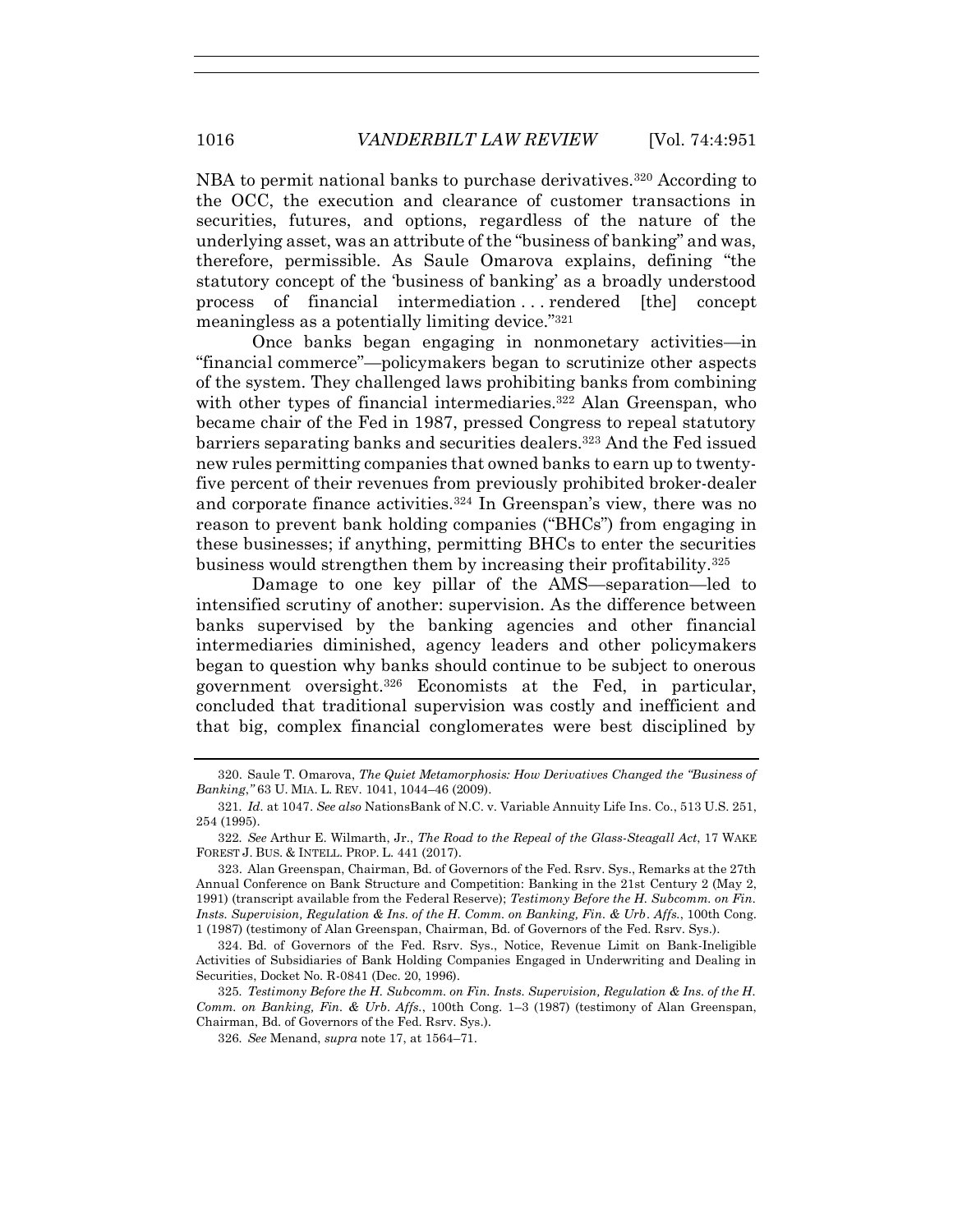NBA to permit national banks to purchase derivatives.[320] According to the OCC, the execution and clearance of customer transactions in securities, futures, and options, regardless of the nature of the underlying asset, was an attribute of the "business of banking" and was, therefore, permissible. As Saule Omarova explains, defining "the statutory concept of the 'business of banking' as a broadly understood process of financial intermediation . . . rendered [the] concept meaningless as a potentially limiting device."[321]

Once banks began engaging in nonmonetary activities—in "financial commerce"—policymakers began to scrutinize other aspects of the system. They challenged laws prohibiting banks from combining with other types of financial intermediaries.[322] Alan Greenspan, who became chair of the Fed in 1987, pressed Congress to repeal statutory barriers separating banks and securities dealers.[323] And the Fed issued new rules permitting companies that owned banks to earn up to twenty-five percent of their revenues from previously prohibited broker-dealer and corporate finance activities.[324] In Greenspan's view, there was no reason to prevent bank holding companies ("BHCs") from engaging in these businesses; if anything, permitting BHCs to enter the securities business would strengthen them by increasing their profitability.[325]

Damage to one key pillar of the AMS—separation—led to intensified scrutiny of another: supervision. As the difference between banks supervised by the banking agencies and other financial intermediaries diminished, agency leaders and other policymakers began to question why banks should continue to be subject to onerous government oversight.[326] Economists at the Fed, in particular, concluded that traditional supervision was costly and inefficient and that big, complex financial conglomerates were best disciplined by

---

320. Saule T. Omarova, *The Quiet Metamorphosis: How Derivatives Changed the "Business of Banking,"* 63 U. MIA. L. REV. 1041, 1044–46 (2009).

321. *Id.* at 1047. *See also* NationsBank of N.C. v. Variable Annuity Life Ins. Co., 513 U.S. 251, 254 (1995).

322. *See* Arthur E. Wilmarth, Jr., *The Road to the Repeal of the Glass-Steagall Act*, 17 WAKE FOREST J. BUS. & INTELL. PROP. L. 441 (2017).

323. Alan Greenspan, Chairman, Bd. of Governors of the Fed. Rsrv. Sys., Remarks at the 27th Annual Conference on Bank Structure and Competition: Banking in the 21st Century 2 (May 2, 1991) (transcript available from the Federal Reserve); *Testimony Before the H. Subcomm. on Fin. Insts. Supervision, Regulation & Ins. of the H. Comm. on Banking, Fin. & Urb. Affs.*, 100th Cong. 1 (1987) (testimony of Alan Greenspan, Chairman, Bd. of Governors of the Fed. Rsrv. Sys.).

324. Bd. of Governors of the Fed. Rsrv. Sys., Notice, Revenue Limit on Bank-Ineligible Activities of Subsidiaries of Bank Holding Companies Engaged in Underwriting and Dealing in Securities, Docket No. R-0841 (Dec. 20, 1996).

325. *Testimony Before the H. Subcomm. on Fin. Insts. Supervision, Regulation & Ins. of the H. Comm. on Banking, Fin. & Urb. Affs.*, 100th Cong. 1–3 (1987) (testimony of Alan Greenspan, Chairman, Bd. of Governors of the Fed. Rsrv. Sys.).

326. *See* Menand, *supra* note 17, at 1564–71.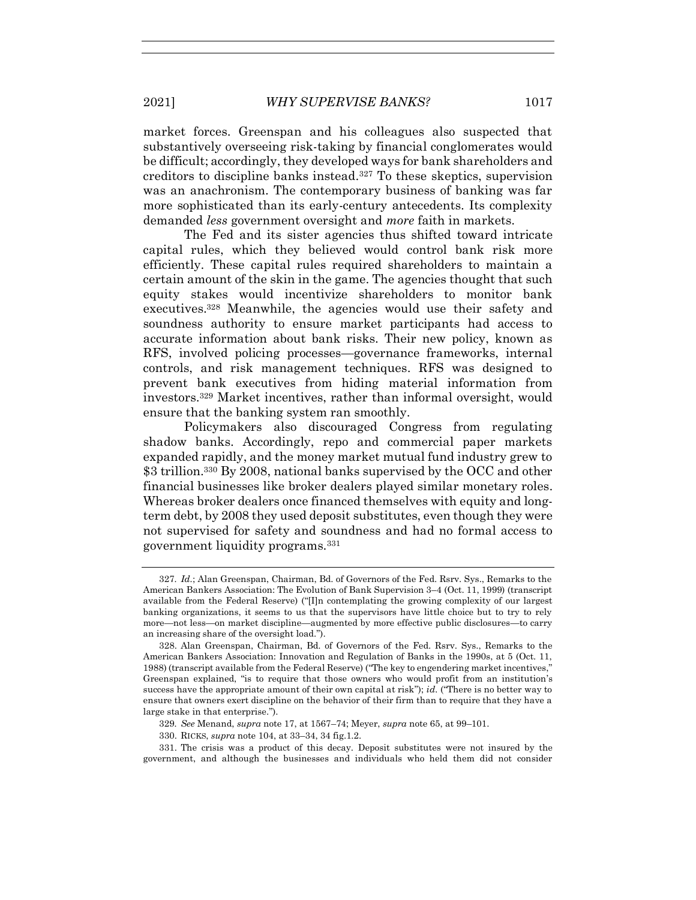market forces. Greenspan and his colleagues also suspected that substantively overseeing risk-taking by financial conglomerates would be difficult; accordingly, they developed ways for bank shareholders and creditors to discipline banks instead.[327] To these skeptics, supervision was an anachronism. The contemporary business of banking was far more sophisticated than its early-century antecedents. Its complexity demanded *less* government oversight and *more* faith in markets.

The Fed and its sister agencies thus shifted toward intricate capital rules, which they believed would control bank risk more efficiently. These capital rules required shareholders to maintain a certain amount of the skin in the game. The agencies thought that such equity stakes would incentivize shareholders to monitor bank executives.[328] Meanwhile, the agencies would use their safety and soundness authority to ensure market participants had access to accurate information about bank risks. Their new policy, known as RFS, involved policing processes—governance frameworks, internal controls, and risk management techniques. RFS was designed to prevent bank executives from hiding material information from investors.[329] Market incentives, rather than informal oversight, would ensure that the banking system ran smoothly.

Policymakers also discouraged Congress from regulating shadow banks. Accordingly, repo and commercial paper markets expanded rapidly, and the money market mutual fund industry grew to $3 trillion.[330] By 2008, national banks supervised by the OCC and other financial businesses like broker dealers played similar monetary roles. Whereas broker dealers once financed themselves with equity and long-term debt, by 2008 they used deposit substitutes, even though they were not supervised for safety and soundness and had no formal access to government liquidity programs.[331]

---

327. *Id.*; Alan Greenspan, Chairman, Bd. of Governors of the Fed. Rsrv. Sys., Remarks to the American Bankers Association: The Evolution of Bank Supervision 3–4 (Oct. 11, 1999) (transcript available from the Federal Reserve) ("[I]n contemplating the growing complexity of our largest banking organizations, it seems to us that the supervisors have little choice but to try to rely more—not less—on market discipline—augmented by more effective public disclosures—to carry an increasing share of the oversight load.").

328. Alan Greenspan, Chairman, Bd. of Governors of the Fed. Rsrv. Sys., Remarks to the American Bankers Association: Innovation and Regulation of Banks in the 1990s, at 5 (Oct. 11, 1988) (transcript available from the Federal Reserve) ("The key to engendering market incentives," Greenspan explained, "is to require that those owners who would profit from an institution's success have the appropriate amount of their own capital at risk"); *id.* ("There is no better way to ensure that owners exert discipline on the behavior of their firm than to require that they have a large stake in that enterprise.").

329. *See* Menand, *supra* note 17, at 1567–74; Meyer, *supra* note 65, at 99–101.

330. RICKS, *supra* note 104, at 33–34, 34 fig.1.2.

331. The crisis was a product of this decay. Deposit substitutes were not insured by the government, and although the businesses and individuals who held them did not consider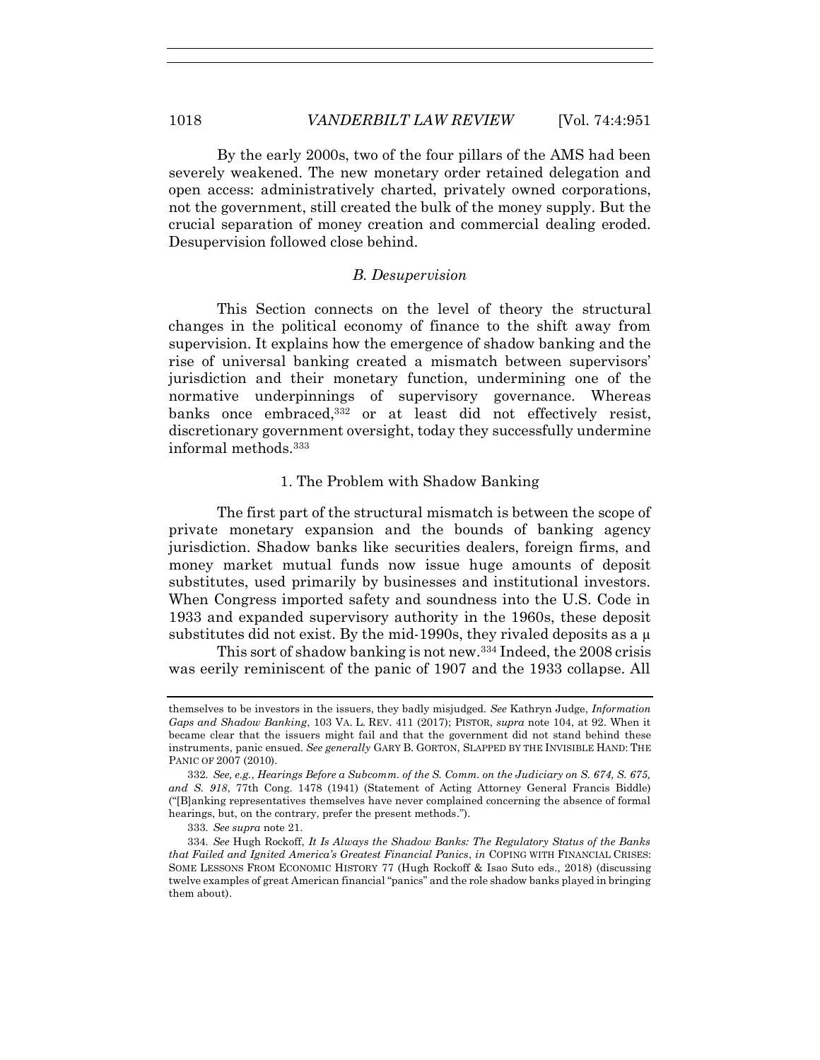By the early 2000s, two of the four pillars of the AMS had been severely weakened. The new monetary order retained delegation and open access: administratively charted, privately owned corporations, not the government, still created the bulk of the money supply. But the crucial separation of money creation and commercial dealing eroded. Desupervision followed close behind.

### *B. Desupervision*

This Section connects on the level of theory the structural changes in the political economy of finance to the shift away from supervision. It explains how the emergence of shadow banking and the rise of universal banking created a mismatch between supervisors' jurisdiction and their monetary function, undermining one of the normative underpinnings of supervisory governance. Whereas banks once embraced,[332] or at least did not effectively resist, discretionary government oversight, today they successfully undermine informal methods.[333]

#### 1. The Problem with Shadow Banking

The first part of the structural mismatch is between the scope of private monetary expansion and the bounds of banking agency jurisdiction. Shadow banks like securities dealers, foreign firms, and money market mutual funds now issue huge amounts of deposit substitutes, used primarily by businesses and institutional investors. When Congress imported safety and soundness into the U.S. Code in 1933 and expanded supervisory authority in the 1960s, these deposit substitutes did not exist. By the mid-1990s, they rivaled deposits as a µ

This sort of shadow banking is not new.[334] Indeed, the 2008 crisis was eerily reminiscent of the panic of 1907 and the 1933 collapse. All

---

themselves to be investors in the issuers, they badly misjudged. *See* Kathryn Judge, *Information Gaps and Shadow Banking*, 103 VA. L. REV. 411 (2017); PISTOR, *supra* note 104, at 92. When it became clear that the issuers might fail and that the government did not stand behind these instruments, panic ensued. *See generally* GARY B. GORTON, SLAPPED BY THE INVISIBLE HAND: THE PANIC OF 2007 (2010).

332. *See, e.g.*, *Hearings Before a Subcomm. of the S. Comm. on the Judiciary on S. 674, S. 675, and S. 918*, 77th Cong. 1478 (1941) (Statement of Acting Attorney General Francis Biddle) ("[B]anking representatives themselves have never complained concerning the absence of formal hearings, but, on the contrary, prefer the present methods.").

333. *See supra* note 21.

334. *See* Hugh Rockoff, *It Is Always the Shadow Banks: The Regulatory Status of the Banks that Failed and Ignited America's Greatest Financial Panics*, *in* COPING WITH FINANCIAL CRISES: SOME LESSONS FROM ECONOMIC HISTORY 77 (Hugh Rockoff & Isao Suto eds., 2018) (discussing twelve examples of great American financial "panics" and the role shadow banks played in bringing them about).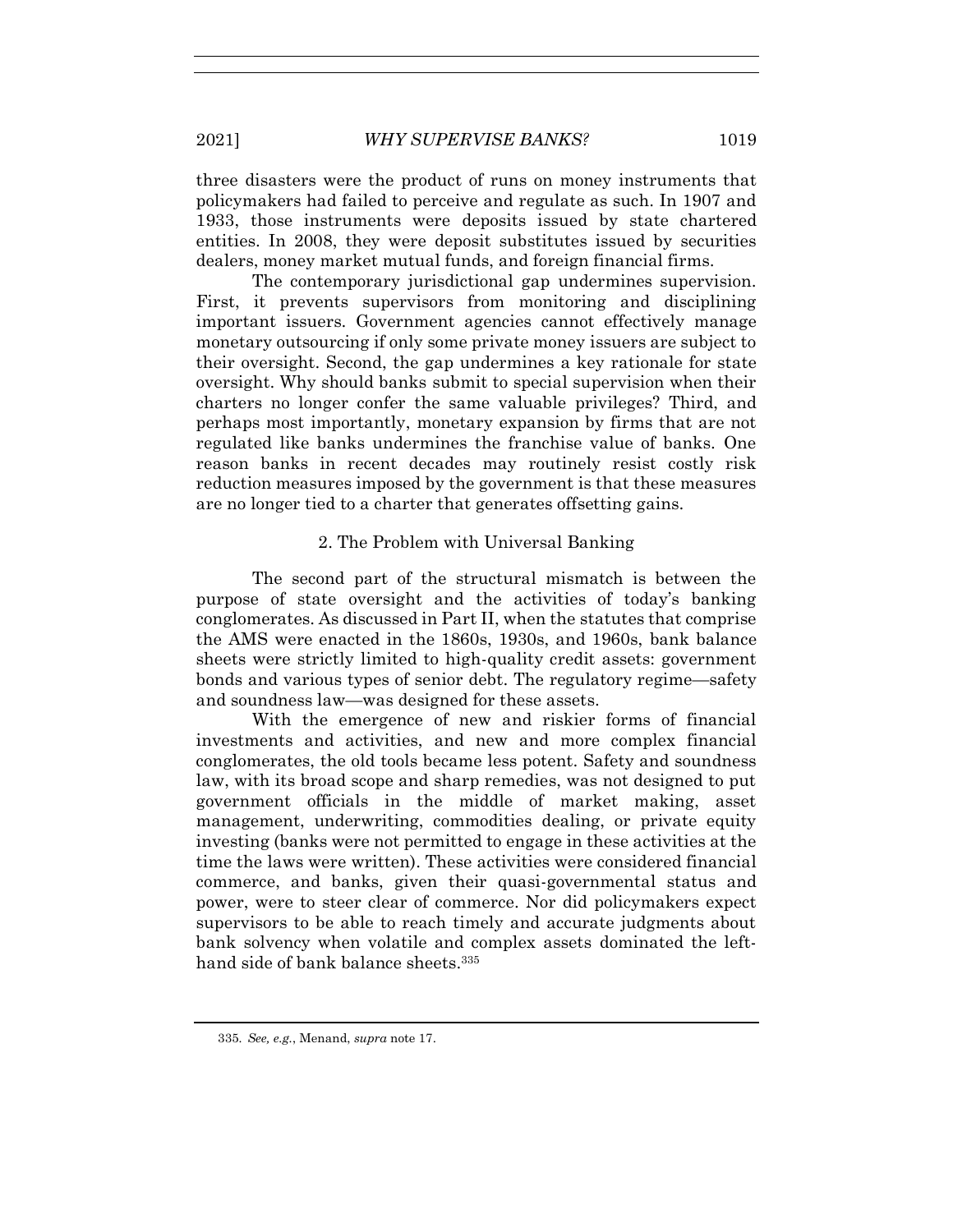three disasters were the product of runs on money instruments that policymakers had failed to perceive and regulate as such. In 1907 and 1933, those instruments were deposits issued by state chartered entities. In 2008, they were deposit substitutes issued by securities dealers, money market mutual funds, and foreign financial firms.

The contemporary jurisdictional gap undermines supervision. First, it prevents supervisors from monitoring and disciplining important issuers. Government agencies cannot effectively manage monetary outsourcing if only some private money issuers are subject to their oversight. Second, the gap undermines a key rationale for state oversight. Why should banks submit to special supervision when their charters no longer confer the same valuable privileges? Third, and perhaps most importantly, monetary expansion by firms that are not regulated like banks undermines the franchise value of banks. One reason banks in recent decades may routinely resist costly risk reduction measures imposed by the government is that these measures are no longer tied to a charter that generates offsetting gains.

### 2. The Problem with Universal Banking

The second part of the structural mismatch is between the purpose of state oversight and the activities of today's banking conglomerates. As discussed in Part II, when the statutes that comprise the AMS were enacted in the 1860s, 1930s, and 1960s, bank balance sheets were strictly limited to high-quality credit assets: government bonds and various types of senior debt. The regulatory regime—safety and soundness law—was designed for these assets.

With the emergence of new and riskier forms of financial investments and activities, and new and more complex financial conglomerates, the old tools became less potent. Safety and soundness law, with its broad scope and sharp remedies, was not designed to put government officials in the middle of market making, asset management, underwriting, commodities dealing, or private equity investing (banks were not permitted to engage in these activities at the time the laws were written). These activities were considered financial commerce, and banks, given their quasi-governmental status and power, were to steer clear of commerce. Nor did policymakers expect supervisors to be able to reach timely and accurate judgments about bank solvency when volatile and complex assets dominated the left-hand side of bank balance sheets.[335]

---

335. *See, e.g.*, Menand, *supra* note 17.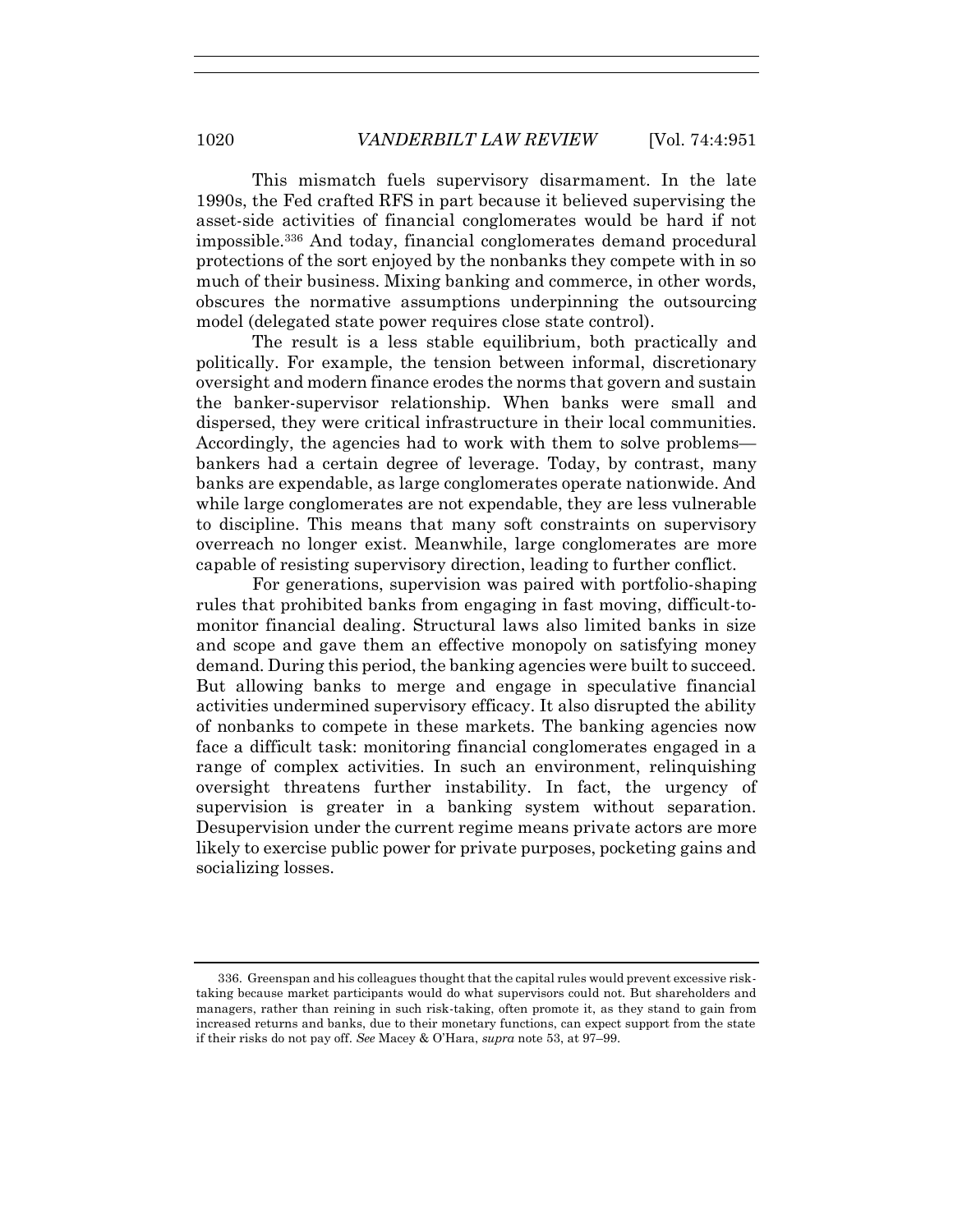This mismatch fuels supervisory disarmament. In the late 1990s, the Fed crafted RFS in part because it believed supervising the asset-side activities of financial conglomerates would be hard if not impossible.[336] And today, financial conglomerates demand procedural protections of the sort enjoyed by the nonbanks they compete with in so much of their business. Mixing banking and commerce, in other words, obscures the normative assumptions underpinning the outsourcing model (delegated state power requires close state control).

The result is a less stable equilibrium, both practically and politically. For example, the tension between informal, discretionary oversight and modern finance erodes the norms that govern and sustain the banker-supervisor relationship. When banks were small and dispersed, they were critical infrastructure in their local communities. Accordingly, the agencies had to work with them to solve problems—bankers had a certain degree of leverage. Today, by contrast, many banks are expendable, as large conglomerates operate nationwide. And while large conglomerates are not expendable, they are less vulnerable to discipline. This means that many soft constraints on supervisory overreach no longer exist. Meanwhile, large conglomerates are more capable of resisting supervisory direction, leading to further conflict.

For generations, supervision was paired with portfolio-shaping rules that prohibited banks from engaging in fast moving, difficult-to-monitor financial dealing. Structural laws also limited banks in size and scope and gave them an effective monopoly on satisfying money demand. During this period, the banking agencies were built to succeed. But allowing banks to merge and engage in speculative financial activities undermined supervisory efficacy. It also disrupted the ability of nonbanks to compete in these markets. The banking agencies now face a difficult task: monitoring financial conglomerates engaged in a range of complex activities. In such an environment, relinquishing oversight threatens further instability. In fact, the urgency of supervision is greater in a banking system without separation. Desupervision under the current regime means private actors are more likely to exercise public power for private purposes, pocketing gains and socializing losses.

---

336. Greenspan and his colleagues thought that the capital rules would prevent excessive risk-taking because market participants would do what supervisors could not. But shareholders and managers, rather than reining in such risk-taking, often promote it, as they stand to gain from increased returns and banks, due to their monetary functions, can expect support from the state if their risks do not pay off. *See* Macey & O'Hara, *supra* note 53, at 97–99.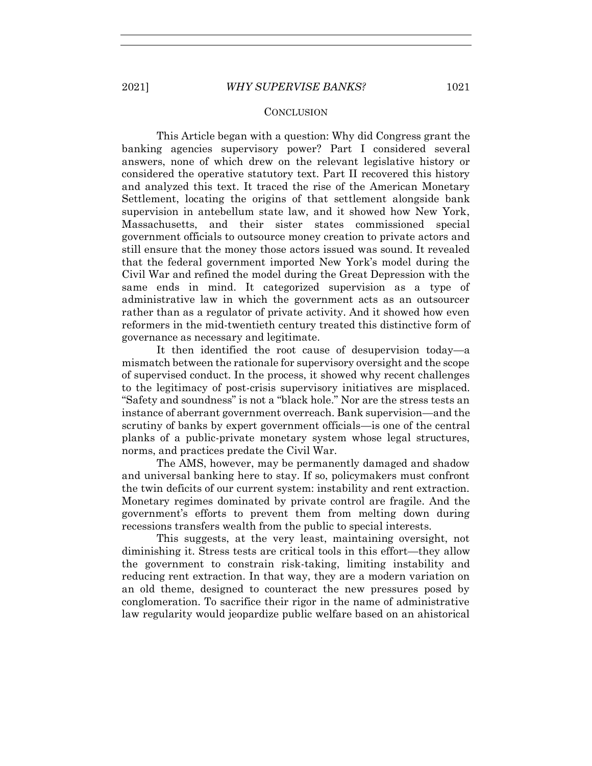## CONCLUSION

This Article began with a question: Why did Congress grant the banking agencies supervisory power? Part I considered several answers, none of which drew on the relevant legislative history or considered the operative statutory text. Part II recovered this history and analyzed this text. It traced the rise of the American Monetary Settlement, locating the origins of that settlement alongside bank supervision in antebellum state law, and it showed how New York, Massachusetts, and their sister states commissioned special government officials to outsource money creation to private actors and still ensure that the money those actors issued was sound. It revealed that the federal government imported New York's model during the Civil War and refined the model during the Great Depression with the same ends in mind. It categorized supervision as a type of administrative law in which the government acts as an outsourcer rather than as a regulator of private activity. And it showed how even reformers in the mid-twentieth century treated this distinctive form of governance as necessary and legitimate.

It then identified the root cause of desupervision today—a mismatch between the rationale for supervisory oversight and the scope of supervised conduct. In the process, it showed why recent challenges to the legitimacy of post-crisis supervisory initiatives are misplaced. "Safety and soundness" is not a "black hole." Nor are the stress tests an instance of aberrant government overreach. Bank supervision—and the scrutiny of banks by expert government officials—is one of the central planks of a public-private monetary system whose legal structures, norms, and practices predate the Civil War.

The AMS, however, may be permanently damaged and shadow and universal banking here to stay. If so, policymakers must confront the twin deficits of our current system: instability and rent extraction. Monetary regimes dominated by private control are fragile. And the government's efforts to prevent them from melting down during recessions transfers wealth from the public to special interests.

This suggests, at the very least, maintaining oversight, not diminishing it. Stress tests are critical tools in this effort—they allow the government to constrain risk-taking, limiting instability and reducing rent extraction. In that way, they are a modern variation on an old theme, designed to counteract the new pressures posed by conglomeration. To sacrifice their rigor in the name of administrative law regularity would jeopardize public welfare based on an ahistorical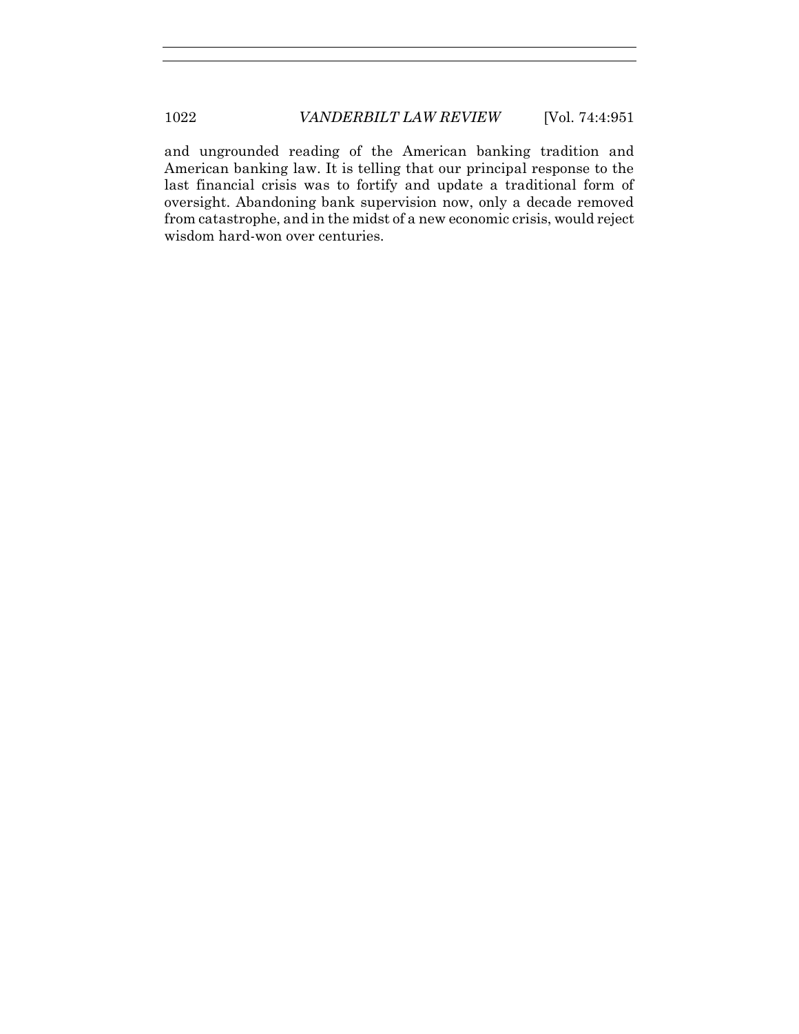and ungrounded reading of the American banking tradition and American banking law. It is telling that our principal response to the last financial crisis was to fortify and update a traditional form of oversight. Abandoning bank supervision now, only a decade removed from catastrophe, and in the midst of a new economic crisis, would reject wisdom hard-won over centuries.